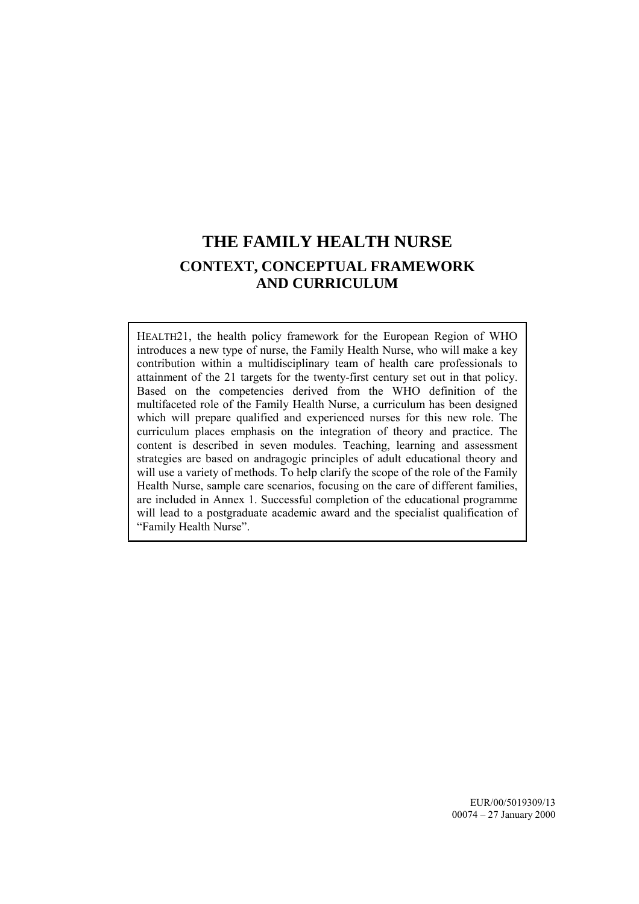# THE FAMILY HEALTH NURSE

## CONTEXT, CONCEPTUAL FRAMEWORK AND CURRICULUM

HEALTH21, the health policy framework for the European Region of WHO introduces a new type of nurse, the Family Health Nurse, who will make a key contribution within a multidisciplinary team of health care professionals to attainment of the 21 targets for the twenty-first century set out in that policy. Based on the competencies derived from the WHO definition of the multifaceted role of the Family Health Nurse, a curriculum has been designed which will prepare qualified and experienced nurses for this new role. The curriculum places emphasis on the integration of theory and practice. The content is described in seven modules. Teaching, learning and assessment strategies are based on andragogic principles of adult educational theory and will use a variety of methods. To help clarify the scope of the role of the Family Health Nurse, sample care scenarios, focusing on the care of different families, are included in Annex 1. Successful completion of the educational programme will lead to a postgraduate academic award and the specialist qualification of "Family Health Nurse".

EUR/00/5019309/13
00074 – 27 January 2000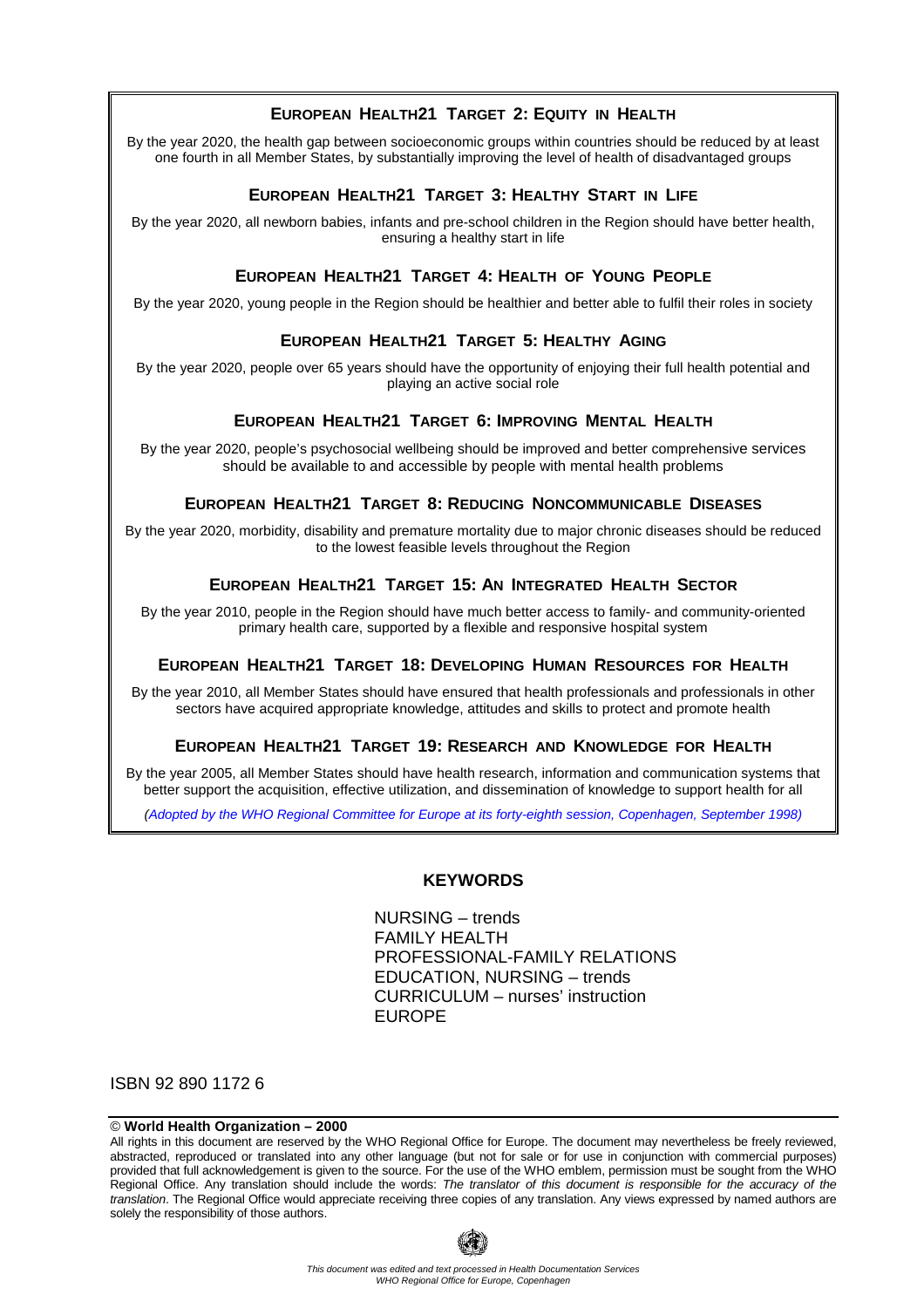### EUROPEAN HEALTH21 TARGET 2: EQUITY IN HEALTH

By the year 2020, the health gap between socioeconomic groups within countries should be reduced by at least one fourth in all Member States, by substantially improving the level of health of disadvantaged groups

### EUROPEAN HEALTH21 TARGET 3: HEALTHY START IN LIFE

By the year 2020, all newborn babies, infants and pre-school children in the Region should have better health, ensuring a healthy start in life

### EUROPEAN HEALTH21 TARGET 4: HEALTH OF YOUNG PEOPLE

By the year 2020, young people in the Region should be healthier and better able to fulfil their roles in society

### EUROPEAN HEALTH21 TARGET 5: HEALTHY AGING

By the year 2020, people over 65 years should have the opportunity of enjoying their full health potential and playing an active social role

### EUROPEAN HEALTH21 TARGET 6: IMPROVING MENTAL HEALTH

By the year 2020, people's psychosocial wellbeing should be improved and better comprehensive services should be available to and accessible by people with mental health problems

### EUROPEAN HEALTH21 TARGET 8: REDUCING NONCOMMUNICABLE DISEASES

By the year 2020, morbidity, disability and premature mortality due to major chronic diseases should be reduced to the lowest feasible levels throughout the Region

### EUROPEAN HEALTH21 TARGET 15: AN INTEGRATED HEALTH SECTOR

By the year 2010, people in the Region should have much better access to family- and community-oriented primary health care, supported by a flexible and responsive hospital system

### EUROPEAN HEALTH21 TARGET 18: DEVELOPING HUMAN RESOURCES FOR HEALTH

By the year 2010, all Member States should have ensured that health professionals and professionals in other sectors have acquired appropriate knowledge, attitudes and skills to protect and promote health

### EUROPEAN HEALTH21 TARGET 19: RESEARCH AND KNOWLEDGE FOR HEALTH

By the year 2005, all Member States should have health research, information and communication systems that better support the acquisition, effective utilization, and dissemination of knowledge to support health for all

*(Adopted by the WHO Regional Committee for Europe at its forty-eighth session, Copenhagen, September 1998)*

## KEYWORDS

NURSING – trends
FAMILY HEALTH
PROFESSIONAL-FAMILY RELATIONS
EDUCATION, NURSING – trends
CURRICULUM – nurses' instruction
EUROPE

ISBN 92 890 1172 6

© **World Health Organization – 2000**

All rights in this document are reserved by the WHO Regional Office for Europe. The document may nevertheless be freely reviewed, abstracted, reproduced or translated into any other language (but not for sale or for use in conjunction with commercial purposes) provided that full acknowledgement is given to the source. For the use of the WHO emblem, permission must be sought from the WHO Regional Office. Any translation should include the words: *The translator of this document is responsible for the accuracy of the translation*. The Regional Office would appreciate receiving three copies of any translation. Any views expressed by named authors are solely the responsibility of those authors.

*This document was edited and text processed in Health Documentation Services*
*WHO Regional Office for Europe, Copenhagen*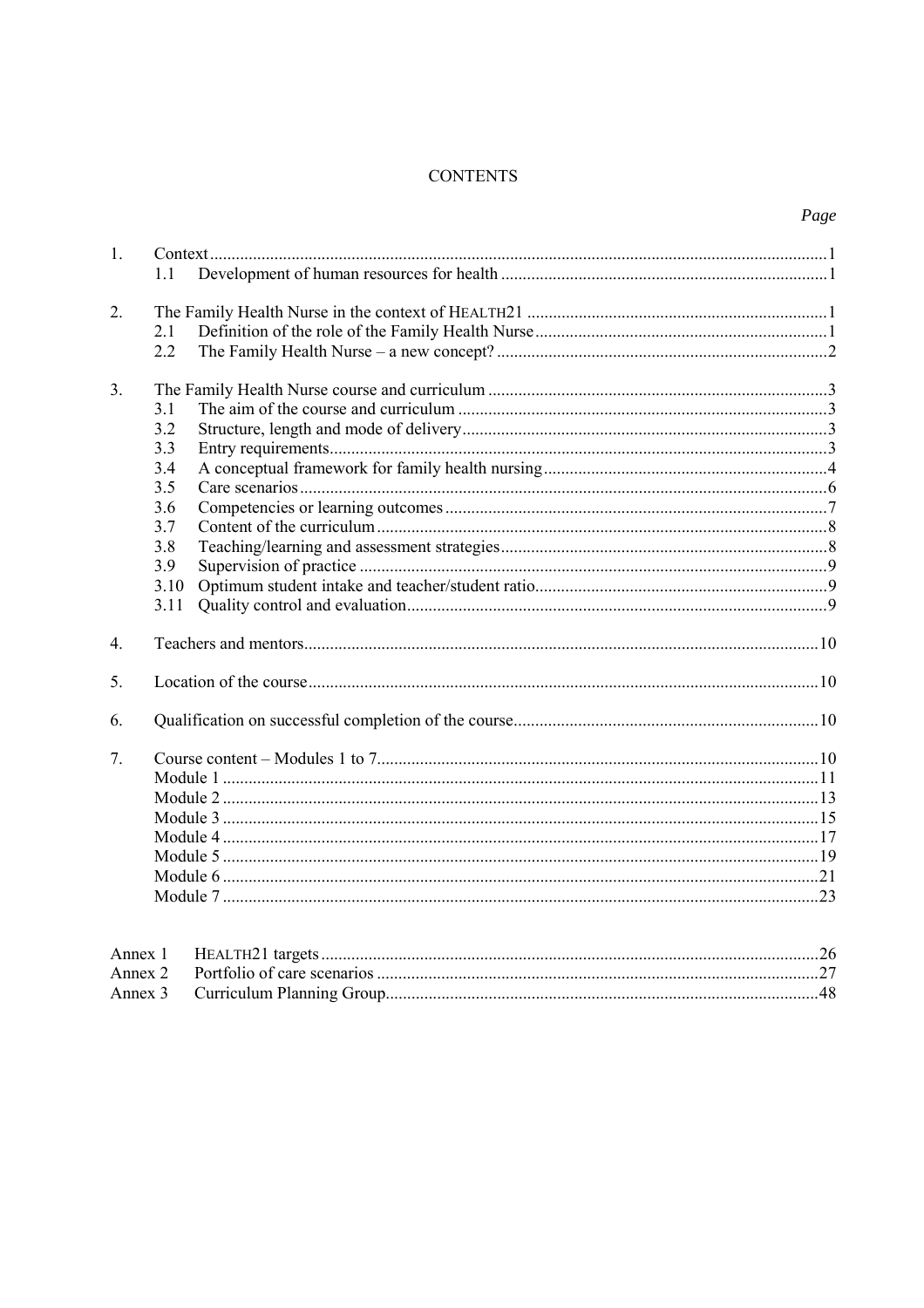# CONTENTS

| | | *Page* |
|---|---|---|
| 1. | Context | 1 |
| | 1.1 Development of human resources for health | 1 |
| 2. | The Family Health Nurse in the context of HEALTH21 | 1 |
| | 2.1 Definition of the role of the Family Health Nurse | 1 |
| | 2.2 The Family Health Nurse – a new concept? | 2 |
| 3. | The Family Health Nurse course and curriculum | 3 |
| | 3.1 The aim of the course and curriculum | 3 |
| | 3.2 Structure, length and mode of delivery | 3 |
| | 3.3 Entry requirements | 3 |
| | 3.4 A conceptual framework for family health nursing | 4 |
| | 3.5 Care scenarios | 6 |
| | 3.6 Competencies or learning outcomes | 7 |
| | 3.7 Content of the curriculum | 8 |
| | 3.8 Teaching/learning and assessment strategies | 8 |
| | 3.9 Supervision of practice | 9 |
| | 3.10 Optimum student intake and teacher/student ratio | 9 |
| | 3.11 Quality control and evaluation | 9 |
| 4. | Teachers and mentors | 10 |
| 5. | Location of the course | 10 |
| 6. | Qualification on successful completion of the course | 10 |
| 7. | Course content – Modules 1 to 7 | 10 |
| | Module 1 | 11 |
| | Module 2 | 13 |
| | Module 3 | 15 |
| | Module 4 | 17 |
| | Module 5 | 19 |
| | Module 6 | 21 |
| | Module 7 | 23 |
| Annex 1 | HEALTH21 targets | 26 |
| Annex 2 | Portfolio of care scenarios | 27 |
| Annex 3 | Curriculum Planning Group | 48 |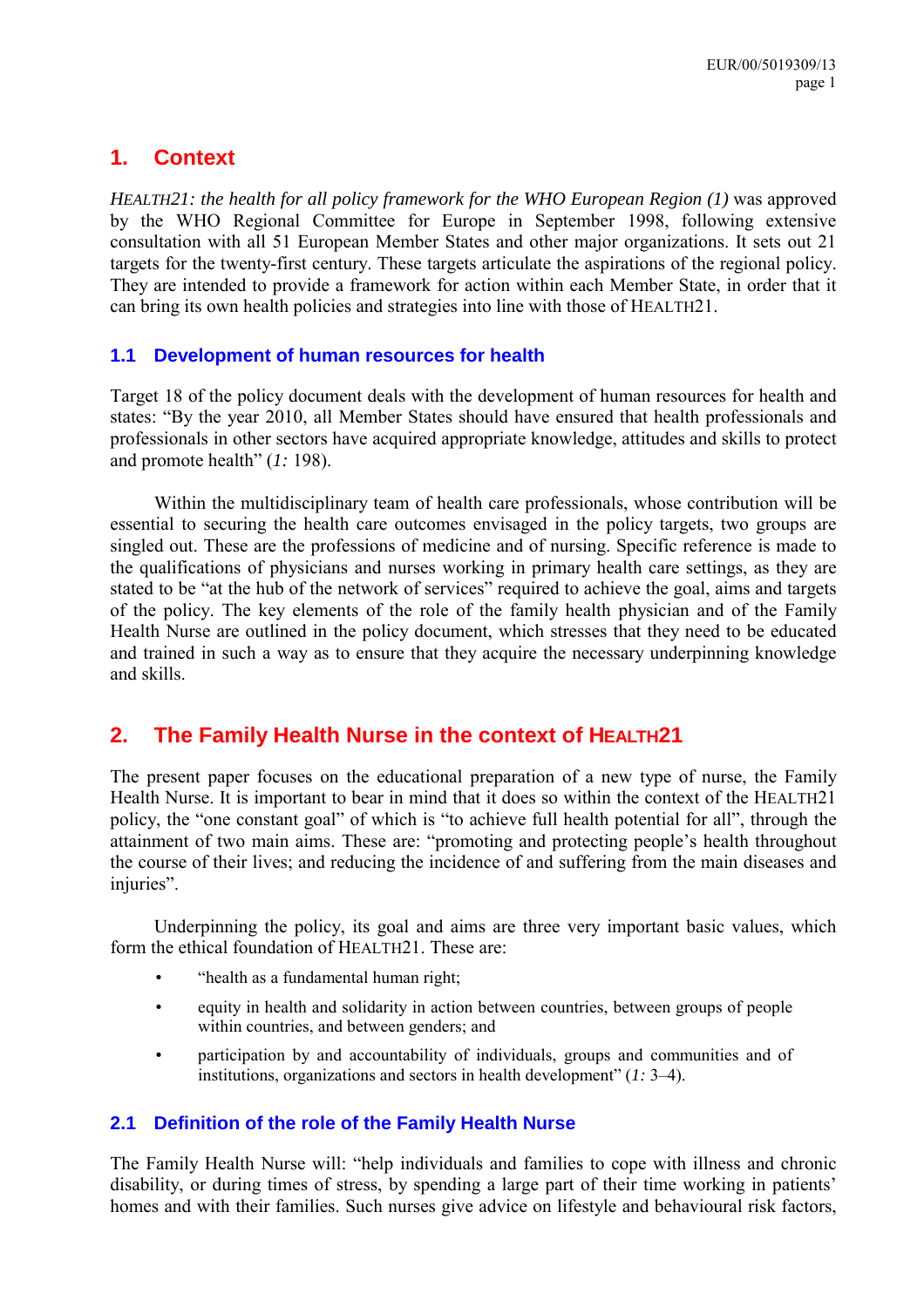# 1. Context

*HEALTH21: the health for all policy framework for the WHO European Region (1)* was approved by the WHO Regional Committee for Europe in September 1998, following extensive consultation with all 51 European Member States and other major organizations. It sets out 21 targets for the twenty-first century. These targets articulate the aspirations of the regional policy. They are intended to provide a framework for action within each Member State, in order that it can bring its own health policies and strategies into line with those of HEALTH21.

## 1.1 Development of human resources for health

Target 18 of the policy document deals with the development of human resources for health and states: "By the year 2010, all Member States should have ensured that health professionals and professionals in other sectors have acquired appropriate knowledge, attitudes and skills to protect and promote health" (*1:* 198).

Within the multidisciplinary team of health care professionals, whose contribution will be essential to securing the health care outcomes envisaged in the policy targets, two groups are singled out. These are the professions of medicine and of nursing. Specific reference is made to the qualifications of physicians and nurses working in primary health care settings, as they are stated to be "at the hub of the network of services" required to achieve the goal, aims and targets of the policy. The key elements of the role of the family health physician and of the Family Health Nurse are outlined in the policy document, which stresses that they need to be educated and trained in such a way as to ensure that they acquire the necessary underpinning knowledge and skills.

# 2. The Family Health Nurse in the context of HEALTH21

The present paper focuses on the educational preparation of a new type of nurse, the Family Health Nurse. It is important to bear in mind that it does so within the context of the HEALTH21 policy, the "one constant goal" of which is "to achieve full health potential for all", through the attainment of two main aims. These are: "promoting and protecting people's health throughout the course of their lives; and reducing the incidence of and suffering from the main diseases and injuries".

Underpinning the policy, its goal and aims are three very important basic values, which form the ethical foundation of HEALTH21. These are:

- "health as a fundamental human right;
- equity in health and solidarity in action between countries, between groups of people within countries, and between genders; and
- participation by and accountability of individuals, groups and communities and of institutions, organizations and sectors in health development" (*1:* 3–4).

## 2.1 Definition of the role of the Family Health Nurse

The Family Health Nurse will: "help individuals and families to cope with illness and chronic disability, or during times of stress, by spending a large part of their time working in patients' homes and with their families. Such nurses give advice on lifestyle and behavioural risk factors,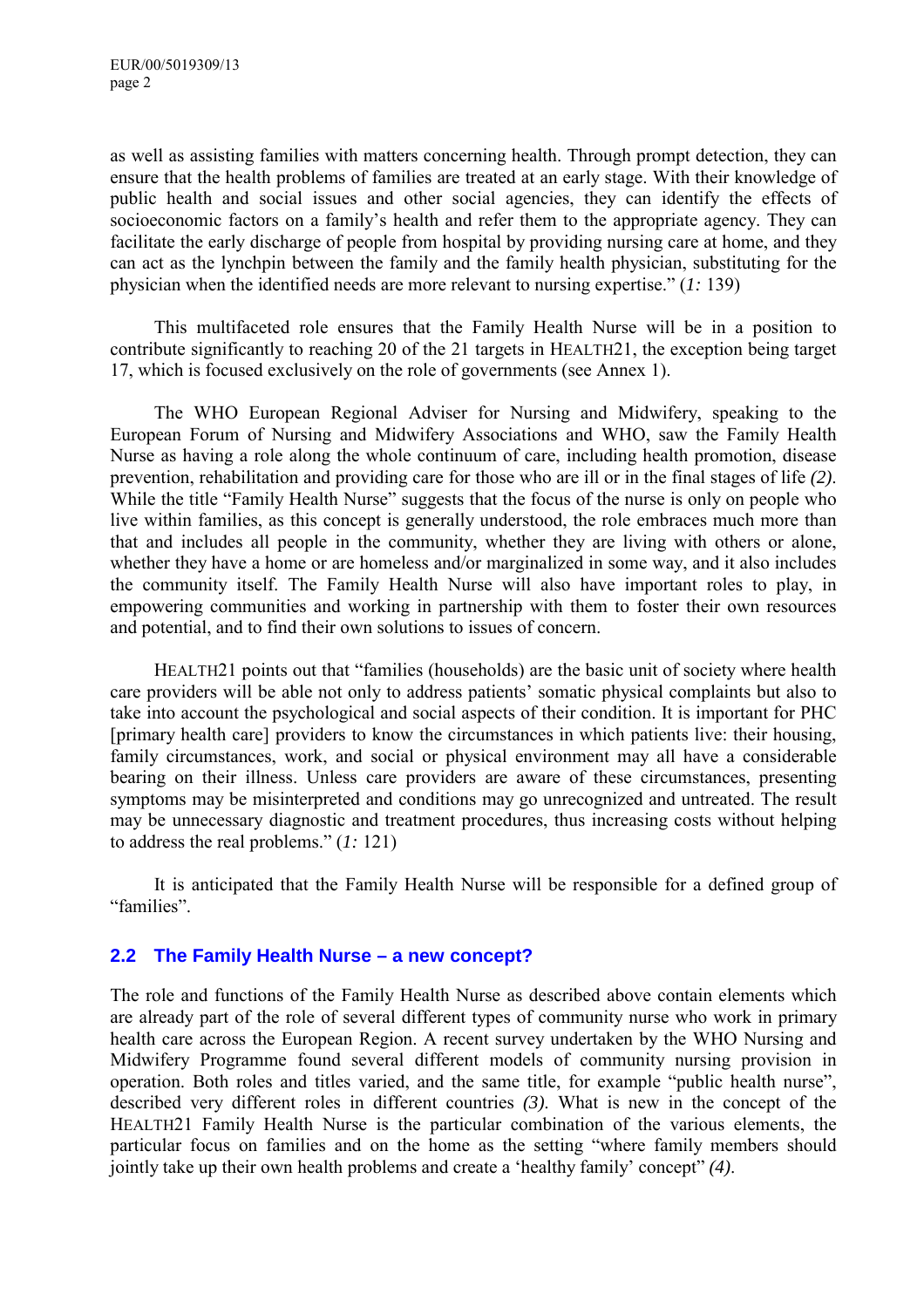as well as assisting families with matters concerning health. Through prompt detection, they can ensure that the health problems of families are treated at an early stage. With their knowledge of public health and social issues and other social agencies, they can identify the effects of socioeconomic factors on a family's health and refer them to the appropriate agency. They can facilitate the early discharge of people from hospital by providing nursing care at home, and they can act as the lynchpin between the family and the family health physician, substituting for the physician when the identified needs are more relevant to nursing expertise." (*1:* 139)

This multifaceted role ensures that the Family Health Nurse will be in a position to contribute significantly to reaching 20 of the 21 targets in HEALTH21, the exception being target 17, which is focused exclusively on the role of governments (see Annex 1).

The WHO European Regional Adviser for Nursing and Midwifery, speaking to the European Forum of Nursing and Midwifery Associations and WHO, saw the Family Health Nurse as having a role along the whole continuum of care, including health promotion, disease prevention, rehabilitation and providing care for those who are ill or in the final stages of life *(2)*. While the title "Family Health Nurse" suggests that the focus of the nurse is only on people who live within families, as this concept is generally understood, the role embraces much more than that and includes all people in the community, whether they are living with others or alone, whether they have a home or are homeless and/or marginalized in some way, and it also includes the community itself. The Family Health Nurse will also have important roles to play, in empowering communities and working in partnership with them to foster their own resources and potential, and to find their own solutions to issues of concern.

HEALTH21 points out that "families (households) are the basic unit of society where health care providers will be able not only to address patients' somatic physical complaints but also to take into account the psychological and social aspects of their condition. It is important for PHC [primary health care] providers to know the circumstances in which patients live: their housing, family circumstances, work, and social or physical environment may all have a considerable bearing on their illness. Unless care providers are aware of these circumstances, presenting symptoms may be misinterpreted and conditions may go unrecognized and untreated. The result may be unnecessary diagnostic and treatment procedures, thus increasing costs without helping to address the real problems." (*1:* 121)

It is anticipated that the Family Health Nurse will be responsible for a defined group of "families".

## 2.2 The Family Health Nurse – a new concept?

The role and functions of the Family Health Nurse as described above contain elements which are already part of the role of several different types of community nurse who work in primary health care across the European Region. A recent survey undertaken by the WHO Nursing and Midwifery Programme found several different models of community nursing provision in operation. Both roles and titles varied, and the same title, for example "public health nurse", described very different roles in different countries *(3)*. What is new in the concept of the HEALTH21 Family Health Nurse is the particular combination of the various elements, the particular focus on families and on the home as the setting "where family members should jointly take up their own health problems and create a 'healthy family' concept" *(4)*.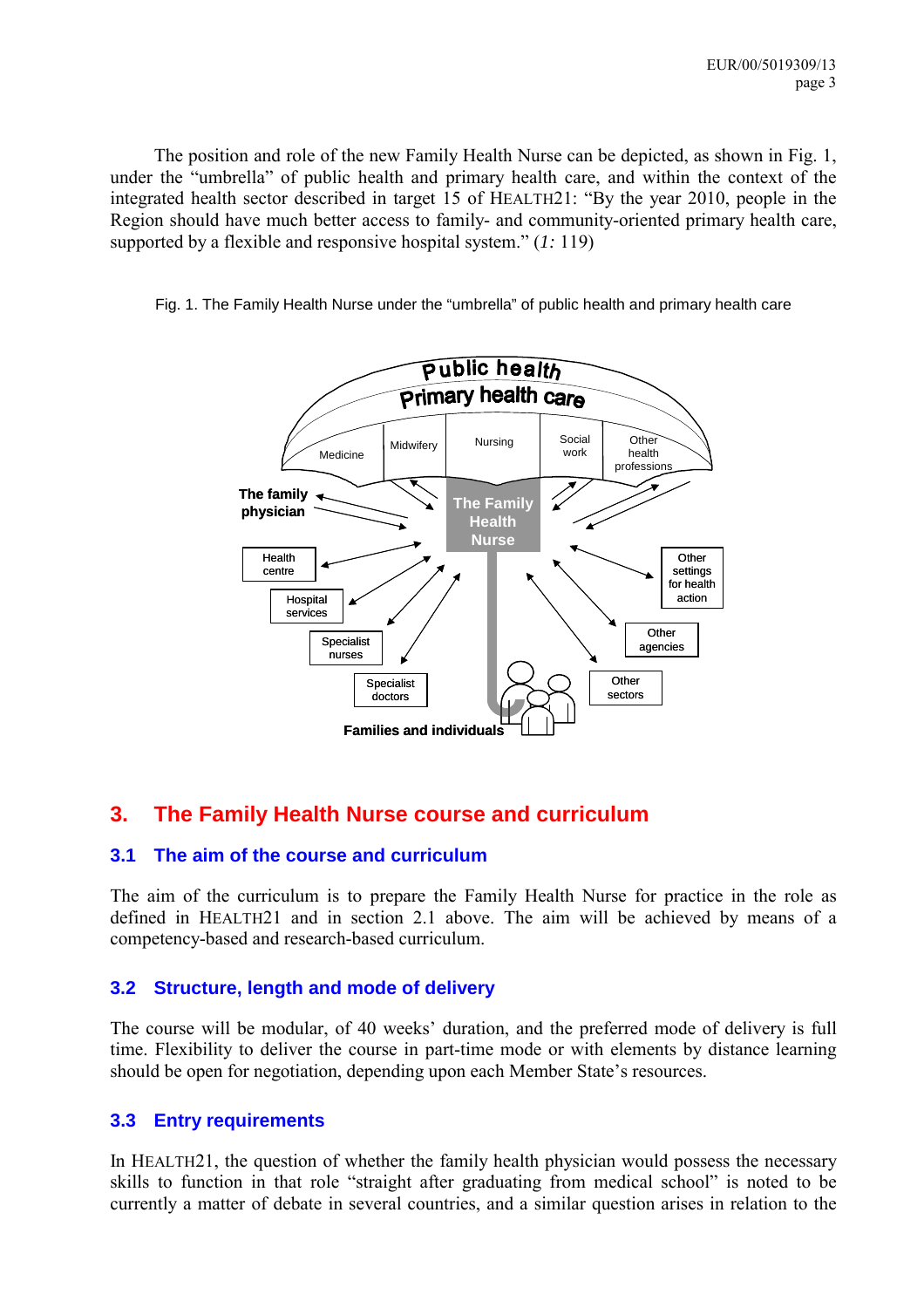The position and role of the new Family Health Nurse can be depicted, as shown in Fig. 1, under the "umbrella" of public health and primary health care, and within the context of the integrated health sector described in target 15 of HEALTH21: "By the year 2010, people in the Region should have much better access to family- and community-oriented primary health care, supported by a flexible and responsive hospital system." (*1:* 119)

Fig. 1. The Family Health Nurse under the "umbrella" of public health and primary health care

Public health
Primary health care
Medicine | Midwifery | Nursing | Social work | Other health professions
The family physician
The Family Health Nurse
Health centre
Hospital services
Specialist nurses
Specialist doctors
Other settings for health action
Other agencies
Other sectors
Families and individuals

## 3. The Family Health Nurse course and curriculum

### 3.1 The aim of the course and curriculum

The aim of the curriculum is to prepare the Family Health Nurse for practice in the role as defined in HEALTH21 and in section 2.1 above. The aim will be achieved by means of a competency-based and research-based curriculum.

### 3.2 Structure, length and mode of delivery

The course will be modular, of 40 weeks' duration, and the preferred mode of delivery is full time. Flexibility to deliver the course in part-time mode or with elements by distance learning should be open for negotiation, depending upon each Member State's resources.

### 3.3 Entry requirements

In HEALTH21, the question of whether the family health physician would possess the necessary skills to function in that role "straight after graduating from medical school" is noted to be currently a matter of debate in several countries, and a similar question arises in relation to the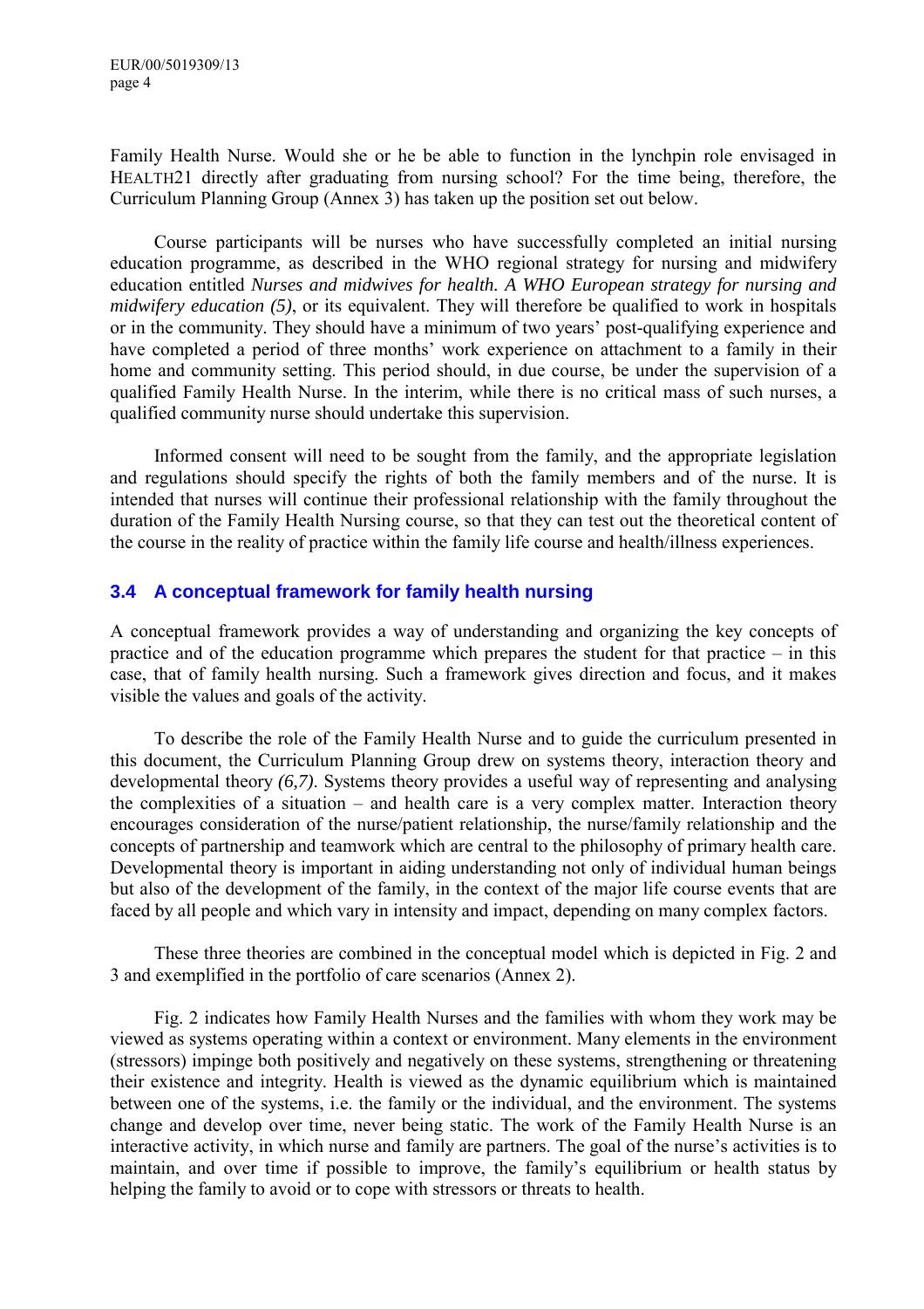Family Health Nurse. Would she or he be able to function in the lynchpin role envisaged in HEALTH21 directly after graduating from nursing school? For the time being, therefore, the Curriculum Planning Group (Annex 3) has taken up the position set out below.

Course participants will be nurses who have successfully completed an initial nursing education programme, as described in the WHO regional strategy for nursing and midwifery education entitled *Nurses and midwives for health. A WHO European strategy for nursing and midwifery education (5)*, or its equivalent. They will therefore be qualified to work in hospitals or in the community. They should have a minimum of two years' post-qualifying experience and have completed a period of three months' work experience on attachment to a family in their home and community setting. This period should, in due course, be under the supervision of a qualified Family Health Nurse. In the interim, while there is no critical mass of such nurses, a qualified community nurse should undertake this supervision.

Informed consent will need to be sought from the family, and the appropriate legislation and regulations should specify the rights of both the family members and of the nurse. It is intended that nurses will continue their professional relationship with the family throughout the duration of the Family Health Nursing course, so that they can test out the theoretical content of the course in the reality of practice within the family life course and health/illness experiences.

### 3.4 A conceptual framework for family health nursing

A conceptual framework provides a way of understanding and organizing the key concepts of practice and of the education programme which prepares the student for that practice – in this case, that of family health nursing. Such a framework gives direction and focus, and it makes visible the values and goals of the activity.

To describe the role of the Family Health Nurse and to guide the curriculum presented in this document, the Curriculum Planning Group drew on systems theory, interaction theory and developmental theory *(6,7)*. Systems theory provides a useful way of representing and analysing the complexities of a situation – and health care is a very complex matter. Interaction theory encourages consideration of the nurse/patient relationship, the nurse/family relationship and the concepts of partnership and teamwork which are central to the philosophy of primary health care. Developmental theory is important in aiding understanding not only of individual human beings but also of the development of the family, in the context of the major life course events that are faced by all people and which vary in intensity and impact, depending on many complex factors.

These three theories are combined in the conceptual model which is depicted in Fig. 2 and 3 and exemplified in the portfolio of care scenarios (Annex 2).

Fig. 2 indicates how Family Health Nurses and the families with whom they work may be viewed as systems operating within a context or environment. Many elements in the environment (stressors) impinge both positively and negatively on these systems, strengthening or threatening their existence and integrity. Health is viewed as the dynamic equilibrium which is maintained between one of the systems, i.e. the family or the individual, and the environment. The systems change and develop over time, never being static. The work of the Family Health Nurse is an interactive activity, in which nurse and family are partners. The goal of the nurse's activities is to maintain, and over time if possible to improve, the family's equilibrium or health status by helping the family to avoid or to cope with stressors or threats to health.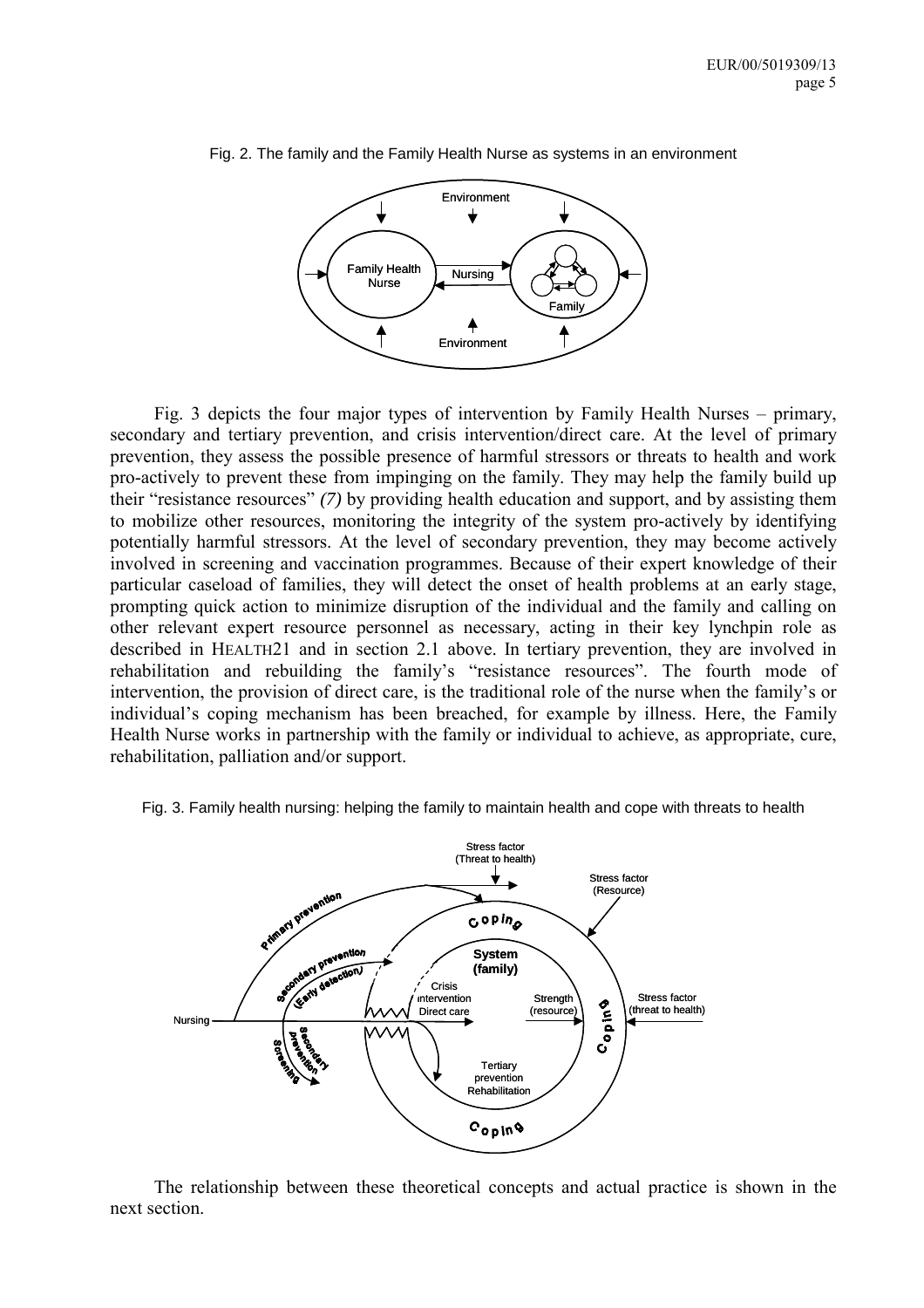Fig. 2. The family and the Family Health Nurse as systems in an environment

Fig. 3 depicts the four major types of intervention by Family Health Nurses – primary, secondary and tertiary prevention, and crisis intervention/direct care. At the level of primary prevention, they assess the possible presence of harmful stressors or threats to health and work pro-actively to prevent these from impinging on the family. They may help the family build up their "resistance resources" *(7)* by providing health education and support, and by assisting them to mobilize other resources, monitoring the integrity of the system pro-actively by identifying potentially harmful stressors. At the level of secondary prevention, they may become actively involved in screening and vaccination programmes. Because of their expert knowledge of their particular caseload of families, they will detect the onset of health problems at an early stage, prompting quick action to minimize disruption of the individual and the family and calling on other relevant expert resource personnel as necessary, acting in their key lynchpin role as described in HEALTH21 and in section 2.1 above. In tertiary prevention, they are involved in rehabilitation and rebuilding the family's "resistance resources". The fourth mode of intervention, the provision of direct care, is the traditional role of the nurse when the family's or individual's coping mechanism has been breached, for example by illness. Here, the Family Health Nurse works in partnership with the family or individual to achieve, as appropriate, cure, rehabilitation, palliation and/or support.

Fig. 3. Family health nursing: helping the family to maintain health and cope with threats to health

The relationship between these theoretical concepts and actual practice is shown in the next section.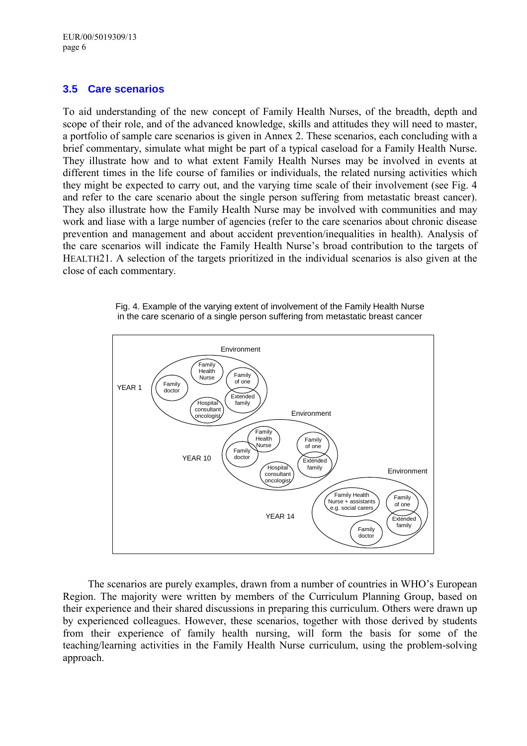### 3.5 Care scenarios

To aid understanding of the new concept of Family Health Nurses, of the breadth, depth and scope of their role, and of the advanced knowledge, skills and attitudes they will need to master, a portfolio of sample care scenarios is given in Annex 2. These scenarios, each concluding with a brief commentary, simulate what might be part of a typical caseload for a Family Health Nurse. They illustrate how and to what extent Family Health Nurses may be involved in events at different times in the life course of families or individuals, the related nursing activities which they might be expected to carry out, and the varying time scale of their involvement (see Fig. 4 and refer to the care scenario about the single person suffering from metastatic breast cancer). They also illustrate how the Family Health Nurse may be involved with communities and may work and liase with a large number of agencies (refer to the care scenarios about chronic disease prevention and management and about accident prevention/inequalities in health). Analysis of the care scenarios will indicate the Family Health Nurse's broad contribution to the targets of HEALTH21. A selection of the targets prioritized in the individual scenarios is also given at the close of each commentary.

Fig. 4. Example of the varying extent of involvement of the Family Health Nurse in the care scenario of a single person suffering from metastatic breast cancer

YEAR 1 — Environment: Family Health Nurse; Family doctor; Family of one; Extended family; Hospital consultant oncologist

YEAR 10 — Environment: Family Health Nurse; Family doctor; Family of one; Extended family; Hospital consultant oncologist

YEAR 14 — Environment: Family Health Nurse + assistants e.g. social carers; Family doctor; Family of one; Extended family

The scenarios are purely examples, drawn from a number of countries in WHO's European Region. The majority were written by members of the Curriculum Planning Group, based on their experience and their shared discussions in preparing this curriculum. Others were drawn up by experienced colleagues. However, these scenarios, together with those derived by students from their experience of family health nursing, will form the basis for some of the teaching/learning activities in the Family Health Nurse curriculum, using the problem-solving approach.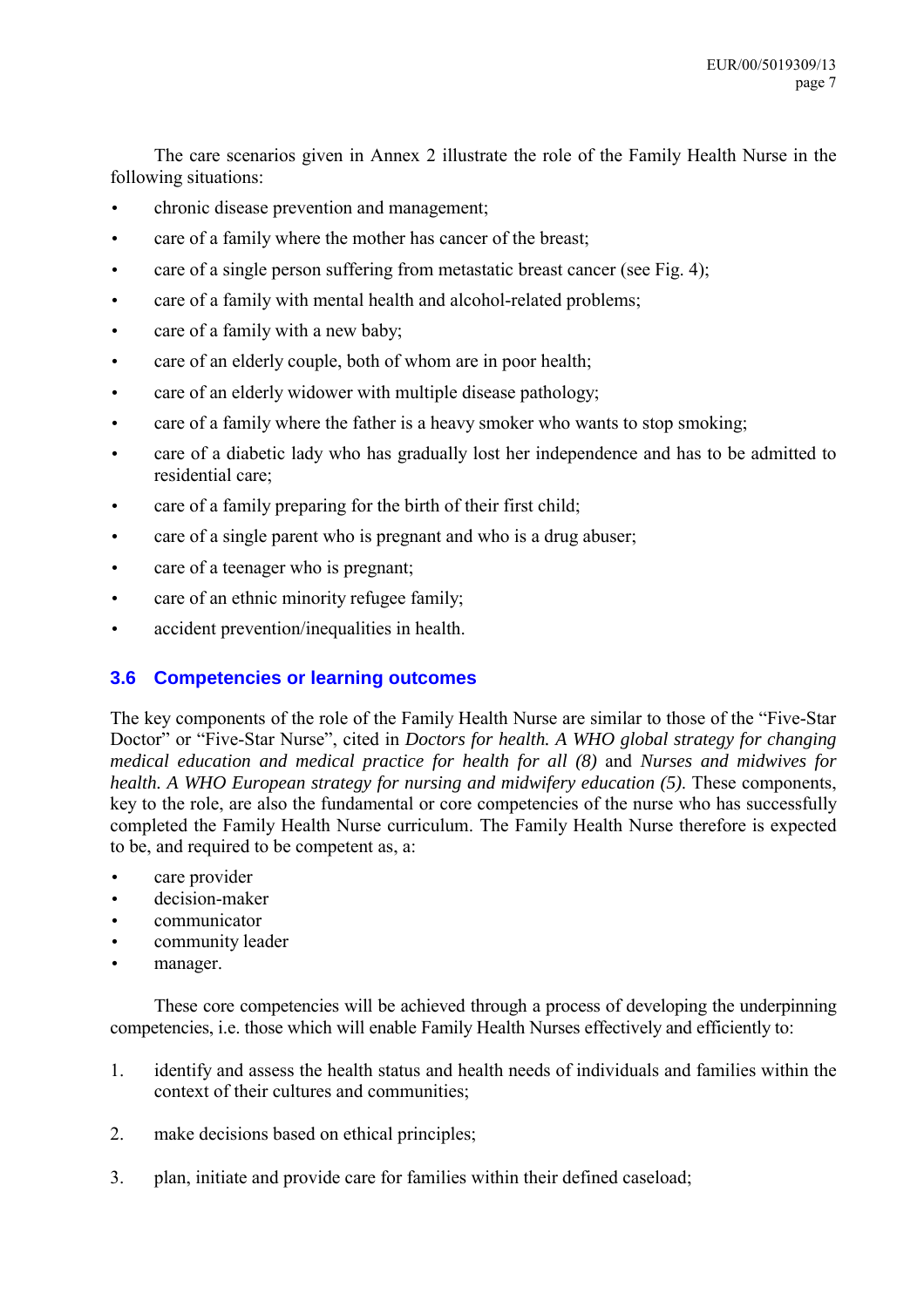The care scenarios given in Annex 2 illustrate the role of the Family Health Nurse in the following situations:

- chronic disease prevention and management;
- care of a family where the mother has cancer of the breast;
- care of a single person suffering from metastatic breast cancer (see Fig. 4);
- care of a family with mental health and alcohol-related problems;
- care of a family with a new baby;
- care of an elderly couple, both of whom are in poor health;
- care of an elderly widower with multiple disease pathology;
- care of a family where the father is a heavy smoker who wants to stop smoking;
- care of a diabetic lady who has gradually lost her independence and has to be admitted to residential care;
- care of a family preparing for the birth of their first child;
- care of a single parent who is pregnant and who is a drug abuser;
- care of a teenager who is pregnant;
- care of an ethnic minority refugee family;
- accident prevention/inequalities in health.

### 3.6 Competencies or learning outcomes

The key components of the role of the Family Health Nurse are similar to those of the "Five-Star Doctor" or "Five-Star Nurse", cited in *Doctors for health. A WHO global strategy for changing medical education and medical practice for health for all (8)* and *Nurses and midwives for health. A WHO European strategy for nursing and midwifery education (5)*. These components, key to the role, are also the fundamental or core competencies of the nurse who has successfully completed the Family Health Nurse curriculum. The Family Health Nurse therefore is expected to be, and required to be competent as, a:

- care provider
- decision-maker
- communicator
- community leader
- manager.

These core competencies will be achieved through a process of developing the underpinning competencies, i.e. those which will enable Family Health Nurses effectively and efficiently to:

1. identify and assess the health status and health needs of individuals and families within the context of their cultures and communities;

2. make decisions based on ethical principles;

3. plan, initiate and provide care for families within their defined caseload;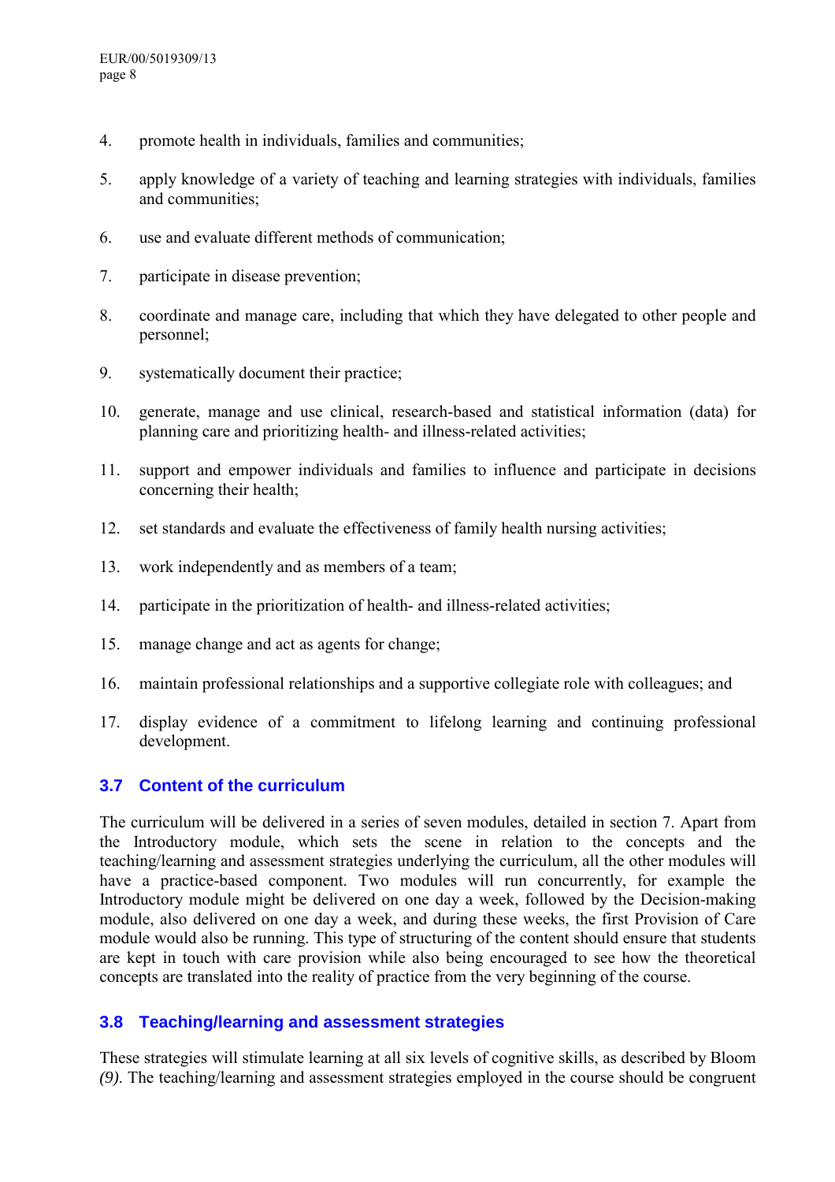4. promote health in individuals, families and communities;
5. apply knowledge of a variety of teaching and learning strategies with individuals, families and communities;
6. use and evaluate different methods of communication;
7. participate in disease prevention;
8. coordinate and manage care, including that which they have delegated to other people and personnel;
9. systematically document their practice;
10. generate, manage and use clinical, research-based and statistical information (data) for planning care and prioritizing health- and illness-related activities;
11. support and empower individuals and families to influence and participate in decisions concerning their health;
12. set standards and evaluate the effectiveness of family health nursing activities;
13. work independently and as members of a team;
14. participate in the prioritization of health- and illness-related activities;
15. manage change and act as agents for change;
16. maintain professional relationships and a supportive collegiate role with colleagues; and
17. display evidence of a commitment to lifelong learning and continuing professional development.

## 3.7 Content of the curriculum

The curriculum will be delivered in a series of seven modules, detailed in section 7. Apart from the Introductory module, which sets the scene in relation to the concepts and the teaching/learning and assessment strategies underlying the curriculum, all the other modules will have a practice-based component. Two modules will run concurrently, for example the Introductory module might be delivered on one day a week, followed by the Decision-making module, also delivered on one day a week, and during these weeks, the first Provision of Care module would also be running. This type of structuring of the content should ensure that students are kept in touch with care provision while also being encouraged to see how the theoretical concepts are translated into the reality of practice from the very beginning of the course.

## 3.8 Teaching/learning and assessment strategies

These strategies will stimulate learning at all six levels of cognitive skills, as described by Bloom *(9)*. The teaching/learning and assessment strategies employed in the course should be congruent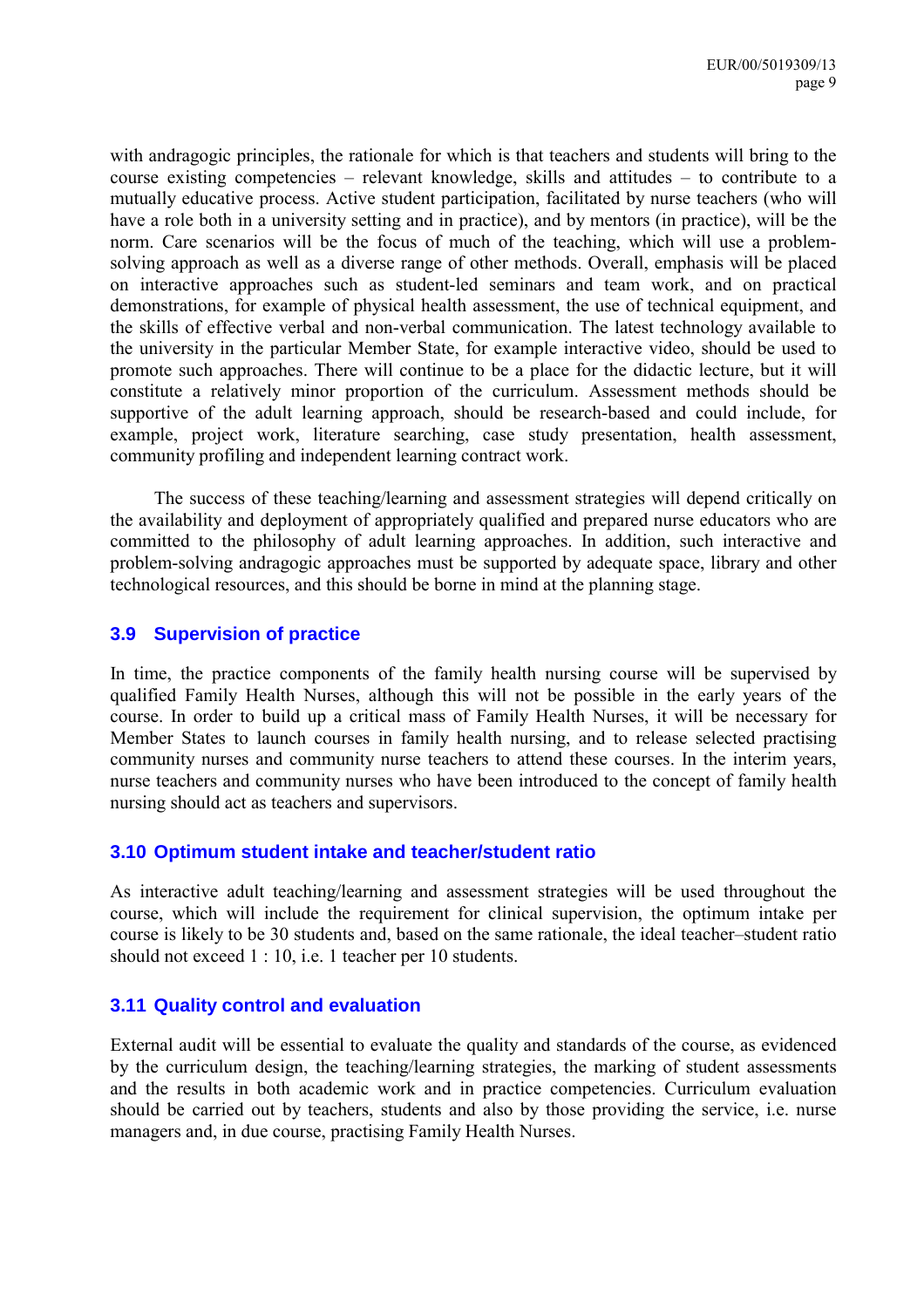with andragogic principles, the rationale for which is that teachers and students will bring to the course existing competencies – relevant knowledge, skills and attitudes – to contribute to a mutually educative process. Active student participation, facilitated by nurse teachers (who will have a role both in a university setting and in practice), and by mentors (in practice), will be the norm. Care scenarios will be the focus of much of the teaching, which will use a problem-solving approach as well as a diverse range of other methods. Overall, emphasis will be placed on interactive approaches such as student-led seminars and team work, and on practical demonstrations, for example of physical health assessment, the use of technical equipment, and the skills of effective verbal and non-verbal communication. The latest technology available to the university in the particular Member State, for example interactive video, should be used to promote such approaches. There will continue to be a place for the didactic lecture, but it will constitute a relatively minor proportion of the curriculum. Assessment methods should be supportive of the adult learning approach, should be research-based and could include, for example, project work, literature searching, case study presentation, health assessment, community profiling and independent learning contract work.

The success of these teaching/learning and assessment strategies will depend critically on the availability and deployment of appropriately qualified and prepared nurse educators who are committed to the philosophy of adult learning approaches. In addition, such interactive and problem-solving andragogic approaches must be supported by adequate space, library and other technological resources, and this should be borne in mind at the planning stage.

### 3.9 Supervision of practice

In time, the practice components of the family health nursing course will be supervised by qualified Family Health Nurses, although this will not be possible in the early years of the course. In order to build up a critical mass of Family Health Nurses, it will be necessary for Member States to launch courses in family health nursing, and to release selected practising community nurses and community nurse teachers to attend these courses. In the interim years, nurse teachers and community nurses who have been introduced to the concept of family health nursing should act as teachers and supervisors.

### 3.10 Optimum student intake and teacher/student ratio

As interactive adult teaching/learning and assessment strategies will be used throughout the course, which will include the requirement for clinical supervision, the optimum intake per course is likely to be 30 students and, based on the same rationale, the ideal teacher–student ratio should not exceed 1 : 10, i.e. 1 teacher per 10 students.

### 3.11 Quality control and evaluation

External audit will be essential to evaluate the quality and standards of the course, as evidenced by the curriculum design, the teaching/learning strategies, the marking of student assessments and the results in both academic work and in practice competencies. Curriculum evaluation should be carried out by teachers, students and also by those providing the service, i.e. nurse managers and, in due course, practising Family Health Nurses.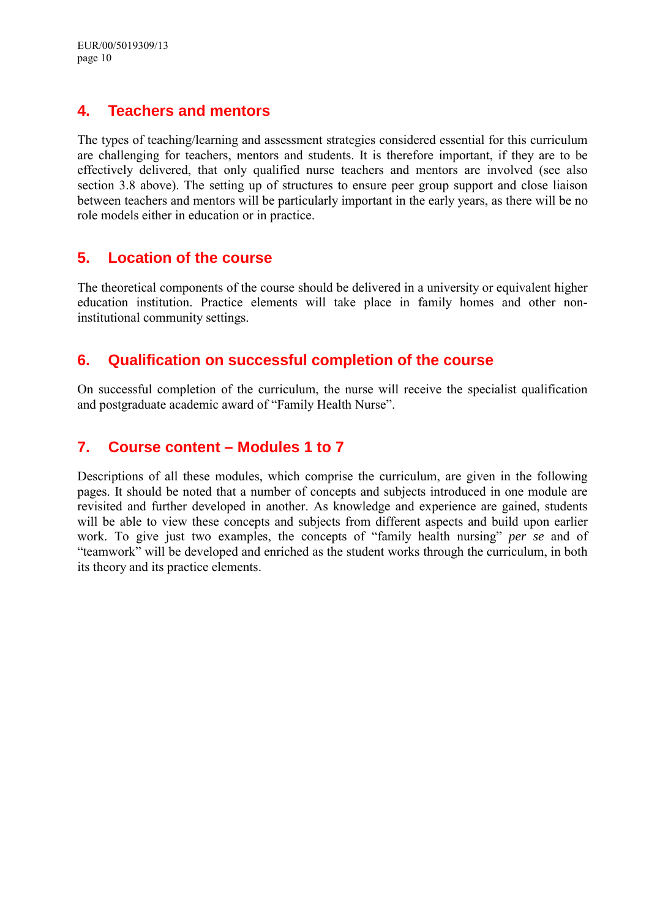## 4. Teachers and mentors

The types of teaching/learning and assessment strategies considered essential for this curriculum are challenging for teachers, mentors and students. It is therefore important, if they are to be effectively delivered, that only qualified nurse teachers and mentors are involved (see also section 3.8 above). The setting up of structures to ensure peer group support and close liaison between teachers and mentors will be particularly important in the early years, as there will be no role models either in education or in practice.

## 5. Location of the course

The theoretical components of the course should be delivered in a university or equivalent higher education institution. Practice elements will take place in family homes and other non-institutional community settings.

## 6. Qualification on successful completion of the course

On successful completion of the curriculum, the nurse will receive the specialist qualification and postgraduate academic award of "Family Health Nurse".

## 7. Course content – Modules 1 to 7

Descriptions of all these modules, which comprise the curriculum, are given in the following pages. It should be noted that a number of concepts and subjects introduced in one module are revisited and further developed in another. As knowledge and experience are gained, students will be able to view these concepts and subjects from different aspects and build upon earlier work. To give just two examples, the concepts of "family health nursing" *per se* and of "teamwork" will be developed and enriched as the student works through the curriculum, in both its theory and its practice elements.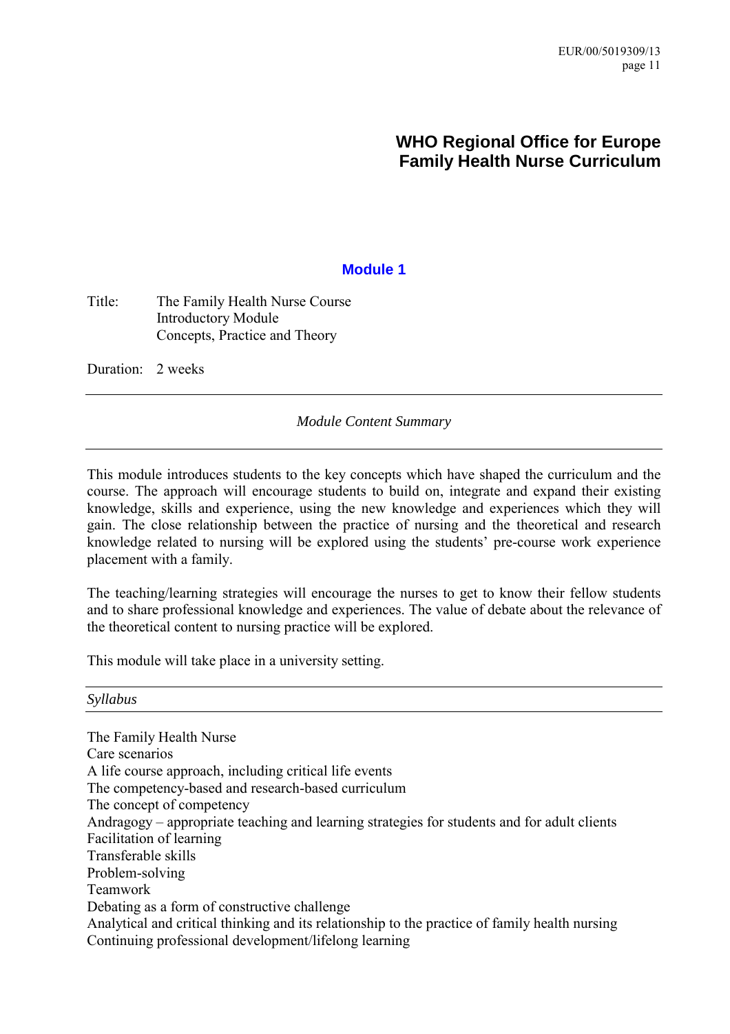# WHO Regional Office for Europe
# Family Health Nurse Curriculum

## Module 1

Title: The Family Health Nurse Course
Introductory Module
Concepts, Practice and Theory

Duration: 2 weeks

---

*Module Content Summary*

---

This module introduces students to the key concepts which have shaped the curriculum and the course. The approach will encourage students to build on, integrate and expand their existing knowledge, skills and experience, using the new knowledge and experiences which they will gain. The close relationship between the practice of nursing and the theoretical and research knowledge related to nursing will be explored using the students' pre-course work experience placement with a family.

The teaching/learning strategies will encourage the nurses to get to know their fellow students and to share professional knowledge and experiences. The value of debate about the relevance of the theoretical content to nursing practice will be explored.

This module will take place in a university setting.

---

*Syllabus*

---

The Family Health Nurse
Care scenarios
A life course approach, including critical life events
The competency-based and research-based curriculum
The concept of competency
Andragogy – appropriate teaching and learning strategies for students and for adult clients
Facilitation of learning
Transferable skills
Problem-solving
Teamwork
Debating as a form of constructive challenge
Analytical and critical thinking and its relationship to the practice of family health nursing
Continuing professional development/lifelong learning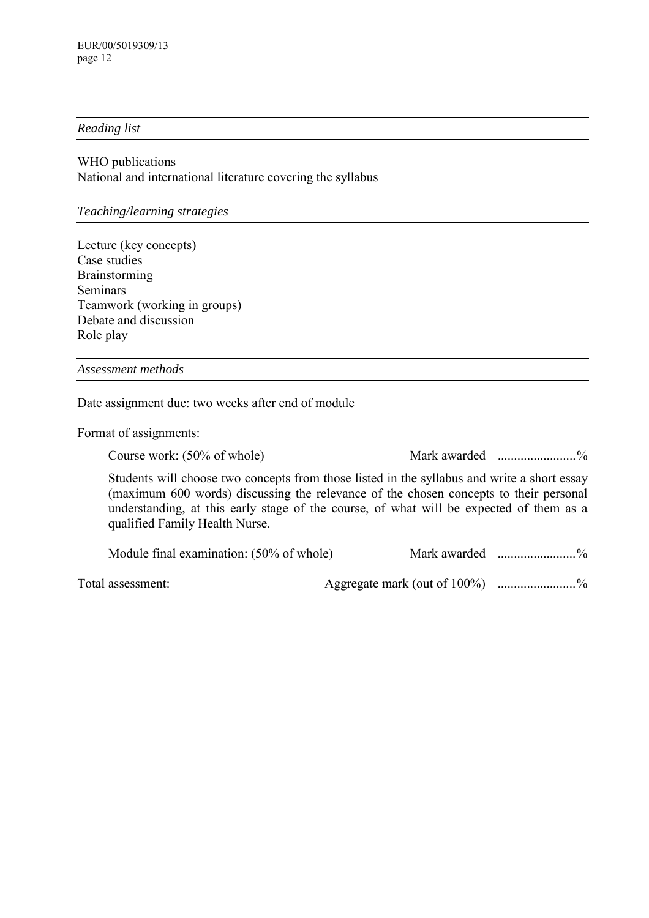*Reading list*

WHO publications
National and international literature covering the syllabus

*Teaching/learning strategies*

Lecture (key concepts)
Case studies
Brainstorming
Seminars
Teamwork (working in groups)
Debate and discussion
Role play

*Assessment methods*

Date assignment due: two weeks after end of module

Format of assignments:

Course work: (50% of whole) Mark awarded ........................%

Students will choose two concepts from those listed in the syllabus and write a short essay (maximum 600 words) discussing the relevance of the chosen concepts to their personal understanding, at this early stage of the course, of what will be expected of them as a qualified Family Health Nurse.

Module final examination: (50% of whole) Mark awarded ........................%

Total assessment: Aggregate mark (out of 100%) ........................%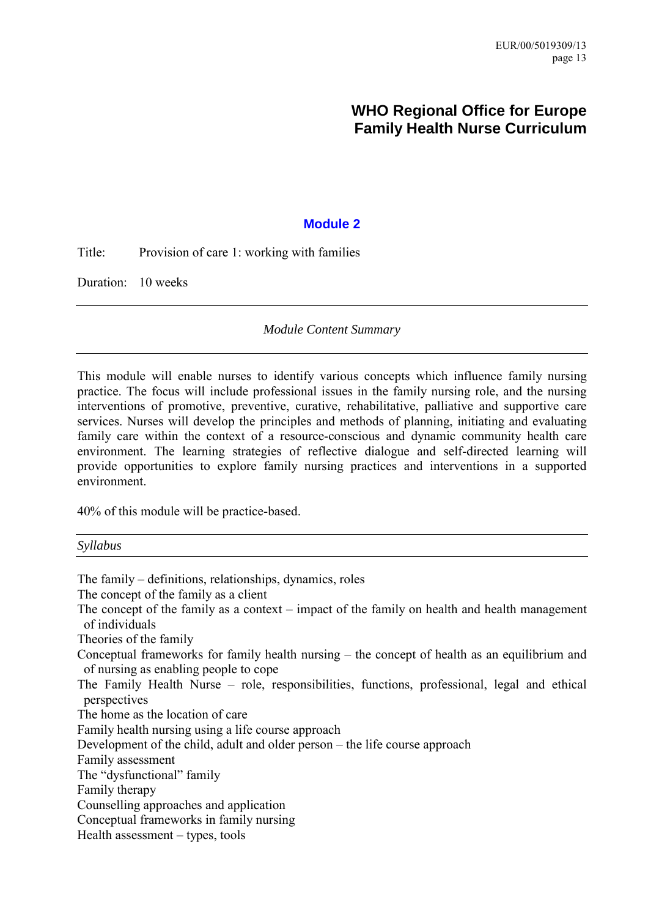# WHO Regional Office for Europe
# Family Health Nurse Curriculum

## Module 2

Title: Provision of care 1: working with families

Duration: 10 weeks

---

*Module Content Summary*

---

This module will enable nurses to identify various concepts which influence family nursing practice. The focus will include professional issues in the family nursing role, and the nursing interventions of promotive, preventive, curative, rehabilitative, palliative and supportive care services. Nurses will develop the principles and methods of planning, initiating and evaluating family care within the context of a resource-conscious and dynamic community health care environment. The learning strategies of reflective dialogue and self-directed learning will provide opportunities to explore family nursing practices and interventions in a supported environment.

40% of this module will be practice-based.

---

*Syllabus*

---

The family – definitions, relationships, dynamics, roles
The concept of the family as a client
The concept of the family as a context – impact of the family on health and health management of individuals
Theories of the family
Conceptual frameworks for family health nursing – the concept of health as an equilibrium and of nursing as enabling people to cope
The Family Health Nurse – role, responsibilities, functions, professional, legal and ethical perspectives
The home as the location of care
Family health nursing using a life course approach
Development of the child, adult and older person – the life course approach
Family assessment
The "dysfunctional" family
Family therapy
Counselling approaches and application
Conceptual frameworks in family nursing
Health assessment – types, tools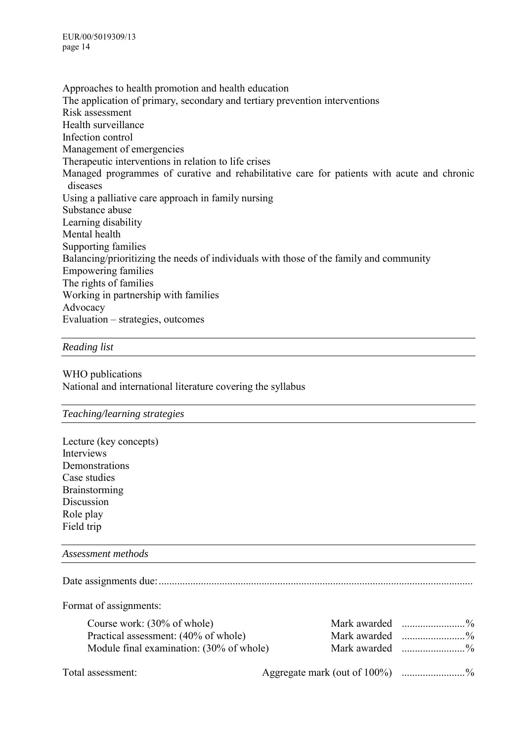Approaches to health promotion and health education
The application of primary, secondary and tertiary prevention interventions
Risk assessment
Health surveillance
Infection control
Management of emergencies
Therapeutic interventions in relation to life crises
Managed programmes of curative and rehabilitative care for patients with acute and chronic diseases
Using a palliative care approach in family nursing
Substance abuse
Learning disability
Mental health
Supporting families
Balancing/prioritizing the needs of individuals with those of the family and community
Empowering families
The rights of families
Working in partnership with families
Advocacy
Evaluation – strategies, outcomes

*Reading list*

WHO publications
National and international literature covering the syllabus

*Teaching/learning strategies*

Lecture (key concepts)
Interviews
Demonstrations
Case studies
Brainstorming
Discussion
Role play
Field trip

*Assessment methods*

Date assignments due:......................................................................................................................

Format of assignments:

| | | |
|---|---|---|
| Course work: (30% of whole) | Mark awarded | ........................% |
| Practical assessment: (40% of whole) | Mark awarded | ........................% |
| Module final examination: (30% of whole) | Mark awarded | ........................% |

Total assessment: Aggregate mark (out of 100%) ........................%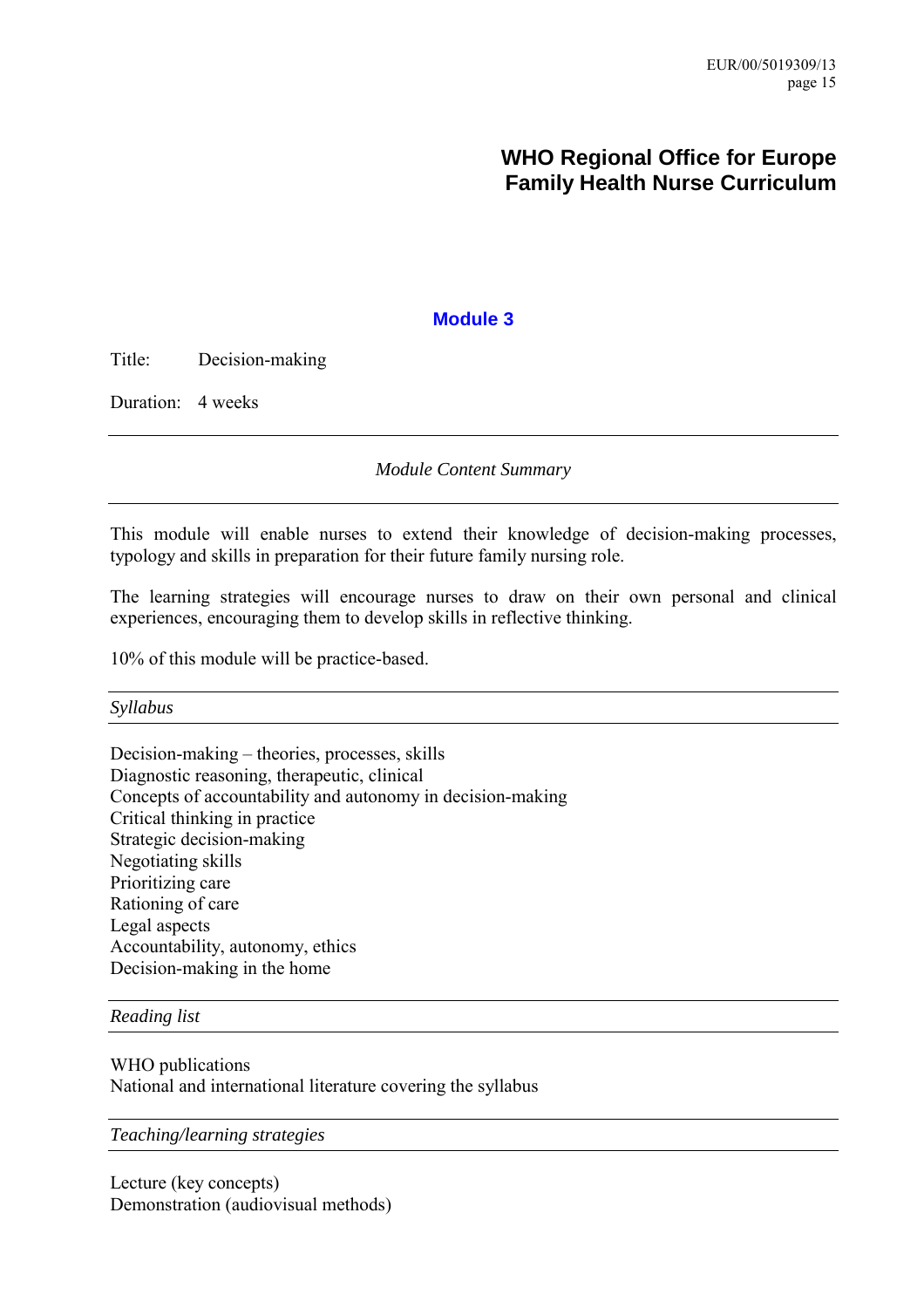# WHO Regional Office for Europe Family Health Nurse Curriculum

## Module 3

Title: Decision-making

Duration: 4 weeks

---

*Module Content Summary*

---

This module will enable nurses to extend their knowledge of decision-making processes, typology and skills in preparation for their future family nursing role.

The learning strategies will encourage nurses to draw on their own personal and clinical experiences, encouraging them to develop skills in reflective thinking.

10% of this module will be practice-based.

---

*Syllabus*

---

Decision-making – theories, processes, skills
Diagnostic reasoning, therapeutic, clinical
Concepts of accountability and autonomy in decision-making
Critical thinking in practice
Strategic decision-making
Negotiating skills
Prioritizing care
Rationing of care
Legal aspects
Accountability, autonomy, ethics
Decision-making in the home

---

*Reading list*

---

WHO publications
National and international literature covering the syllabus

---

*Teaching/learning strategies*

---

Lecture (key concepts)
Demonstration (audiovisual methods)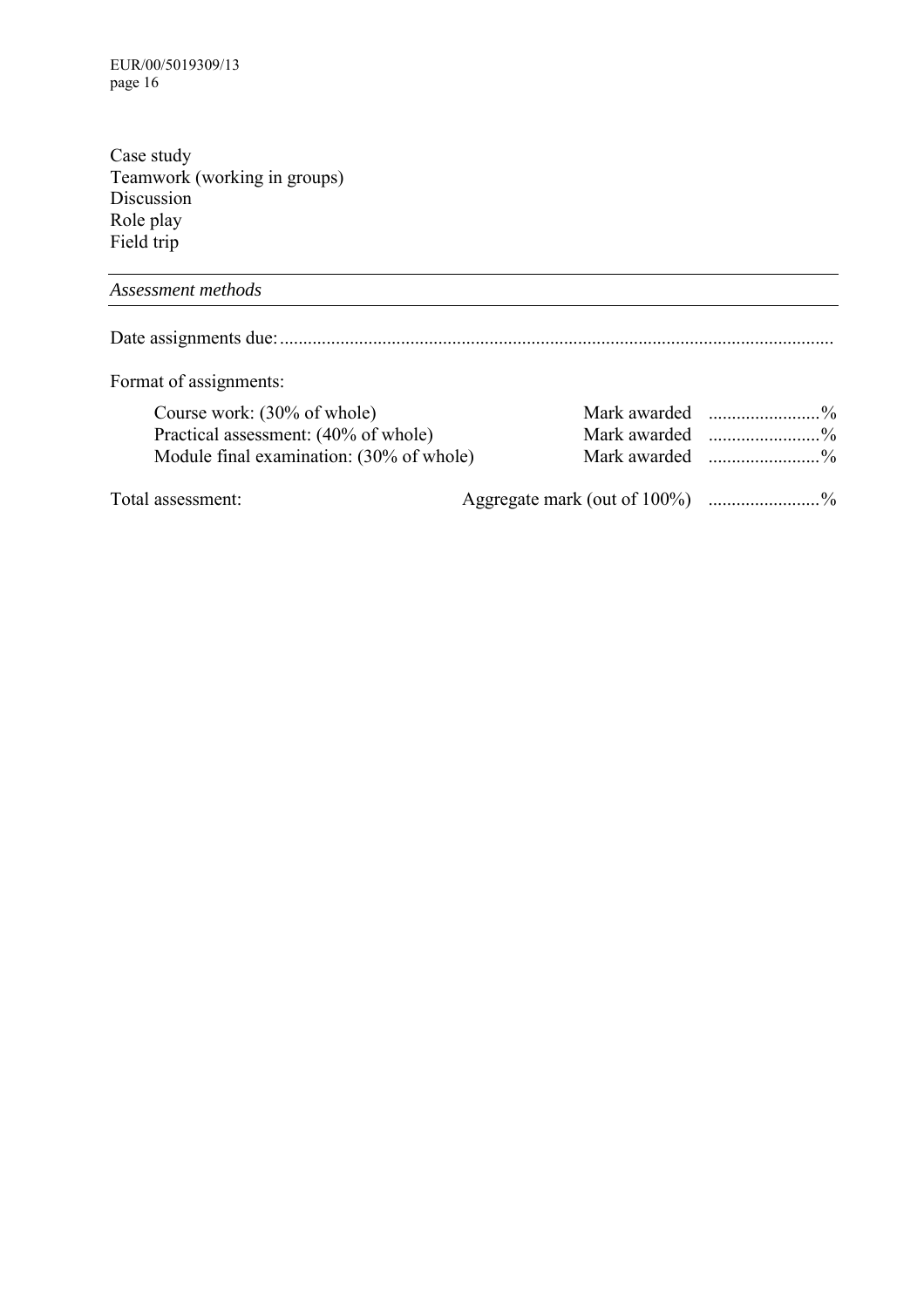Case study
Teamwork (working in groups)
Discussion
Role play
Field trip

*Assessment methods*

Date assignments due: ......................................................................................................................

Format of assignments:

| | | |
|---|---|---|
| Course work: (30% of whole) | Mark awarded | ........................% |
| Practical assessment: (40% of whole) | Mark awarded | ........................% |
| Module final examination: (30% of whole) | Mark awarded | ........................% |

Total assessment: Aggregate mark (out of 100%) ........................%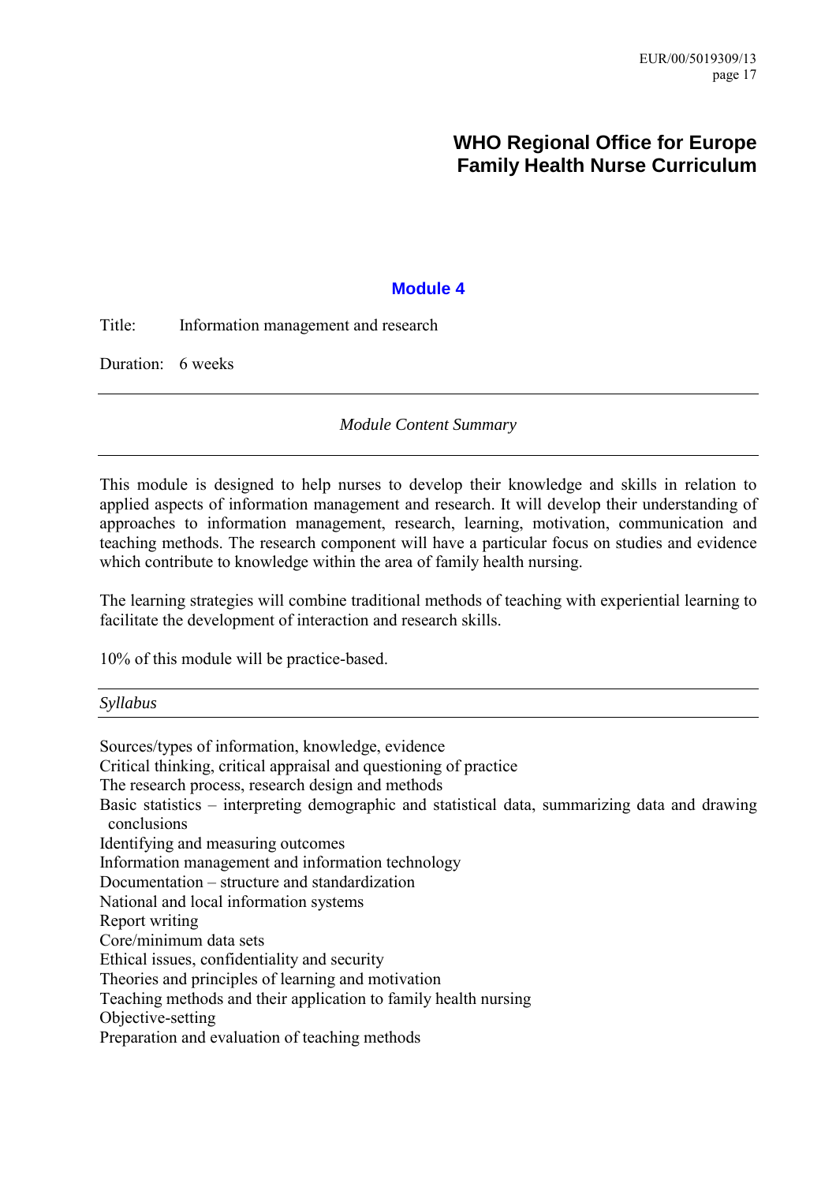# WHO Regional Office for Europe
# Family Health Nurse Curriculum

## Module 4

Title: Information management and research

Duration: 6 weeks

---

*Module Content Summary*

---

This module is designed to help nurses to develop their knowledge and skills in relation to applied aspects of information management and research. It will develop their understanding of approaches to information management, research, learning, motivation, communication and teaching methods. The research component will have a particular focus on studies and evidence which contribute to knowledge within the area of family health nursing.

The learning strategies will combine traditional methods of teaching with experiential learning to facilitate the development of interaction and research skills.

10% of this module will be practice-based.

---

*Syllabus*

---

Sources/types of information, knowledge, evidence
Critical thinking, critical appraisal and questioning of practice
The research process, research design and methods
Basic statistics – interpreting demographic and statistical data, summarizing data and drawing conclusions
Identifying and measuring outcomes
Information management and information technology
Documentation – structure and standardization
National and local information systems
Report writing
Core/minimum data sets
Ethical issues, confidentiality and security
Theories and principles of learning and motivation
Teaching methods and their application to family health nursing
Objective-setting
Preparation and evaluation of teaching methods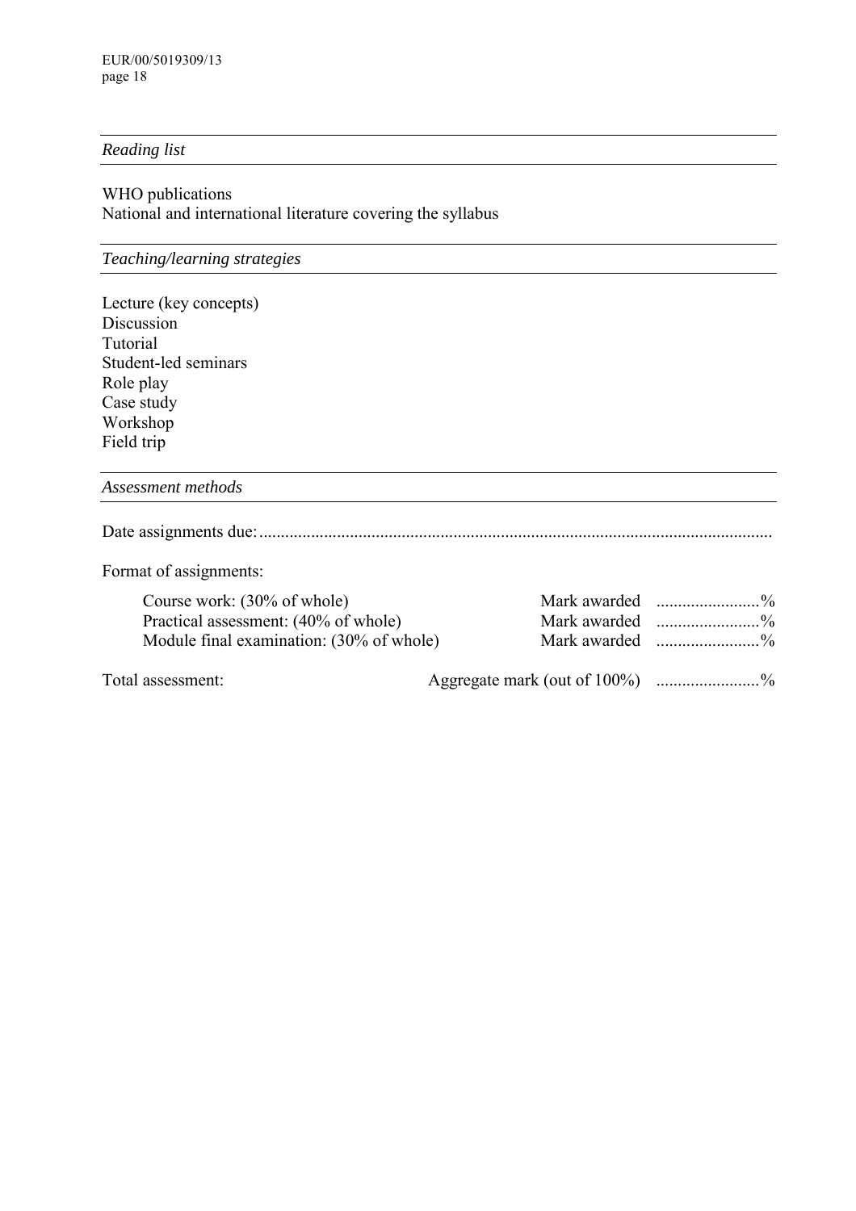*Reading list*

WHO publications
National and international literature covering the syllabus

*Teaching/learning strategies*

Lecture (key concepts)
Discussion
Tutorial
Student-led seminars
Role play
Case study
Workshop
Field trip

*Assessment methods*

Date assignments due:.....................................................................................................................

Format of assignments:

| | | |
|---|---|---|
| Course work: (30% of whole) | Mark awarded | .......................% |
| Practical assessment: (40% of whole) | Mark awarded | .......................% |
| Module final examination: (30% of whole) | Mark awarded | .......................% |

Total assessment: Aggregate mark (out of 100%) .......................%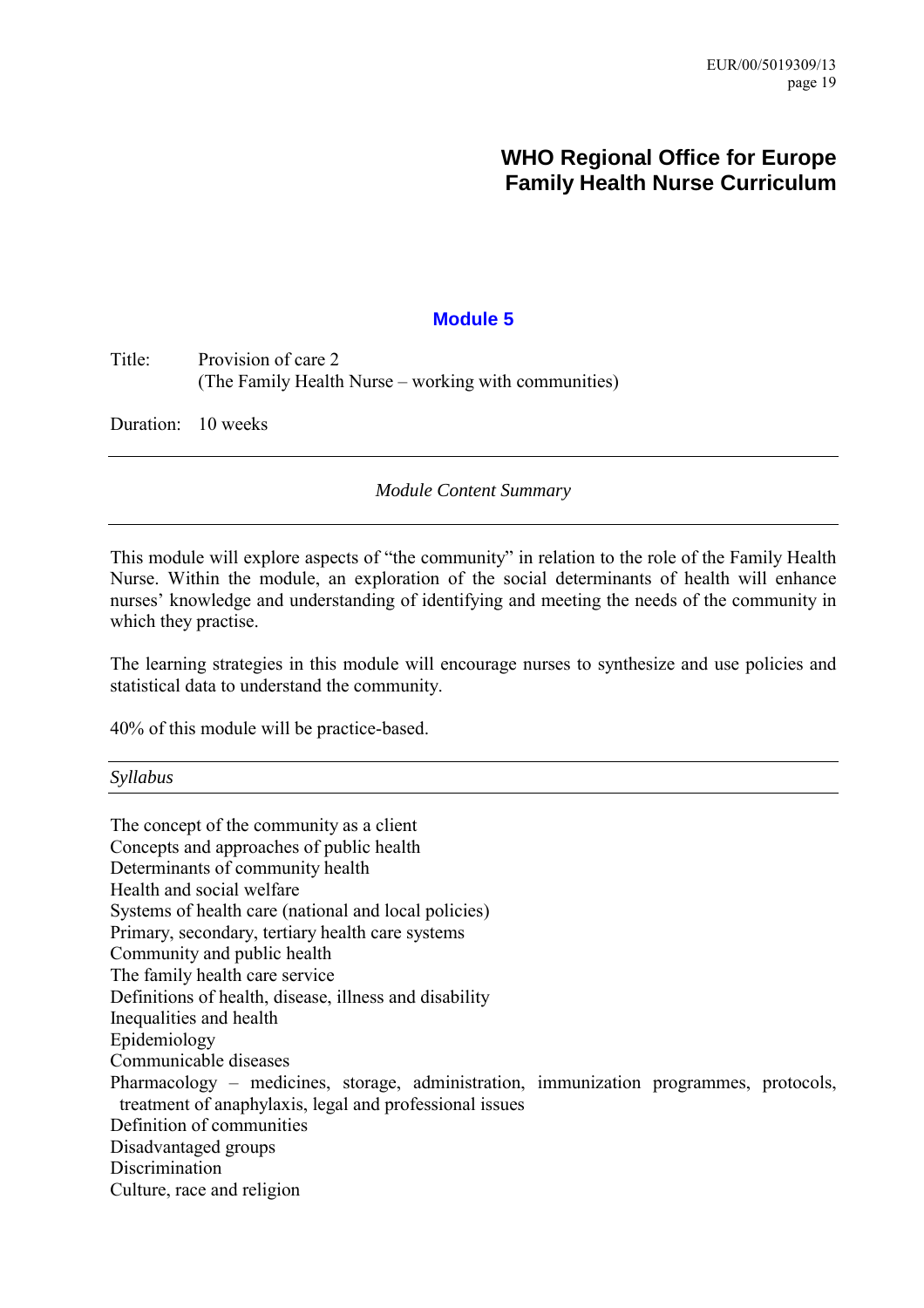# WHO Regional Office for Europe
# Family Health Nurse Curriculum

## Module 5

Title: Provision of care 2
(The Family Health Nurse – working with communities)

Duration: 10 weeks

---

*Module Content Summary*

---

This module will explore aspects of "the community" in relation to the role of the Family Health Nurse. Within the module, an exploration of the social determinants of health will enhance nurses' knowledge and understanding of identifying and meeting the needs of the community in which they practise.

The learning strategies in this module will encourage nurses to synthesize and use policies and statistical data to understand the community.

40% of this module will be practice-based.

---

*Syllabus*

---

The concept of the community as a client
Concepts and approaches of public health
Determinants of community health
Health and social welfare
Systems of health care (national and local policies)
Primary, secondary, tertiary health care systems
Community and public health
The family health care service
Definitions of health, disease, illness and disability
Inequalities and health
Epidemiology
Communicable diseases
Pharmacology – medicines, storage, administration, immunization programmes, protocols, treatment of anaphylaxis, legal and professional issues
Definition of communities
Disadvantaged groups
Discrimination
Culture, race and religion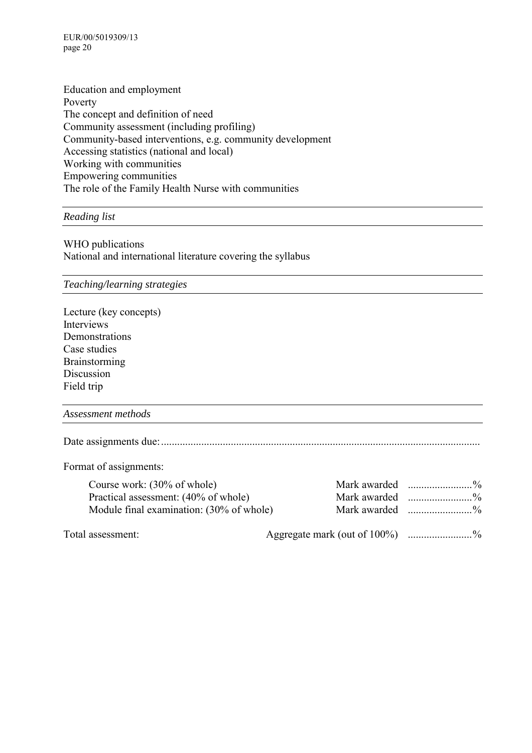Education and employment
Poverty
The concept and definition of need
Community assessment (including profiling)
Community-based interventions, e.g. community development
Accessing statistics (national and local)
Working with communities
Empowering communities
The role of the Family Health Nurse with communities

*Reading list*

WHO publications
National and international literature covering the syllabus

*Teaching/learning strategies*

Lecture (key concepts)
Interviews
Demonstrations
Case studies
Brainstorming
Discussion
Field trip

*Assessment methods*

Date assignments due:......................................................................................................................

Format of assignments:

| | | |
|---|---|---|
| Course work: (30% of whole) | Mark awarded | ........................% |
| Practical assessment: (40% of whole) | Mark awarded | ........................% |
| Module final examination: (30% of whole) | Mark awarded | ........................% |

Total assessment: Aggregate mark (out of 100%) ........................%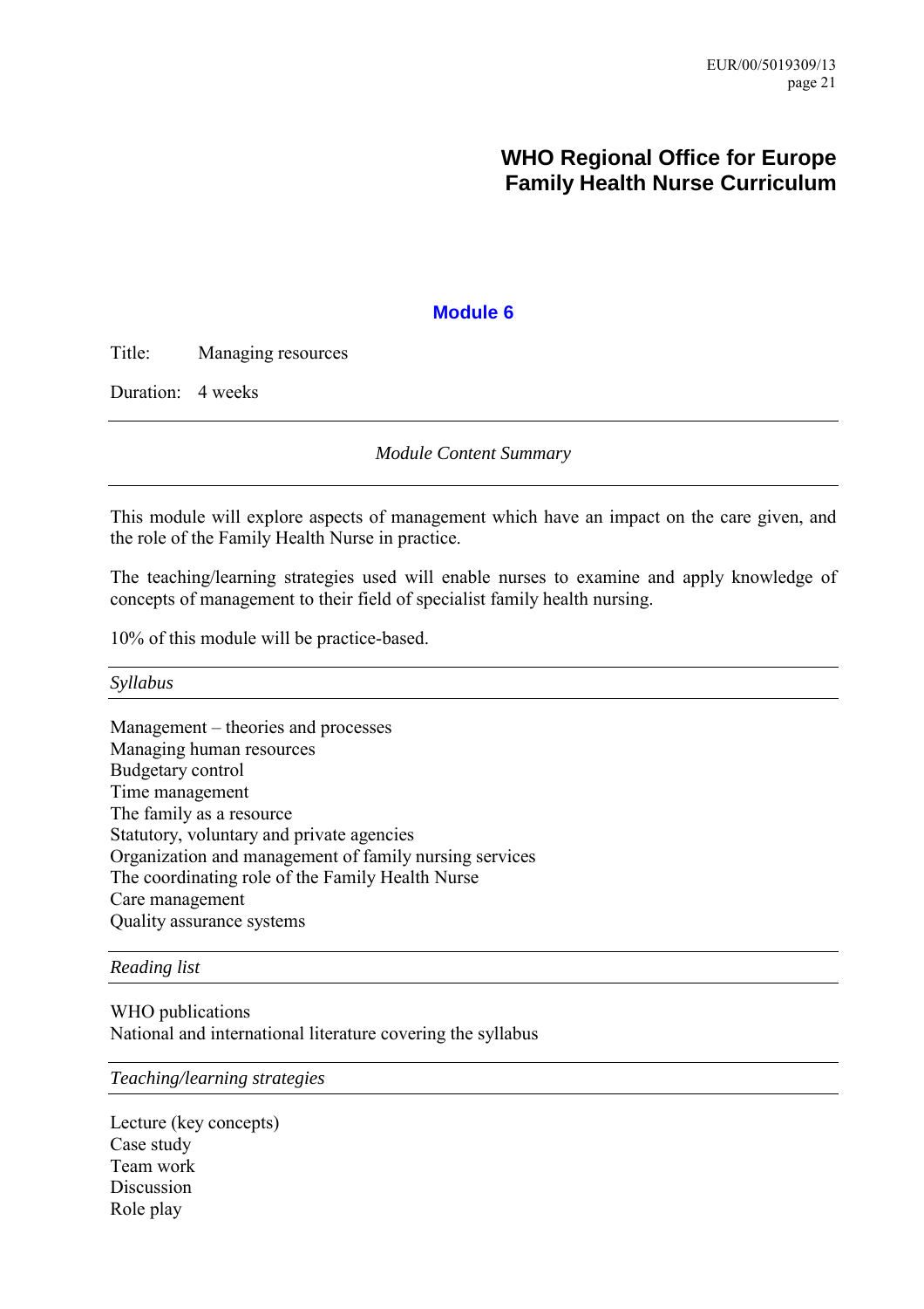# WHO Regional Office for Europe
# Family Health Nurse Curriculum

## Module 6

Title: Managing resources

Duration: 4 weeks

---

*Module Content Summary*

---

This module will explore aspects of management which have an impact on the care given, and the role of the Family Health Nurse in practice.

The teaching/learning strategies used will enable nurses to examine and apply knowledge of concepts of management to their field of specialist family health nursing.

10% of this module will be practice-based.

---

*Syllabus*

---

Management – theories and processes
Managing human resources
Budgetary control
Time management
The family as a resource
Statutory, voluntary and private agencies
Organization and management of family nursing services
The coordinating role of the Family Health Nurse
Care management
Quality assurance systems

---

*Reading list*

---

WHO publications
National and international literature covering the syllabus

---

*Teaching/learning strategies*

---

Lecture (key concepts)
Case study
Team work
Discussion
Role play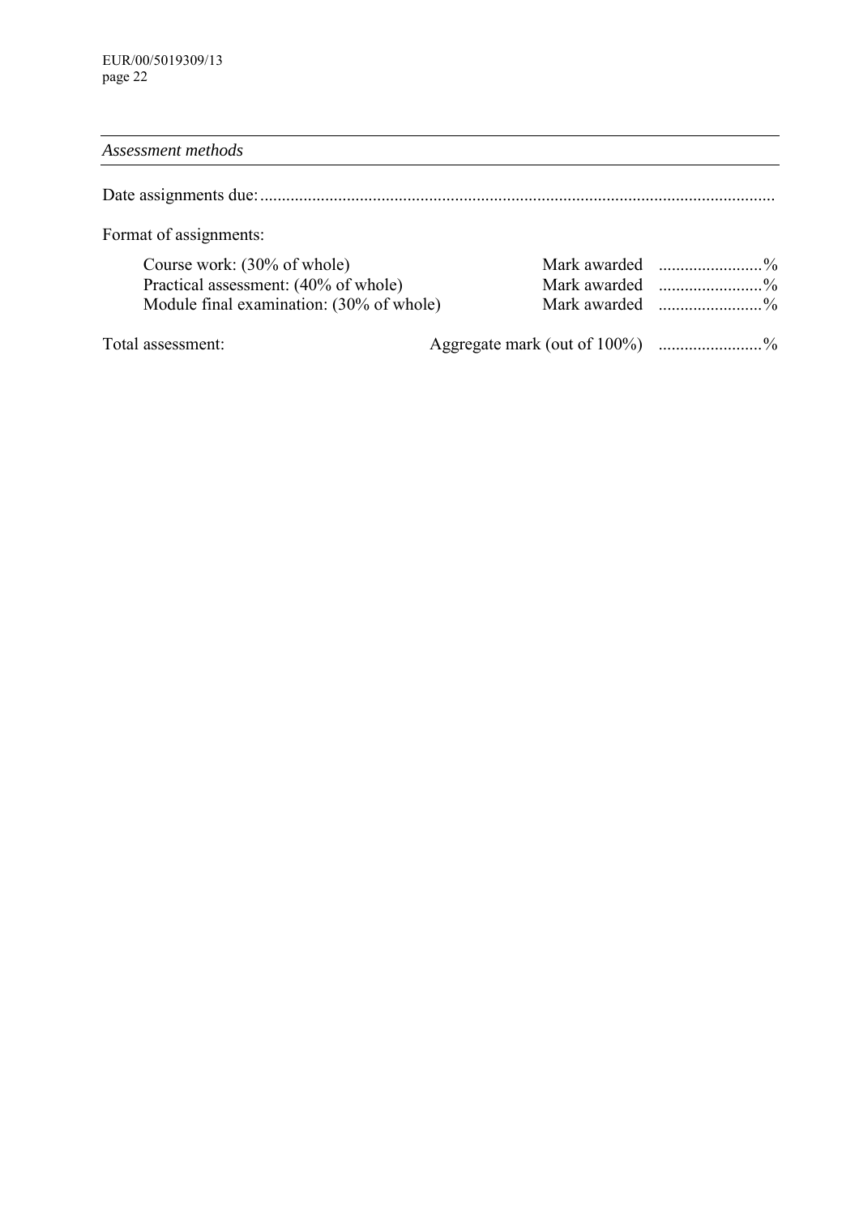*Assessment methods*

Date assignments due:......................................................................................................................

Format of assignments:

| | | |
|---|---|---|
| Course work: (30% of whole) | Mark awarded | ........................% |
| Practical assessment: (40% of whole) | Mark awarded | ........................% |
| Module final examination: (30% of whole) | Mark awarded | ........................% |

Total assessment: Aggregate mark (out of 100%) ........................%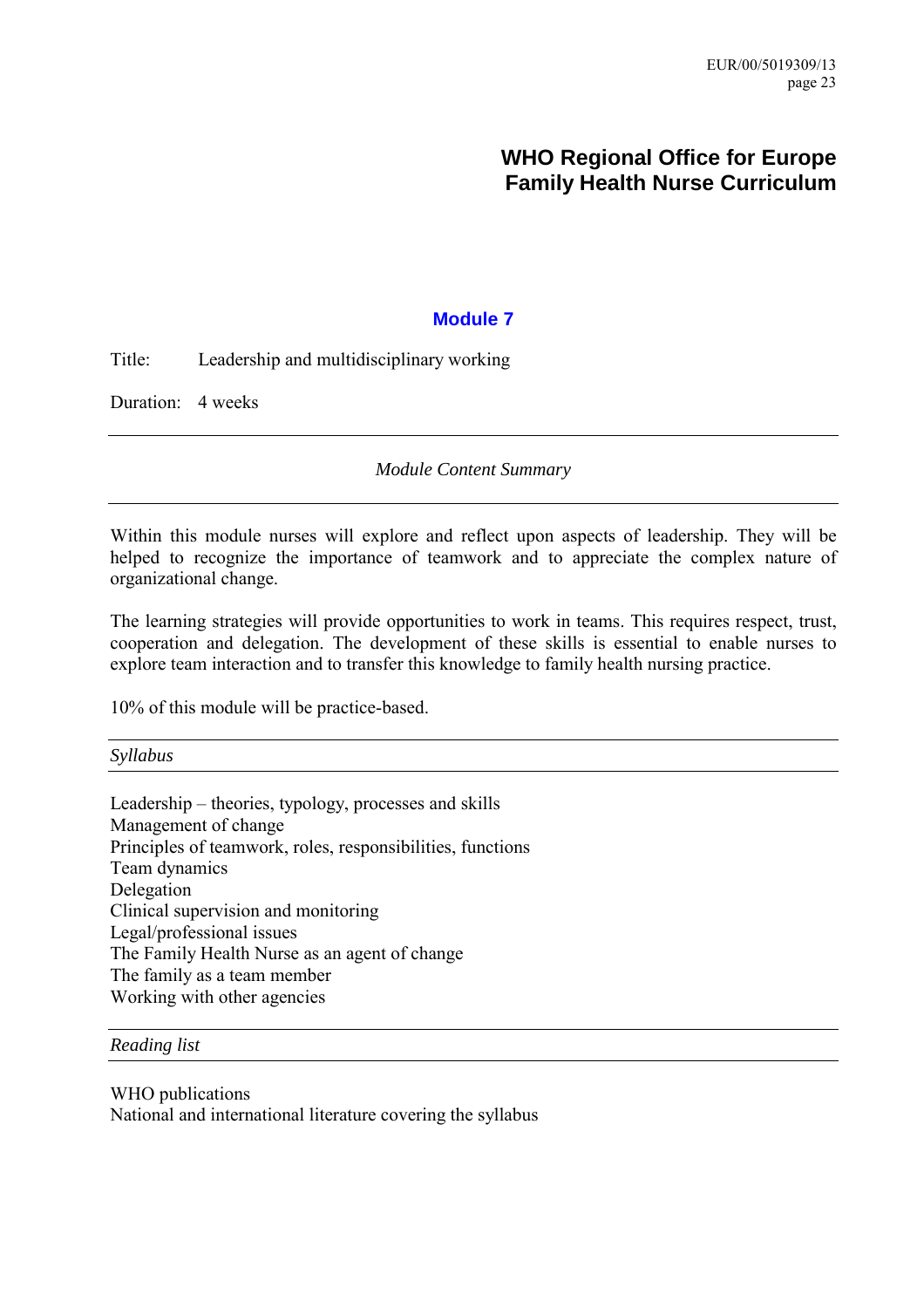# WHO Regional Office for Europe
# Family Health Nurse Curriculum

## Module 7

Title: Leadership and multidisciplinary working

Duration: 4 weeks

---

*Module Content Summary*

---

Within this module nurses will explore and reflect upon aspects of leadership. They will be helped to recognize the importance of teamwork and to appreciate the complex nature of organizational change.

The learning strategies will provide opportunities to work in teams. This requires respect, trust, cooperation and delegation. The development of these skills is essential to enable nurses to explore team interaction and to transfer this knowledge to family health nursing practice.

10% of this module will be practice-based.

---

*Syllabus*

---

Leadership – theories, typology, processes and skills
Management of change
Principles of teamwork, roles, responsibilities, functions
Team dynamics
Delegation
Clinical supervision and monitoring
Legal/professional issues
The Family Health Nurse as an agent of change
The family as a team member
Working with other agencies

---

*Reading list*

---

WHO publications
National and international literature covering the syllabus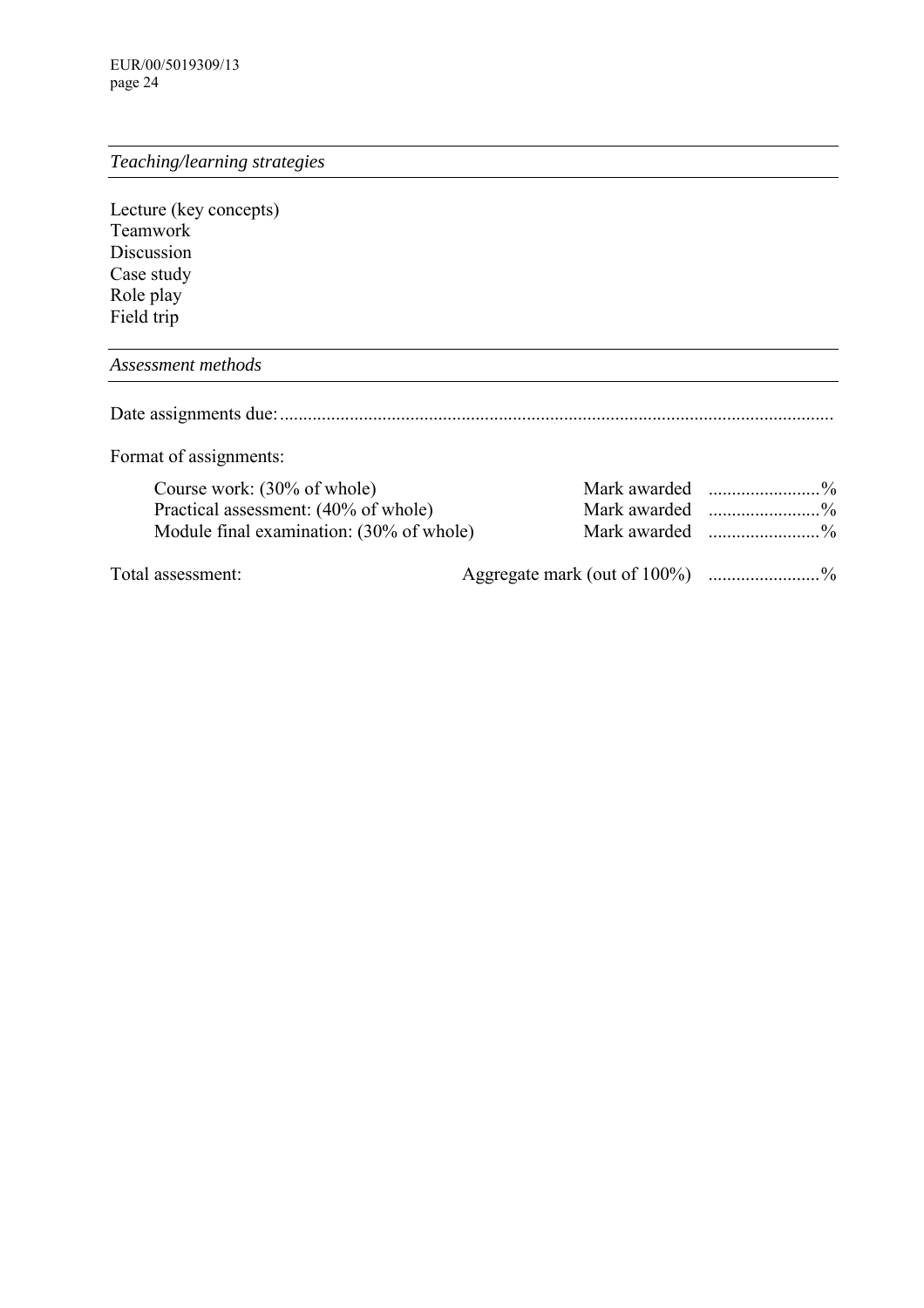*Teaching/learning strategies*

Lecture (key concepts)
Teamwork
Discussion
Case study
Role play
Field trip

*Assessment methods*

Date assignments due:.....................................................................................................................

Format of assignments:

| | | |
|---|---|---|
| Course work: (30% of whole) | Mark awarded | ........................% |
| Practical assessment: (40% of whole) | Mark awarded | ........................% |
| Module final examination: (30% of whole) | Mark awarded | ........................% |

Total assessment: Aggregate mark (out of 100%) ........................%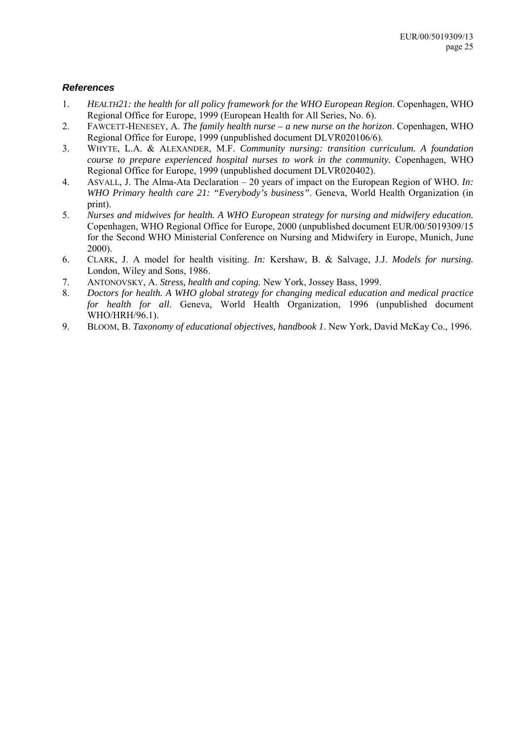### *References*

1. *HEALTH21: the health for all policy framework for the WHO European Region*. Copenhagen, WHO Regional Office for Europe, 1999 (European Health for All Series, No. 6).
2. FAWCETT-HENESEY, A. *The family health nurse – a new nurse on the horizon*. Copenhagen, WHO Regional Office for Europe, 1999 (unpublished document DLVR020106/6).
3. WHYTE, L.A. & ALEXANDER, M.F. *Community nursing: transition curriculum. A foundation course to prepare experienced hospital nurses to work in the community.* Copenhagen, WHO Regional Office for Europe, 1999 (unpublished document DLVR020402).
4. ASVALL, J. The Alma-Ata Declaration – 20 years of impact on the European Region of WHO. *In: WHO Primary health care 21: "Everybody's business"*. Geneva, World Health Organization (in print).
5. *Nurses and midwives for health. A WHO European strategy for nursing and midwifery education.* Copenhagen, WHO Regional Office for Europe, 2000 (unpublished document EUR/00/5019309/15 for the Second WHO Ministerial Conference on Nursing and Midwifery in Europe, Munich, June 2000).
6. CLARK, J. A model for health visiting. *In:* Kershaw, B. & Salvage, J.J. *Models for nursing.* London, Wiley and Sons, 1986.
7. ANTONOVSKY, A. *Stress, health and coping.* New York, Jossey Bass, 1999.
8. *Doctors for health. A WHO global strategy for changing medical education and medical practice for health for all*. Geneva, World Health Organization, 1996 (unpublished document WHO/HRH/96.1).
9. BLOOM, B. *Taxonomy of educational objectives, handbook 1*. New York, David McKay Co., 1996.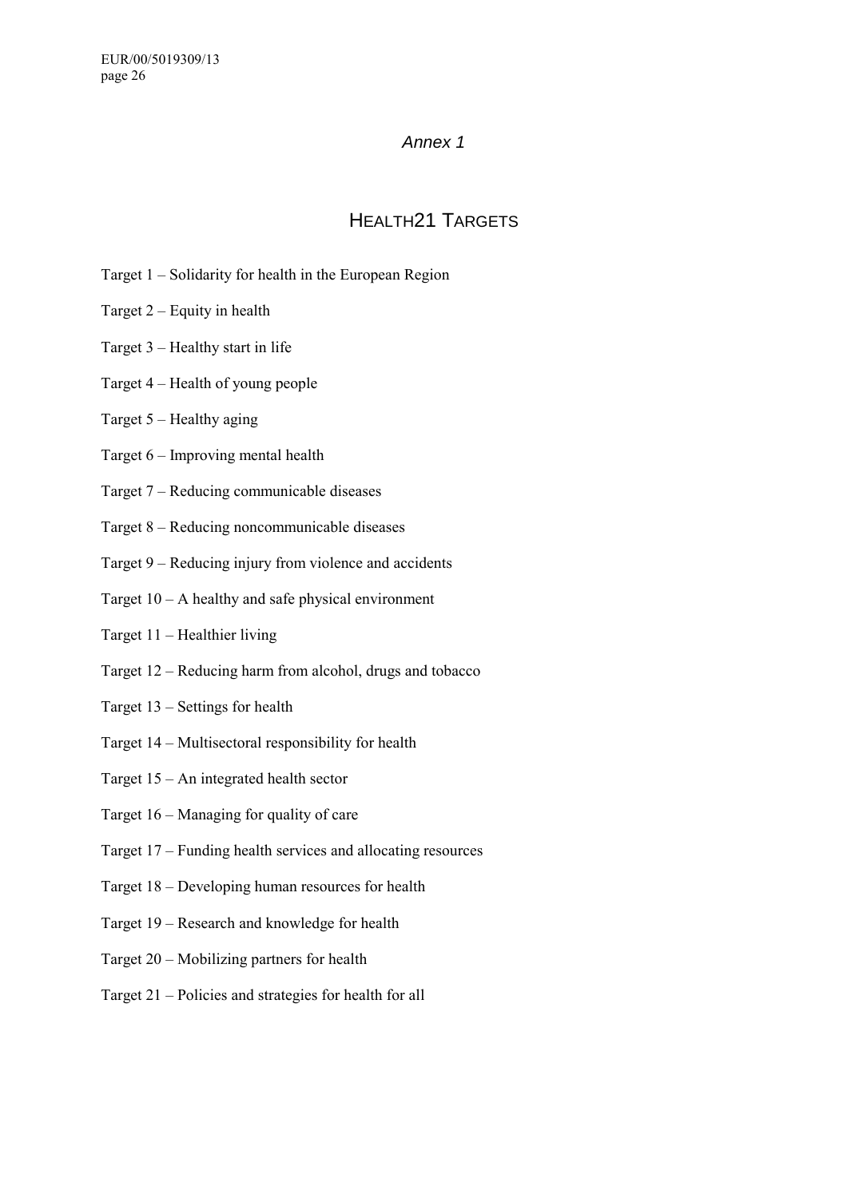*Annex 1*

# HEALTH21 TARGETS

Target 1 – Solidarity for health in the European Region

Target 2 – Equity in health

Target 3 – Healthy start in life

Target 4 – Health of young people

Target 5 – Healthy aging

Target 6 – Improving mental health

Target 7 – Reducing communicable diseases

Target 8 – Reducing noncommunicable diseases

Target 9 – Reducing injury from violence and accidents

Target 10 – A healthy and safe physical environment

Target 11 – Healthier living

Target 12 – Reducing harm from alcohol, drugs and tobacco

Target 13 – Settings for health

Target 14 – Multisectoral responsibility for health

Target 15 – An integrated health sector

Target 16 – Managing for quality of care

Target 17 – Funding health services and allocating resources

Target 18 – Developing human resources for health

Target 19 – Research and knowledge for health

Target 20 – Mobilizing partners for health

Target 21 – Policies and strategies for health for all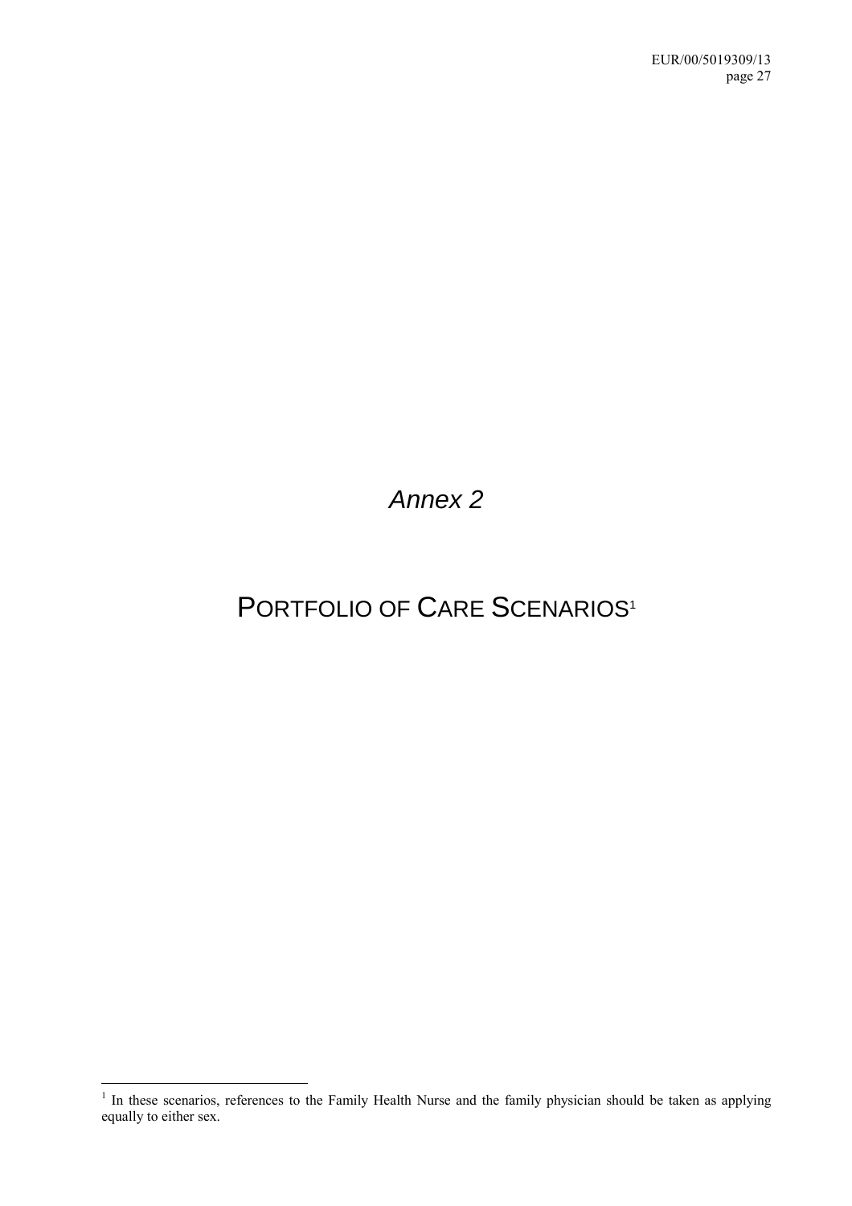# *Annex 2*

# PORTFOLIO OF CARE SCENARIOS[1]

[1] In these scenarios, references to the Family Health Nurse and the family physician should be taken as applying equally to either sex.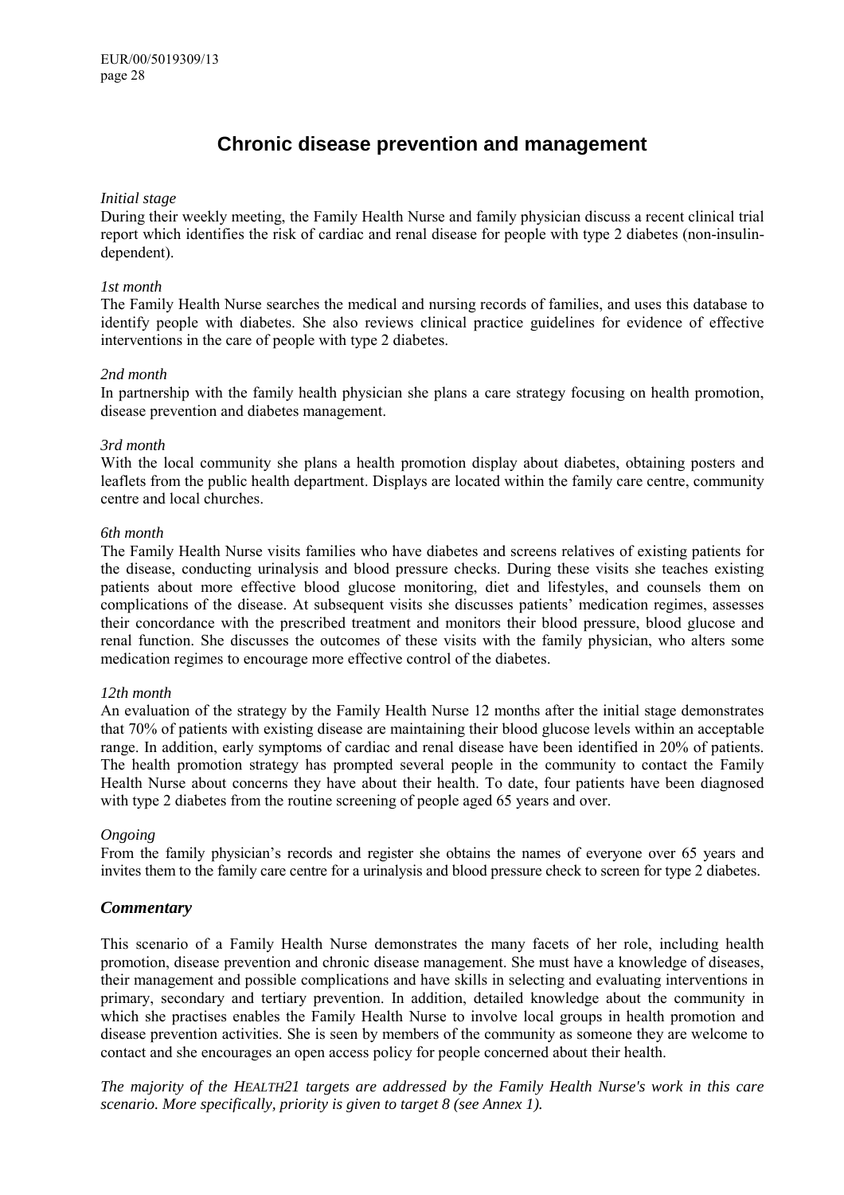# Chronic disease prevention and management

*Initial stage*

During their weekly meeting, the Family Health Nurse and family physician discuss a recent clinical trial report which identifies the risk of cardiac and renal disease for people with type 2 diabetes (non-insulin-dependent).

*1st month*

The Family Health Nurse searches the medical and nursing records of families, and uses this database to identify people with diabetes. She also reviews clinical practice guidelines for evidence of effective interventions in the care of people with type 2 diabetes.

*2nd month*

In partnership with the family health physician she plans a care strategy focusing on health promotion, disease prevention and diabetes management.

*3rd month*

With the local community she plans a health promotion display about diabetes, obtaining posters and leaflets from the public health department. Displays are located within the family care centre, community centre and local churches.

*6th month*

The Family Health Nurse visits families who have diabetes and screens relatives of existing patients for the disease, conducting urinalysis and blood pressure checks. During these visits she teaches existing patients about more effective blood glucose monitoring, diet and lifestyles, and counsels them on complications of the disease. At subsequent visits she discusses patients' medication regimes, assesses their concordance with the prescribed treatment and monitors their blood pressure, blood glucose and renal function. She discusses the outcomes of these visits with the family physician, who alters some medication regimes to encourage more effective control of the diabetes.

*12th month*

An evaluation of the strategy by the Family Health Nurse 12 months after the initial stage demonstrates that 70% of patients with existing disease are maintaining their blood glucose levels within an acceptable range. In addition, early symptoms of cardiac and renal disease have been identified in 20% of patients. The health promotion strategy has prompted several people in the community to contact the Family Health Nurse about concerns they have about their health. To date, four patients have been diagnosed with type 2 diabetes from the routine screening of people aged 65 years and over.

*Ongoing*

From the family physician's records and register she obtains the names of everyone over 65 years and invites them to the family care centre for a urinalysis and blood pressure check to screen for type 2 diabetes.

## *Commentary*

This scenario of a Family Health Nurse demonstrates the many facets of her role, including health promotion, disease prevention and chronic disease management. She must have a knowledge of diseases, their management and possible complications and have skills in selecting and evaluating interventions in primary, secondary and tertiary prevention. In addition, detailed knowledge about the community in which she practises enables the Family Health Nurse to involve local groups in health promotion and disease prevention activities. She is seen by members of the community as someone they are welcome to contact and she encourages an open access policy for people concerned about their health.

*The majority of the HEALTH21 targets are addressed by the Family Health Nurse's work in this care scenario. More specifically, priority is given to target 8 (see Annex 1).*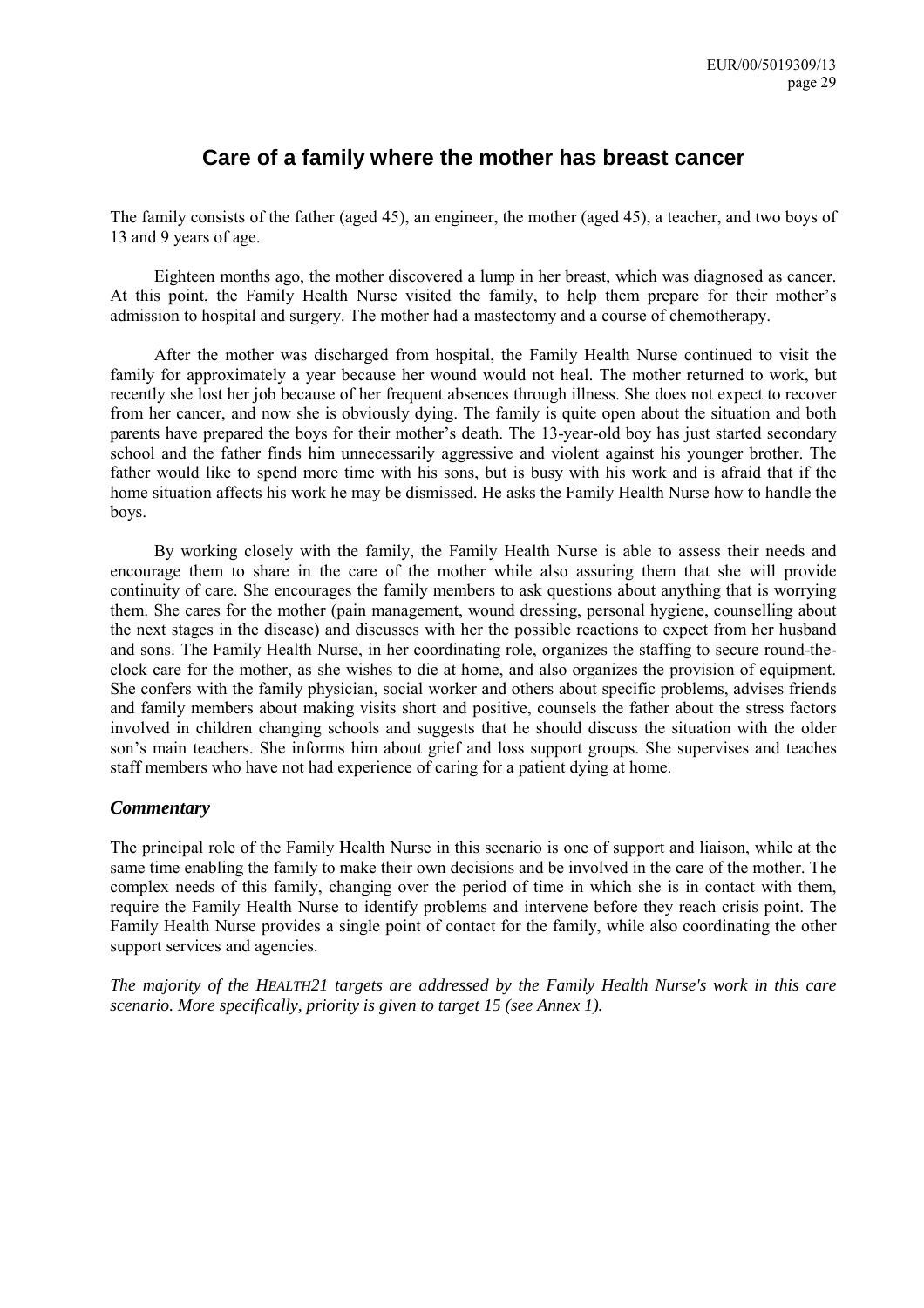## Care of a family where the mother has breast cancer

The family consists of the father (aged 45), an engineer, the mother (aged 45), a teacher, and two boys of 13 and 9 years of age.

Eighteen months ago, the mother discovered a lump in her breast, which was diagnosed as cancer. At this point, the Family Health Nurse visited the family, to help them prepare for their mother's admission to hospital and surgery. The mother had a mastectomy and a course of chemotherapy.

After the mother was discharged from hospital, the Family Health Nurse continued to visit the family for approximately a year because her wound would not heal. The mother returned to work, but recently she lost her job because of her frequent absences through illness. She does not expect to recover from her cancer, and now she is obviously dying. The family is quite open about the situation and both parents have prepared the boys for their mother's death. The 13-year-old boy has just started secondary school and the father finds him unnecessarily aggressive and violent against his younger brother. The father would like to spend more time with his sons, but is busy with his work and is afraid that if the home situation affects his work he may be dismissed. He asks the Family Health Nurse how to handle the boys.

By working closely with the family, the Family Health Nurse is able to assess their needs and encourage them to share in the care of the mother while also assuring them that she will provide continuity of care. She encourages the family members to ask questions about anything that is worrying them. She cares for the mother (pain management, wound dressing, personal hygiene, counselling about the next stages in the disease) and discusses with her the possible reactions to expect from her husband and sons. The Family Health Nurse, in her coordinating role, organizes the staffing to secure round-the-clock care for the mother, as she wishes to die at home, and also organizes the provision of equipment. She confers with the family physician, social worker and others about specific problems, advises friends and family members about making visits short and positive, counsels the father about the stress factors involved in children changing schools and suggests that he should discuss the situation with the older son's main teachers. She informs him about grief and loss support groups. She supervises and teaches staff members who have not had experience of caring for a patient dying at home.

### *Commentary*

The principal role of the Family Health Nurse in this scenario is one of support and liaison, while at the same time enabling the family to make their own decisions and be involved in the care of the mother. The complex needs of this family, changing over the period of time in which she is in contact with them, require the Family Health Nurse to identify problems and intervene before they reach crisis point. The Family Health Nurse provides a single point of contact for the family, while also coordinating the other support services and agencies.

*The majority of the HEALTH21 targets are addressed by the Family Health Nurse's work in this care scenario. More specifically, priority is given to target 15 (see Annex 1).*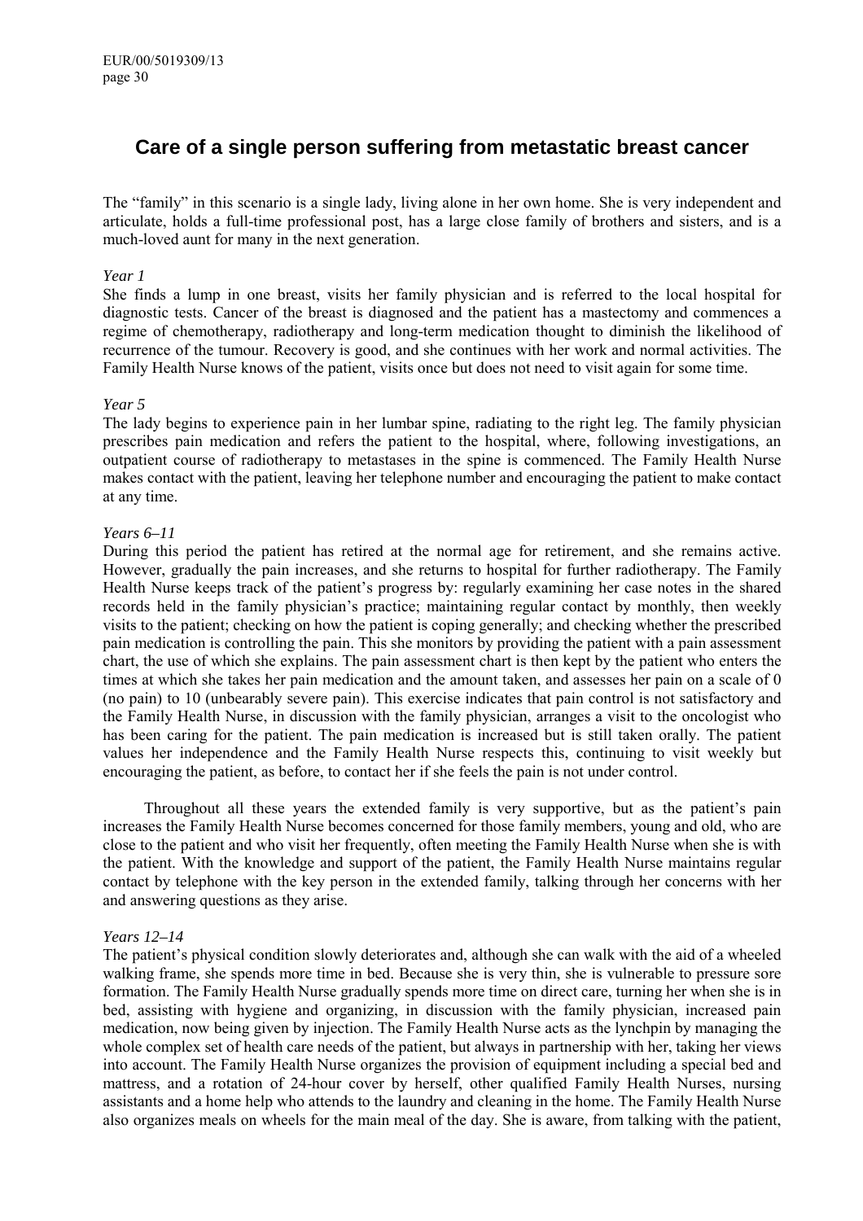# Care of a single person suffering from metastatic breast cancer

The "family" in this scenario is a single lady, living alone in her own home. She is very independent and articulate, holds a full-time professional post, has a large close family of brothers and sisters, and is a much-loved aunt for many in the next generation.

*Year 1*

She finds a lump in one breast, visits her family physician and is referred to the local hospital for diagnostic tests. Cancer of the breast is diagnosed and the patient has a mastectomy and commences a regime of chemotherapy, radiotherapy and long-term medication thought to diminish the likelihood of recurrence of the tumour. Recovery is good, and she continues with her work and normal activities. The Family Health Nurse knows of the patient, visits once but does not need to visit again for some time.

*Year 5*

The lady begins to experience pain in her lumbar spine, radiating to the right leg. The family physician prescribes pain medication and refers the patient to the hospital, where, following investigations, an outpatient course of radiotherapy to metastases in the spine is commenced. The Family Health Nurse makes contact with the patient, leaving her telephone number and encouraging the patient to make contact at any time.

*Years 6–11*

During this period the patient has retired at the normal age for retirement, and she remains active. However, gradually the pain increases, and she returns to hospital for further radiotherapy. The Family Health Nurse keeps track of the patient's progress by: regularly examining her case notes in the shared records held in the family physician's practice; maintaining regular contact by monthly, then weekly visits to the patient; checking on how the patient is coping generally; and checking whether the prescribed pain medication is controlling the pain. This she monitors by providing the patient with a pain assessment chart, the use of which she explains. The pain assessment chart is then kept by the patient who enters the times at which she takes her pain medication and the amount taken, and assesses her pain on a scale of 0 (no pain) to 10 (unbearably severe pain). This exercise indicates that pain control is not satisfactory and the Family Health Nurse, in discussion with the family physician, arranges a visit to the oncologist who has been caring for the patient. The pain medication is increased but is still taken orally. The patient values her independence and the Family Health Nurse respects this, continuing to visit weekly but encouraging the patient, as before, to contact her if she feels the pain is not under control.

Throughout all these years the extended family is very supportive, but as the patient's pain increases the Family Health Nurse becomes concerned for those family members, young and old, who are close to the patient and who visit her frequently, often meeting the Family Health Nurse when she is with the patient. With the knowledge and support of the patient, the Family Health Nurse maintains regular contact by telephone with the key person in the extended family, talking through her concerns with her and answering questions as they arise.

*Years 12–14*

The patient's physical condition slowly deteriorates and, although she can walk with the aid of a wheeled walking frame, she spends more time in bed. Because she is very thin, she is vulnerable to pressure sore formation. The Family Health Nurse gradually spends more time on direct care, turning her when she is in bed, assisting with hygiene and organizing, in discussion with the family physician, increased pain medication, now being given by injection. The Family Health Nurse acts as the lynchpin by managing the whole complex set of health care needs of the patient, but always in partnership with her, taking her views into account. The Family Health Nurse organizes the provision of equipment including a special bed and mattress, and a rotation of 24-hour cover by herself, other qualified Family Health Nurses, nursing assistants and a home help who attends to the laundry and cleaning in the home. The Family Health Nurse also organizes meals on wheels for the main meal of the day. She is aware, from talking with the patient,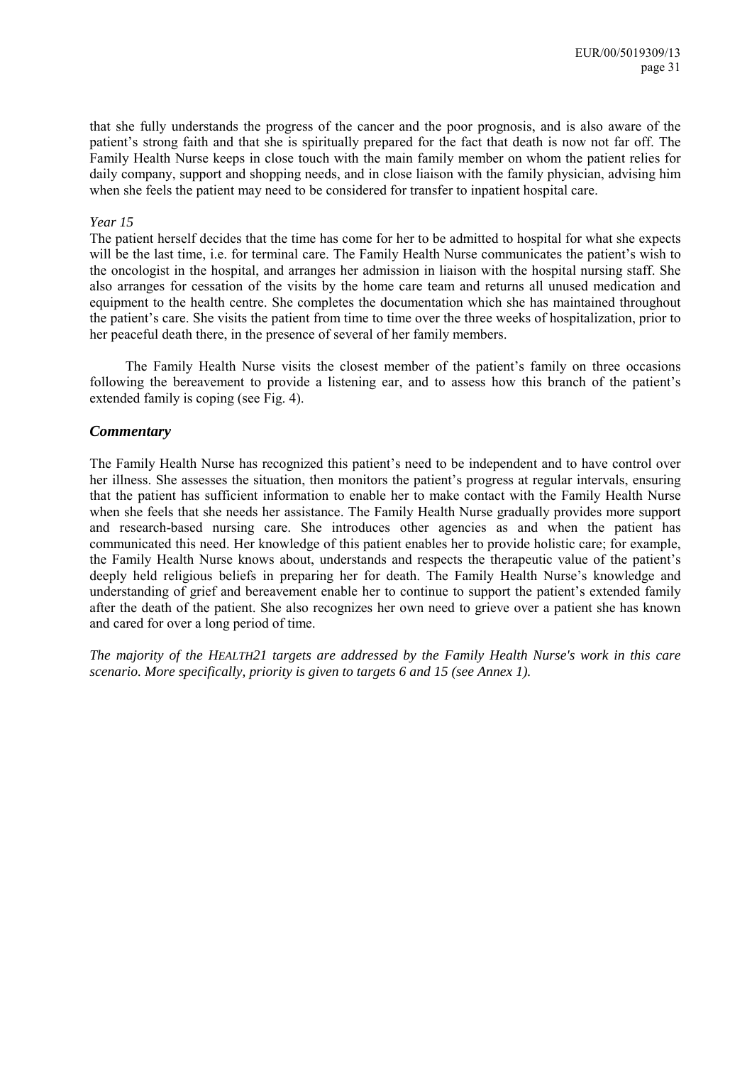that she fully understands the progress of the cancer and the poor prognosis, and is also aware of the patient's strong faith and that she is spiritually prepared for the fact that death is now not far off. The Family Health Nurse keeps in close touch with the main family member on whom the patient relies for daily company, support and shopping needs, and in close liaison with the family physician, advising him when she feels the patient may need to be considered for transfer to inpatient hospital care.

*Year 15*

The patient herself decides that the time has come for her to be admitted to hospital for what she expects will be the last time, i.e. for terminal care. The Family Health Nurse communicates the patient's wish to the oncologist in the hospital, and arranges her admission in liaison with the hospital nursing staff. She also arranges for cessation of the visits by the home care team and returns all unused medication and equipment to the health centre. She completes the documentation which she has maintained throughout the patient's care. She visits the patient from time to time over the three weeks of hospitalization, prior to her peaceful death there, in the presence of several of her family members.

The Family Health Nurse visits the closest member of the patient's family on three occasions following the bereavement to provide a listening ear, and to assess how this branch of the patient's extended family is coping (see Fig. 4).

## *Commentary*

The Family Health Nurse has recognized this patient's need to be independent and to have control over her illness. She assesses the situation, then monitors the patient's progress at regular intervals, ensuring that the patient has sufficient information to enable her to make contact with the Family Health Nurse when she feels that she needs her assistance. The Family Health Nurse gradually provides more support and research-based nursing care. She introduces other agencies as and when the patient has communicated this need. Her knowledge of this patient enables her to provide holistic care; for example, the Family Health Nurse knows about, understands and respects the therapeutic value of the patient's deeply held religious beliefs in preparing her for death. The Family Health Nurse's knowledge and understanding of grief and bereavement enable her to continue to support the patient's extended family after the death of the patient. She also recognizes her own need to grieve over a patient she has known and cared for over a long period of time.

*The majority of the HEALTH21 targets are addressed by the Family Health Nurse's work in this care scenario. More specifically, priority is given to targets 6 and 15 (see Annex 1).*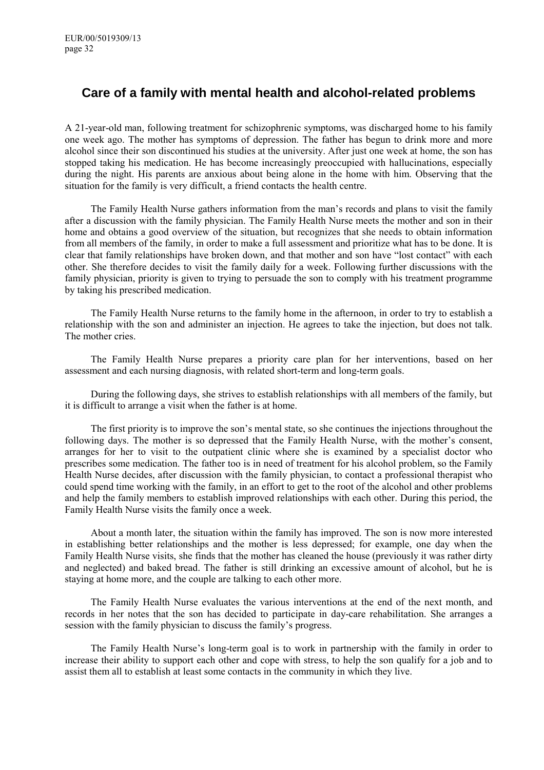## Care of a family with mental health and alcohol-related problems

A 21-year-old man, following treatment for schizophrenic symptoms, was discharged home to his family one week ago. The mother has symptoms of depression. The father has begun to drink more and more alcohol since their son discontinued his studies at the university. After just one week at home, the son has stopped taking his medication. He has become increasingly preoccupied with hallucinations, especially during the night. His parents are anxious about being alone in the home with him. Observing that the situation for the family is very difficult, a friend contacts the health centre.

The Family Health Nurse gathers information from the man's records and plans to visit the family after a discussion with the family physician. The Family Health Nurse meets the mother and son in their home and obtains a good overview of the situation, but recognizes that she needs to obtain information from all members of the family, in order to make a full assessment and prioritize what has to be done. It is clear that family relationships have broken down, and that mother and son have "lost contact" with each other. She therefore decides to visit the family daily for a week. Following further discussions with the family physician, priority is given to trying to persuade the son to comply with his treatment programme by taking his prescribed medication.

The Family Health Nurse returns to the family home in the afternoon, in order to try to establish a relationship with the son and administer an injection. He agrees to take the injection, but does not talk. The mother cries.

The Family Health Nurse prepares a priority care plan for her interventions, based on her assessment and each nursing diagnosis, with related short-term and long-term goals.

During the following days, she strives to establish relationships with all members of the family, but it is difficult to arrange a visit when the father is at home.

The first priority is to improve the son's mental state, so she continues the injections throughout the following days. The mother is so depressed that the Family Health Nurse, with the mother's consent, arranges for her to visit to the outpatient clinic where she is examined by a specialist doctor who prescribes some medication. The father too is in need of treatment for his alcohol problem, so the Family Health Nurse decides, after discussion with the family physician, to contact a professional therapist who could spend time working with the family, in an effort to get to the root of the alcohol and other problems and help the family members to establish improved relationships with each other. During this period, the Family Health Nurse visits the family once a week.

About a month later, the situation within the family has improved. The son is now more interested in establishing better relationships and the mother is less depressed; for example, one day when the Family Health Nurse visits, she finds that the mother has cleaned the house (previously it was rather dirty and neglected) and baked bread. The father is still drinking an excessive amount of alcohol, but he is staying at home more, and the couple are talking to each other more.

The Family Health Nurse evaluates the various interventions at the end of the next month, and records in her notes that the son has decided to participate in day-care rehabilitation. She arranges a session with the family physician to discuss the family's progress.

The Family Health Nurse's long-term goal is to work in partnership with the family in order to increase their ability to support each other and cope with stress, to help the son qualify for a job and to assist them all to establish at least some contacts in the community in which they live.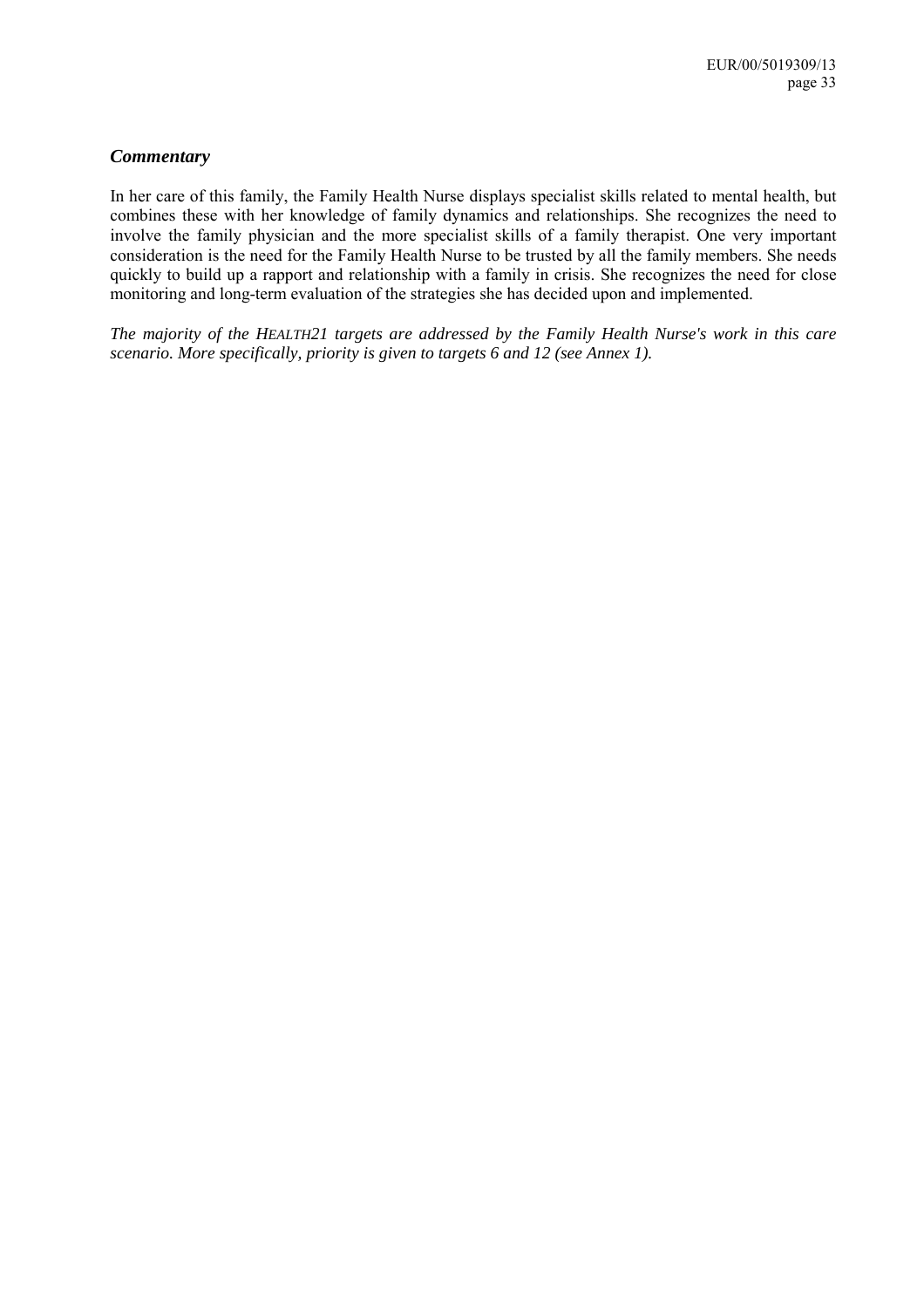### *Commentary*

In her care of this family, the Family Health Nurse displays specialist skills related to mental health, but combines these with her knowledge of family dynamics and relationships. She recognizes the need to involve the family physician and the more specialist skills of a family therapist. One very important consideration is the need for the Family Health Nurse to be trusted by all the family members. She needs quickly to build up a rapport and relationship with a family in crisis. She recognizes the need for close monitoring and long-term evaluation of the strategies she has decided upon and implemented.

*The majority of the HEALTH21 targets are addressed by the Family Health Nurse's work in this care scenario. More specifically, priority is given to targets 6 and 12 (see Annex 1).*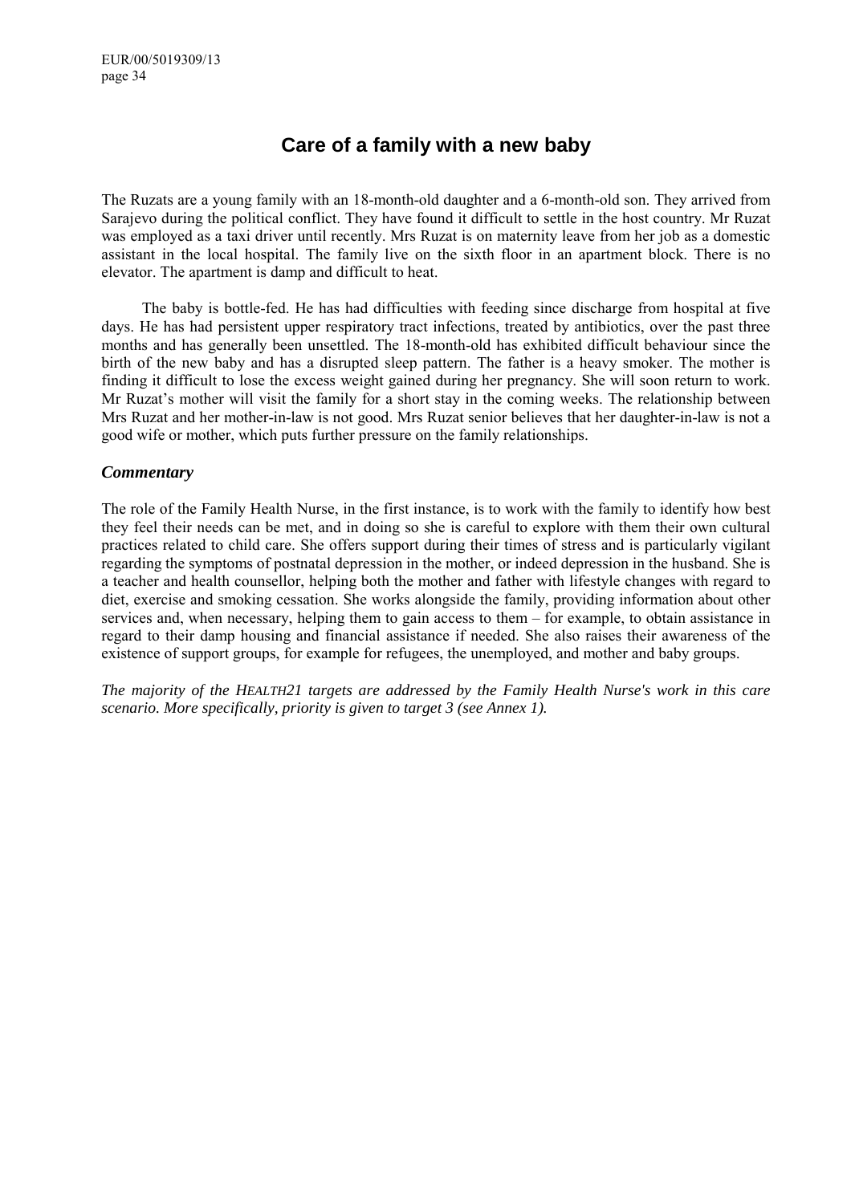# Care of a family with a new baby

The Ruzats are a young family with an 18-month-old daughter and a 6-month-old son. They arrived from Sarajevo during the political conflict. They have found it difficult to settle in the host country. Mr Ruzat was employed as a taxi driver until recently. Mrs Ruzat is on maternity leave from her job as a domestic assistant in the local hospital. The family live on the sixth floor in an apartment block. There is no elevator. The apartment is damp and difficult to heat.

The baby is bottle-fed. He has had difficulties with feeding since discharge from hospital at five days. He has had persistent upper respiratory tract infections, treated by antibiotics, over the past three months and has generally been unsettled. The 18-month-old has exhibited difficult behaviour since the birth of the new baby and has a disrupted sleep pattern. The father is a heavy smoker. The mother is finding it difficult to lose the excess weight gained during her pregnancy. She will soon return to work. Mr Ruzat's mother will visit the family for a short stay in the coming weeks. The relationship between Mrs Ruzat and her mother-in-law is not good. Mrs Ruzat senior believes that her daughter-in-law is not a good wife or mother, which puts further pressure on the family relationships.

### *Commentary*

The role of the Family Health Nurse, in the first instance, is to work with the family to identify how best they feel their needs can be met, and in doing so she is careful to explore with them their own cultural practices related to child care. She offers support during their times of stress and is particularly vigilant regarding the symptoms of postnatal depression in the mother, or indeed depression in the husband. She is a teacher and health counsellor, helping both the mother and father with lifestyle changes with regard to diet, exercise and smoking cessation. She works alongside the family, providing information about other services and, when necessary, helping them to gain access to them – for example, to obtain assistance in regard to their damp housing and financial assistance if needed. She also raises their awareness of the existence of support groups, for example for refugees, the unemployed, and mother and baby groups.

*The majority of the HEALTH21 targets are addressed by the Family Health Nurse's work in this care scenario. More specifically, priority is given to target 3 (see Annex 1).*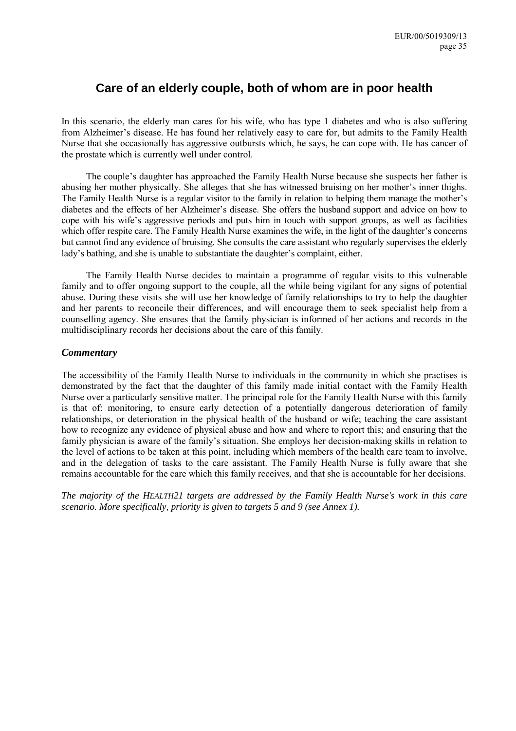## Care of an elderly couple, both of whom are in poor health

In this scenario, the elderly man cares for his wife, who has type 1 diabetes and who is also suffering from Alzheimer's disease. He has found her relatively easy to care for, but admits to the Family Health Nurse that she occasionally has aggressive outbursts which, he says, he can cope with. He has cancer of the prostate which is currently well under control.

The couple's daughter has approached the Family Health Nurse because she suspects her father is abusing her mother physically. She alleges that she has witnessed bruising on her mother's inner thighs. The Family Health Nurse is a regular visitor to the family in relation to helping them manage the mother's diabetes and the effects of her Alzheimer's disease. She offers the husband support and advice on how to cope with his wife's aggressive periods and puts him in touch with support groups, as well as facilities which offer respite care. The Family Health Nurse examines the wife, in the light of the daughter's concerns but cannot find any evidence of bruising. She consults the care assistant who regularly supervises the elderly lady's bathing, and she is unable to substantiate the daughter's complaint, either.

The Family Health Nurse decides to maintain a programme of regular visits to this vulnerable family and to offer ongoing support to the couple, all the while being vigilant for any signs of potential abuse. During these visits she will use her knowledge of family relationships to try to help the daughter and her parents to reconcile their differences, and will encourage them to seek specialist help from a counselling agency. She ensures that the family physician is informed of her actions and records in the multidisciplinary records her decisions about the care of this family.

### *Commentary*

The accessibility of the Family Health Nurse to individuals in the community in which she practises is demonstrated by the fact that the daughter of this family made initial contact with the Family Health Nurse over a particularly sensitive matter. The principal role for the Family Health Nurse with this family is that of: monitoring, to ensure early detection of a potentially dangerous deterioration of family relationships, or deterioration in the physical health of the husband or wife; teaching the care assistant how to recognize any evidence of physical abuse and how and where to report this; and ensuring that the family physician is aware of the family's situation. She employs her decision-making skills in relation to the level of actions to be taken at this point, including which members of the health care team to involve, and in the delegation of tasks to the care assistant. The Family Health Nurse is fully aware that she remains accountable for the care which this family receives, and that she is accountable for her decisions.

*The majority of the HEALTH21 targets are addressed by the Family Health Nurse's work in this care scenario. More specifically, priority is given to targets 5 and 9 (see Annex 1).*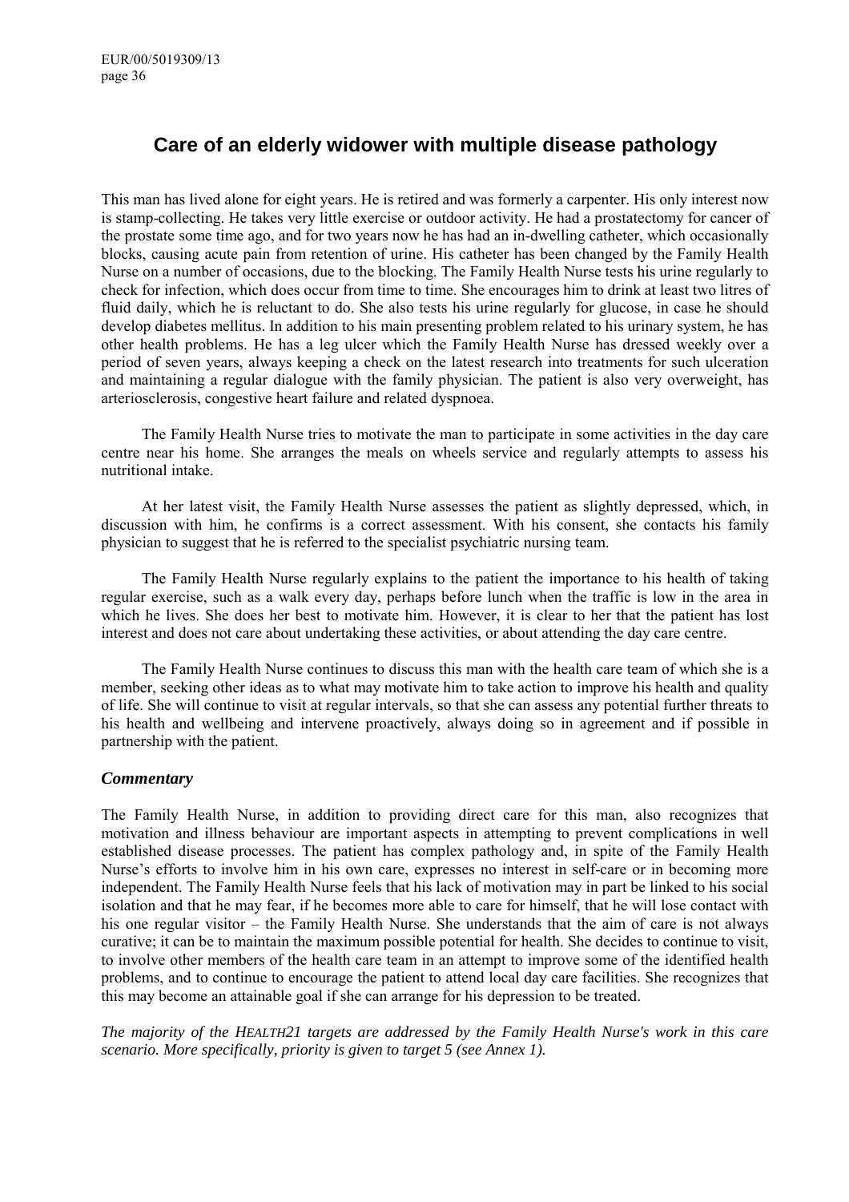## Care of an elderly widower with multiple disease pathology

This man has lived alone for eight years. He is retired and was formerly a carpenter. His only interest now is stamp-collecting. He takes very little exercise or outdoor activity. He had a prostatectomy for cancer of the prostate some time ago, and for two years now he has had an in-dwelling catheter, which occasionally blocks, causing acute pain from retention of urine. His catheter has been changed by the Family Health Nurse on a number of occasions, due to the blocking. The Family Health Nurse tests his urine regularly to check for infection, which does occur from time to time. She encourages him to drink at least two litres of fluid daily, which he is reluctant to do. She also tests his urine regularly for glucose, in case he should develop diabetes mellitus. In addition to his main presenting problem related to his urinary system, he has other health problems. He has a leg ulcer which the Family Health Nurse has dressed weekly over a period of seven years, always keeping a check on the latest research into treatments for such ulceration and maintaining a regular dialogue with the family physician. The patient is also very overweight, has arteriosclerosis, congestive heart failure and related dyspnoea.

The Family Health Nurse tries to motivate the man to participate in some activities in the day care centre near his home. She arranges the meals on wheels service and regularly attempts to assess his nutritional intake.

At her latest visit, the Family Health Nurse assesses the patient as slightly depressed, which, in discussion with him, he confirms is a correct assessment. With his consent, she contacts his family physician to suggest that he is referred to the specialist psychiatric nursing team.

The Family Health Nurse regularly explains to the patient the importance to his health of taking regular exercise, such as a walk every day, perhaps before lunch when the traffic is low in the area in which he lives. She does her best to motivate him. However, it is clear to her that the patient has lost interest and does not care about undertaking these activities, or about attending the day care centre.

The Family Health Nurse continues to discuss this man with the health care team of which she is a member, seeking other ideas as to what may motivate him to take action to improve his health and quality of life. She will continue to visit at regular intervals, so that she can assess any potential further threats to his health and wellbeing and intervene proactively, always doing so in agreement and if possible in partnership with the patient.

### *Commentary*

The Family Health Nurse, in addition to providing direct care for this man, also recognizes that motivation and illness behaviour are important aspects in attempting to prevent complications in well established disease processes. The patient has complex pathology and, in spite of the Family Health Nurse's efforts to involve him in his own care, expresses no interest in self-care or in becoming more independent. The Family Health Nurse feels that his lack of motivation may in part be linked to his social isolation and that he may fear, if he becomes more able to care for himself, that he will lose contact with his one regular visitor – the Family Health Nurse. She understands that the aim of care is not always curative; it can be to maintain the maximum possible potential for health. She decides to continue to visit, to involve other members of the health care team in an attempt to improve some of the identified health problems, and to continue to encourage the patient to attend local day care facilities. She recognizes that this may become an attainable goal if she can arrange for his depression to be treated.

*The majority of the HEALTH21 targets are addressed by the Family Health Nurse's work in this care scenario. More specifically, priority is given to target 5 (see Annex 1).*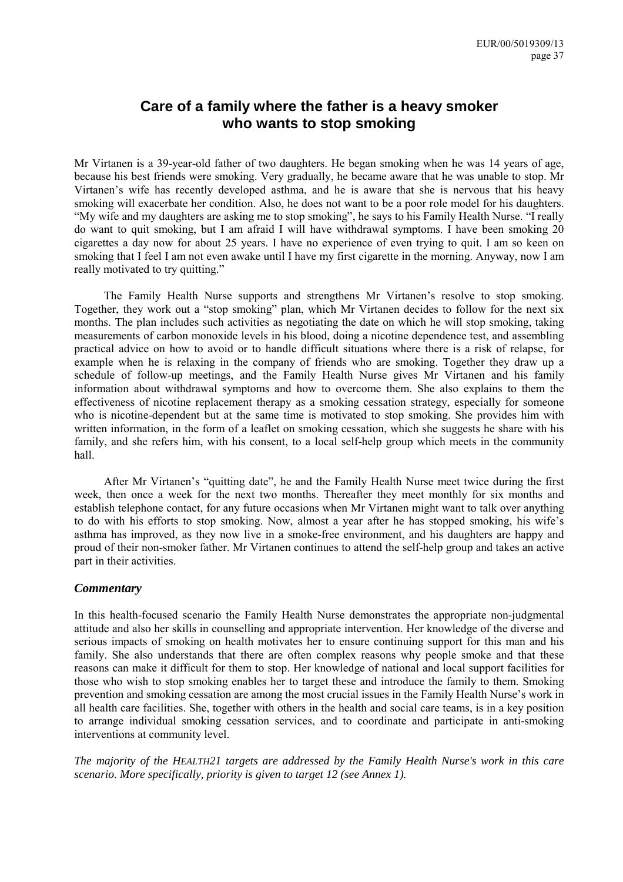## Care of a family where the father is a heavy smoker who wants to stop smoking

Mr Virtanen is a 39-year-old father of two daughters. He began smoking when he was 14 years of age, because his best friends were smoking. Very gradually, he became aware that he was unable to stop. Mr Virtanen's wife has recently developed asthma, and he is aware that she is nervous that his heavy smoking will exacerbate her condition. Also, he does not want to be a poor role model for his daughters. "My wife and my daughters are asking me to stop smoking", he says to his Family Health Nurse. "I really do want to quit smoking, but I am afraid I will have withdrawal symptoms. I have been smoking 20 cigarettes a day now for about 25 years. I have no experience of even trying to quit. I am so keen on smoking that I feel I am not even awake until I have my first cigarette in the morning. Anyway, now I am really motivated to try quitting."

The Family Health Nurse supports and strengthens Mr Virtanen's resolve to stop smoking. Together, they work out a "stop smoking" plan, which Mr Virtanen decides to follow for the next six months. The plan includes such activities as negotiating the date on which he will stop smoking, taking measurements of carbon monoxide levels in his blood, doing a nicotine dependence test, and assembling practical advice on how to avoid or to handle difficult situations where there is a risk of relapse, for example when he is relaxing in the company of friends who are smoking. Together they draw up a schedule of follow-up meetings, and the Family Health Nurse gives Mr Virtanen and his family information about withdrawal symptoms and how to overcome them. She also explains to them the effectiveness of nicotine replacement therapy as a smoking cessation strategy, especially for someone who is nicotine-dependent but at the same time is motivated to stop smoking. She provides him with written information, in the form of a leaflet on smoking cessation, which she suggests he share with his family, and she refers him, with his consent, to a local self-help group which meets in the community hall.

After Mr Virtanen's "quitting date", he and the Family Health Nurse meet twice during the first week, then once a week for the next two months. Thereafter they meet monthly for six months and establish telephone contact, for any future occasions when Mr Virtanen might want to talk over anything to do with his efforts to stop smoking. Now, almost a year after he has stopped smoking, his wife's asthma has improved, as they now live in a smoke-free environment, and his daughters are happy and proud of their non-smoker father. Mr Virtanen continues to attend the self-help group and takes an active part in their activities.

### *Commentary*

In this health-focused scenario the Family Health Nurse demonstrates the appropriate non-judgmental attitude and also her skills in counselling and appropriate intervention. Her knowledge of the diverse and serious impacts of smoking on health motivates her to ensure continuing support for this man and his family. She also understands that there are often complex reasons why people smoke and that these reasons can make it difficult for them to stop. Her knowledge of national and local support facilities for those who wish to stop smoking enables her to target these and introduce the family to them. Smoking prevention and smoking cessation are among the most crucial issues in the Family Health Nurse's work in all health care facilities. She, together with others in the health and social care teams, is in a key position to arrange individual smoking cessation services, and to coordinate and participate in anti-smoking interventions at community level.

*The majority of the HEALTH21 targets are addressed by the Family Health Nurse's work in this care scenario. More specifically, priority is given to target 12 (see Annex 1).*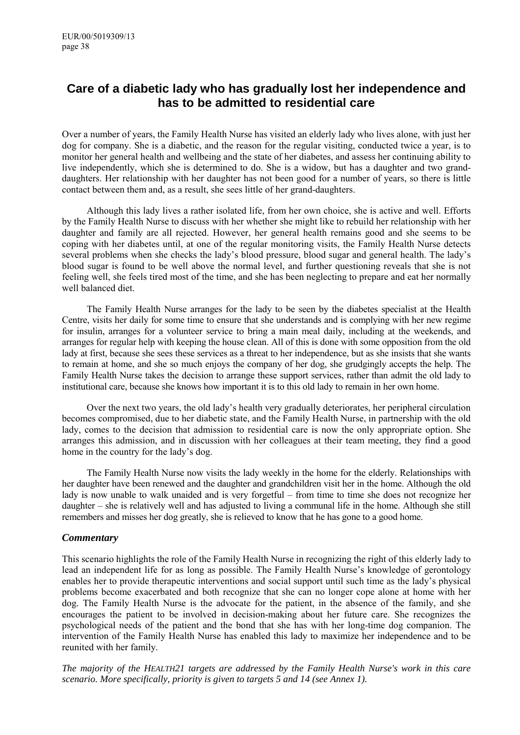# Care of a diabetic lady who has gradually lost her independence and has to be admitted to residential care

Over a number of years, the Family Health Nurse has visited an elderly lady who lives alone, with just her dog for company. She is a diabetic, and the reason for the regular visiting, conducted twice a year, is to monitor her general health and wellbeing and the state of her diabetes, and assess her continuing ability to live independently, which she is determined to do. She is a widow, but has a daughter and two grand-daughters. Her relationship with her daughter has not been good for a number of years, so there is little contact between them and, as a result, she sees little of her grand-daughters.

Although this lady lives a rather isolated life, from her own choice, she is active and well. Efforts by the Family Health Nurse to discuss with her whether she might like to rebuild her relationship with her daughter and family are all rejected. However, her general health remains good and she seems to be coping with her diabetes until, at one of the regular monitoring visits, the Family Health Nurse detects several problems when she checks the lady's blood pressure, blood sugar and general health. The lady's blood sugar is found to be well above the normal level, and further questioning reveals that she is not feeling well, she feels tired most of the time, and she has been neglecting to prepare and eat her normally well balanced diet.

The Family Health Nurse arranges for the lady to be seen by the diabetes specialist at the Health Centre, visits her daily for some time to ensure that she understands and is complying with her new regime for insulin, arranges for a volunteer service to bring a main meal daily, including at the weekends, and arranges for regular help with keeping the house clean. All of this is done with some opposition from the old lady at first, because she sees these services as a threat to her independence, but as she insists that she wants to remain at home, and she so much enjoys the company of her dog, she grudgingly accepts the help. The Family Health Nurse takes the decision to arrange these support services, rather than admit the old lady to institutional care, because she knows how important it is to this old lady to remain in her own home.

Over the next two years, the old lady's health very gradually deteriorates, her peripheral circulation becomes compromised, due to her diabetic state, and the Family Health Nurse, in partnership with the old lady, comes to the decision that admission to residential care is now the only appropriate option. She arranges this admission, and in discussion with her colleagues at their team meeting, they find a good home in the country for the lady's dog.

The Family Health Nurse now visits the lady weekly in the home for the elderly. Relationships with her daughter have been renewed and the daughter and grandchildren visit her in the home. Although the old lady is now unable to walk unaided and is very forgetful – from time to time she does not recognize her daughter – she is relatively well and has adjusted to living a communal life in the home. Although she still remembers and misses her dog greatly, she is relieved to know that he has gone to a good home.

### *Commentary*

This scenario highlights the role of the Family Health Nurse in recognizing the right of this elderly lady to lead an independent life for as long as possible. The Family Health Nurse's knowledge of gerontology enables her to provide therapeutic interventions and social support until such time as the lady's physical problems become exacerbated and both recognize that she can no longer cope alone at home with her dog. The Family Health Nurse is the advocate for the patient, in the absence of the family, and she encourages the patient to be involved in decision-making about her future care. She recognizes the psychological needs of the patient and the bond that she has with her long-time dog companion. The intervention of the Family Health Nurse has enabled this lady to maximize her independence and to be reunited with her family.

*The majority of the HEALTH21 targets are addressed by the Family Health Nurse's work in this care scenario. More specifically, priority is given to targets 5 and 14 (see Annex 1).*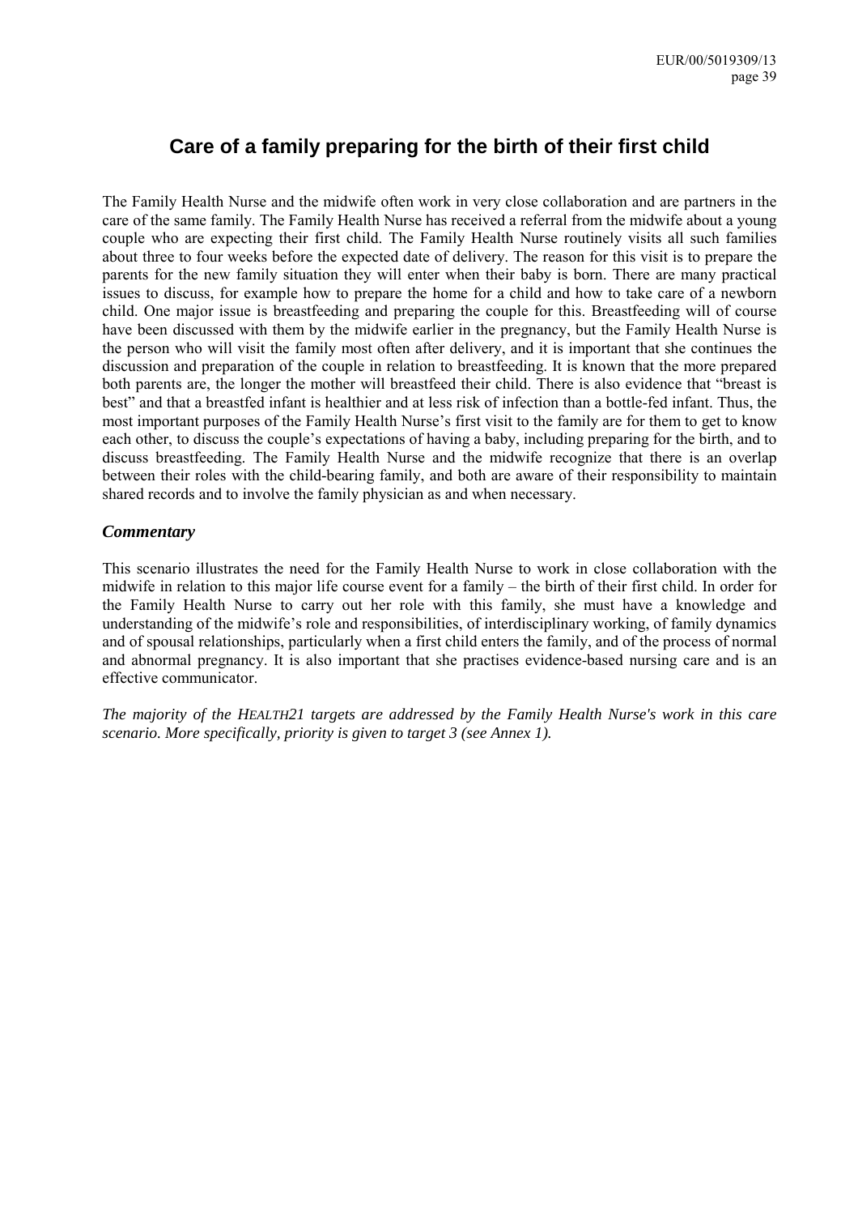# Care of a family preparing for the birth of their first child

The Family Health Nurse and the midwife often work in very close collaboration and are partners in the care of the same family. The Family Health Nurse has received a referral from the midwife about a young couple who are expecting their first child. The Family Health Nurse routinely visits all such families about three to four weeks before the expected date of delivery. The reason for this visit is to prepare the parents for the new family situation they will enter when their baby is born. There are many practical issues to discuss, for example how to prepare the home for a child and how to take care of a newborn child. One major issue is breastfeeding and preparing the couple for this. Breastfeeding will of course have been discussed with them by the midwife earlier in the pregnancy, but the Family Health Nurse is the person who will visit the family most often after delivery, and it is important that she continues the discussion and preparation of the couple in relation to breastfeeding. It is known that the more prepared both parents are, the longer the mother will breastfeed their child. There is also evidence that "breast is best" and that a breastfed infant is healthier and at less risk of infection than a bottle-fed infant. Thus, the most important purposes of the Family Health Nurse's first visit to the family are for them to get to know each other, to discuss the couple's expectations of having a baby, including preparing for the birth, and to discuss breastfeeding. The Family Health Nurse and the midwife recognize that there is an overlap between their roles with the child-bearing family, and both are aware of their responsibility to maintain shared records and to involve the family physician as and when necessary.

### *Commentary*

This scenario illustrates the need for the Family Health Nurse to work in close collaboration with the midwife in relation to this major life course event for a family – the birth of their first child. In order for the Family Health Nurse to carry out her role with this family, she must have a knowledge and understanding of the midwife's role and responsibilities, of interdisciplinary working, of family dynamics and of spousal relationships, particularly when a first child enters the family, and of the process of normal and abnormal pregnancy. It is also important that she practises evidence-based nursing care and is an effective communicator.

*The majority of the HEALTH21 targets are addressed by the Family Health Nurse's work in this care scenario. More specifically, priority is given to target 3 (see Annex 1).*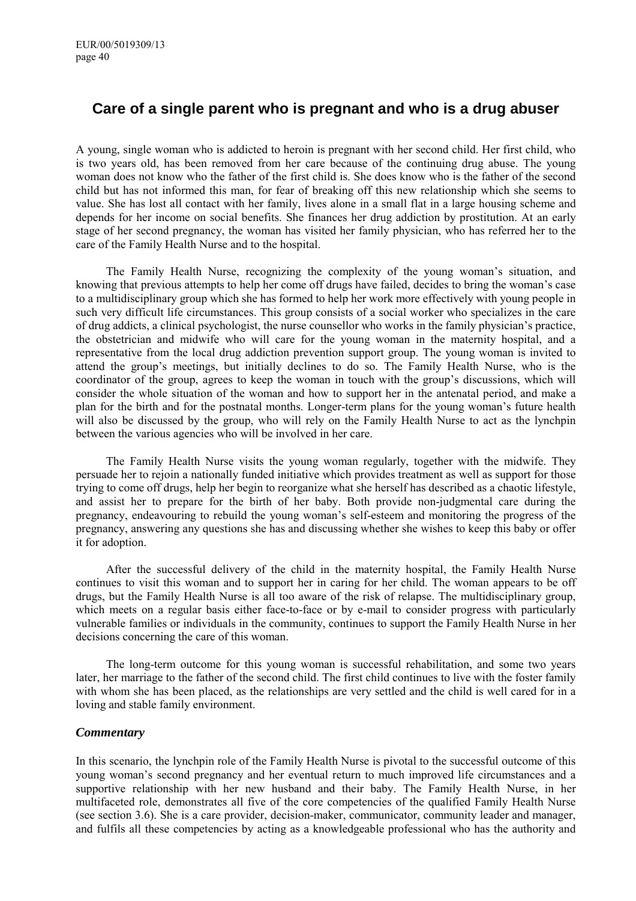## Care of a single parent who is pregnant and who is a drug abuser

A young, single woman who is addicted to heroin is pregnant with her second child. Her first child, who is two years old, has been removed from her care because of the continuing drug abuse. The young woman does not know who the father of the first child is. She does know who is the father of the second child but has not informed this man, for fear of breaking off this new relationship which she seems to value. She has lost all contact with her family, lives alone in a small flat in a large housing scheme and depends for her income on social benefits. She finances her drug addiction by prostitution. At an early stage of her second pregnancy, the woman has visited her family physician, who has referred her to the care of the Family Health Nurse and to the hospital.

The Family Health Nurse, recognizing the complexity of the young woman's situation, and knowing that previous attempts to help her come off drugs have failed, decides to bring the woman's case to a multidisciplinary group which she has formed to help her work more effectively with young people in such very difficult life circumstances. This group consists of a social worker who specializes in the care of drug addicts, a clinical psychologist, the nurse counsellor who works in the family physician's practice, the obstetrician and midwife who will care for the young woman in the maternity hospital, and a representative from the local drug addiction prevention support group. The young woman is invited to attend the group's meetings, but initially declines to do so. The Family Health Nurse, who is the coordinator of the group, agrees to keep the woman in touch with the group's discussions, which will consider the whole situation of the woman and how to support her in the antenatal period, and make a plan for the birth and for the postnatal months. Longer-term plans for the young woman's future health will also be discussed by the group, who will rely on the Family Health Nurse to act as the lynchpin between the various agencies who will be involved in her care.

The Family Health Nurse visits the young woman regularly, together with the midwife. They persuade her to rejoin a nationally funded initiative which provides treatment as well as support for those trying to come off drugs, help her begin to reorganize what she herself has described as a chaotic lifestyle, and assist her to prepare for the birth of her baby. Both provide non-judgmental care during the pregnancy, endeavouring to rebuild the young woman's self-esteem and monitoring the progress of the pregnancy, answering any questions she has and discussing whether she wishes to keep this baby or offer it for adoption.

After the successful delivery of the child in the maternity hospital, the Family Health Nurse continues to visit this woman and to support her in caring for her child. The woman appears to be off drugs, but the Family Health Nurse is all too aware of the risk of relapse. The multidisciplinary group, which meets on a regular basis either face-to-face or by e-mail to consider progress with particularly vulnerable families or individuals in the community, continues to support the Family Health Nurse in her decisions concerning the care of this woman.

The long-term outcome for this young woman is successful rehabilitation, and some two years later, her marriage to the father of the second child. The first child continues to live with the foster family with whom she has been placed, as the relationships are very settled and the child is well cared for in a loving and stable family environment.

### *Commentary*

In this scenario, the lynchpin role of the Family Health Nurse is pivotal to the successful outcome of this young woman's second pregnancy and her eventual return to much improved life circumstances and a supportive relationship with her new husband and their baby. The Family Health Nurse, in her multifaceted role, demonstrates all five of the core competencies of the qualified Family Health Nurse (see section 3.6). She is a care provider, decision-maker, communicator, community leader and manager, and fulfils all these competencies by acting as a knowledgeable professional who has the authority and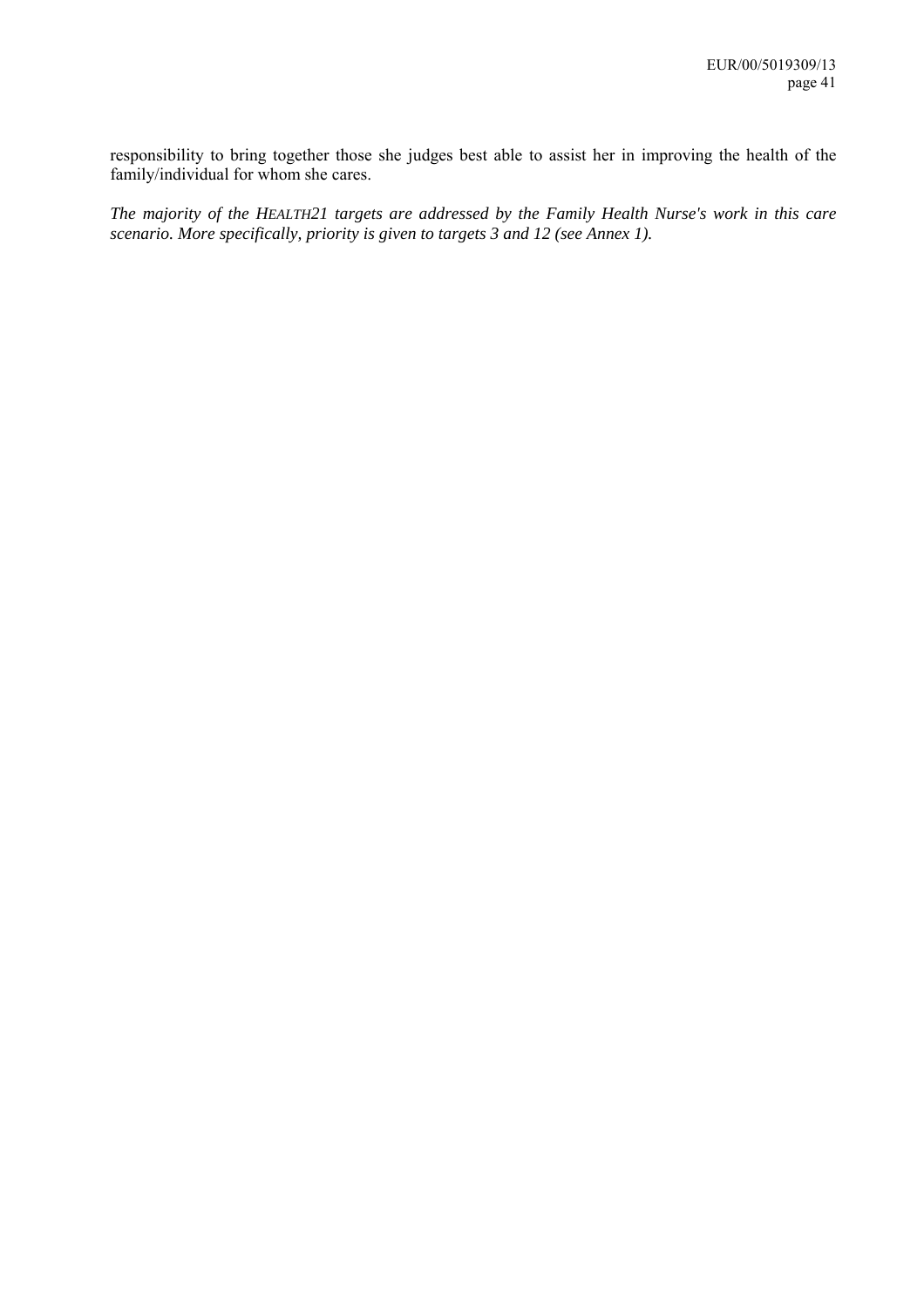responsibility to bring together those she judges best able to assist her in improving the health of the family/individual for whom she cares.

*The majority of the HEALTH21 targets are addressed by the Family Health Nurse's work in this care scenario. More specifically, priority is given to targets 3 and 12 (see Annex 1).*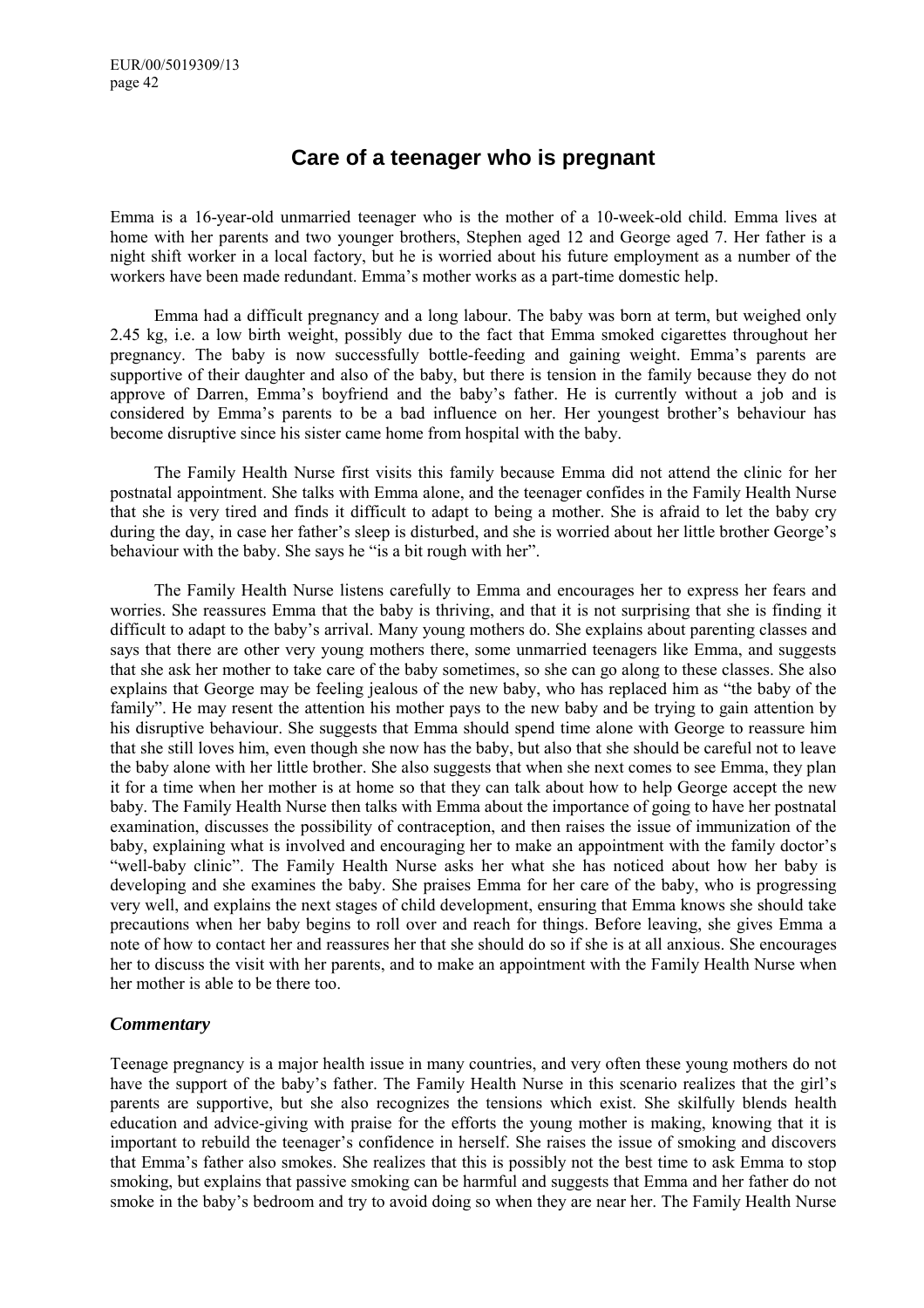# Care of a teenager who is pregnant

Emma is a 16-year-old unmarried teenager who is the mother of a 10-week-old child. Emma lives at home with her parents and two younger brothers, Stephen aged 12 and George aged 7. Her father is a night shift worker in a local factory, but he is worried about his future employment as a number of the workers have been made redundant. Emma's mother works as a part-time domestic help.

Emma had a difficult pregnancy and a long labour. The baby was born at term, but weighed only 2.45 kg, i.e. a low birth weight, possibly due to the fact that Emma smoked cigarettes throughout her pregnancy. The baby is now successfully bottle-feeding and gaining weight. Emma's parents are supportive of their daughter and also of the baby, but there is tension in the family because they do not approve of Darren, Emma's boyfriend and the baby's father. He is currently without a job and is considered by Emma's parents to be a bad influence on her. Her youngest brother's behaviour has become disruptive since his sister came home from hospital with the baby.

The Family Health Nurse first visits this family because Emma did not attend the clinic for her postnatal appointment. She talks with Emma alone, and the teenager confides in the Family Health Nurse that she is very tired and finds it difficult to adapt to being a mother. She is afraid to let the baby cry during the day, in case her father's sleep is disturbed, and she is worried about her little brother George's behaviour with the baby. She says he "is a bit rough with her".

The Family Health Nurse listens carefully to Emma and encourages her to express her fears and worries. She reassures Emma that the baby is thriving, and that it is not surprising that she is finding it difficult to adapt to the baby's arrival. Many young mothers do. She explains about parenting classes and says that there are other very young mothers there, some unmarried teenagers like Emma, and suggests that she ask her mother to take care of the baby sometimes, so she can go along to these classes. She also explains that George may be feeling jealous of the new baby, who has replaced him as "the baby of the family". He may resent the attention his mother pays to the new baby and be trying to gain attention by his disruptive behaviour. She suggests that Emma should spend time alone with George to reassure him that she still loves him, even though she now has the baby, but also that she should be careful not to leave the baby alone with her little brother. She also suggests that when she next comes to see Emma, they plan it for a time when her mother is at home so that they can talk about how to help George accept the new baby. The Family Health Nurse then talks with Emma about the importance of going to have her postnatal examination, discusses the possibility of contraception, and then raises the issue of immunization of the baby, explaining what is involved and encouraging her to make an appointment with the family doctor's "well-baby clinic". The Family Health Nurse asks her what she has noticed about how her baby is developing and she examines the baby. She praises Emma for her care of the baby, who is progressing very well, and explains the next stages of child development, ensuring that Emma knows she should take precautions when her baby begins to roll over and reach for things. Before leaving, she gives Emma a note of how to contact her and reassures her that she should do so if she is at all anxious. She encourages her to discuss the visit with her parents, and to make an appointment with the Family Health Nurse when her mother is able to be there too.

### *Commentary*

Teenage pregnancy is a major health issue in many countries, and very often these young mothers do not have the support of the baby's father. The Family Health Nurse in this scenario realizes that the girl's parents are supportive, but she also recognizes the tensions which exist. She skilfully blends health education and advice-giving with praise for the efforts the young mother is making, knowing that it is important to rebuild the teenager's confidence in herself. She raises the issue of smoking and discovers that Emma's father also smokes. She realizes that this is possibly not the best time to ask Emma to stop smoking, but explains that passive smoking can be harmful and suggests that Emma and her father do not smoke in the baby's bedroom and try to avoid doing so when they are near her. The Family Health Nurse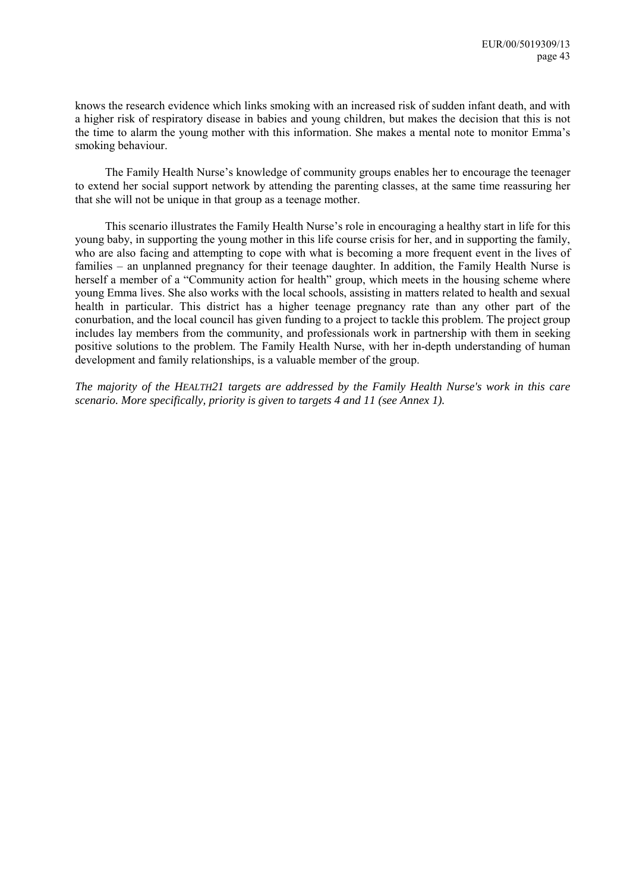knows the research evidence which links smoking with an increased risk of sudden infant death, and with a higher risk of respiratory disease in babies and young children, but makes the decision that this is not the time to alarm the young mother with this information. She makes a mental note to monitor Emma's smoking behaviour.

The Family Health Nurse's knowledge of community groups enables her to encourage the teenager to extend her social support network by attending the parenting classes, at the same time reassuring her that she will not be unique in that group as a teenage mother.

This scenario illustrates the Family Health Nurse's role in encouraging a healthy start in life for this young baby, in supporting the young mother in this life course crisis for her, and in supporting the family, who are also facing and attempting to cope with what is becoming a more frequent event in the lives of families – an unplanned pregnancy for their teenage daughter. In addition, the Family Health Nurse is herself a member of a "Community action for health" group, which meets in the housing scheme where young Emma lives. She also works with the local schools, assisting in matters related to health and sexual health in particular. This district has a higher teenage pregnancy rate than any other part of the conurbation, and the local council has given funding to a project to tackle this problem. The project group includes lay members from the community, and professionals work in partnership with them in seeking positive solutions to the problem. The Family Health Nurse, with her in-depth understanding of human development and family relationships, is a valuable member of the group.

*The majority of the HEALTH21 targets are addressed by the Family Health Nurse's work in this care scenario. More specifically, priority is given to targets 4 and 11 (see Annex 1).*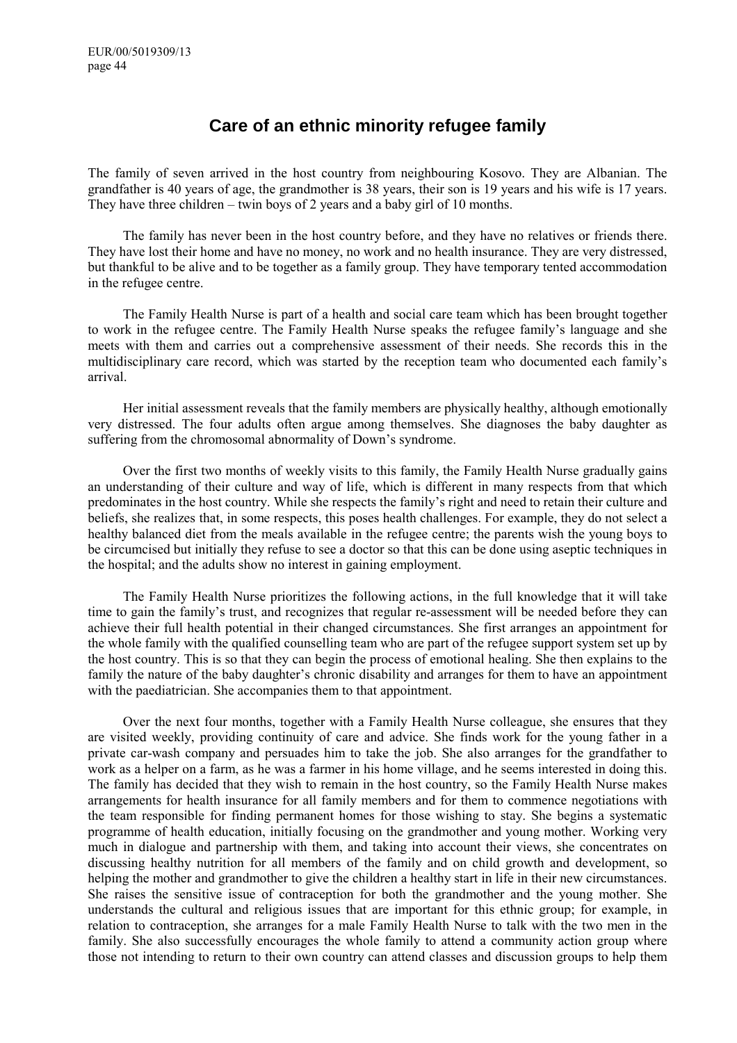## Care of an ethnic minority refugee family

The family of seven arrived in the host country from neighbouring Kosovo. They are Albanian. The grandfather is 40 years of age, the grandmother is 38 years, their son is 19 years and his wife is 17 years. They have three children – twin boys of 2 years and a baby girl of 10 months.

The family has never been in the host country before, and they have no relatives or friends there. They have lost their home and have no money, no work and no health insurance. They are very distressed, but thankful to be alive and to be together as a family group. They have temporary tented accommodation in the refugee centre.

The Family Health Nurse is part of a health and social care team which has been brought together to work in the refugee centre. The Family Health Nurse speaks the refugee family's language and she meets with them and carries out a comprehensive assessment of their needs. She records this in the multidisciplinary care record, which was started by the reception team who documented each family's arrival.

Her initial assessment reveals that the family members are physically healthy, although emotionally very distressed. The four adults often argue among themselves. She diagnoses the baby daughter as suffering from the chromosomal abnormality of Down's syndrome.

Over the first two months of weekly visits to this family, the Family Health Nurse gradually gains an understanding of their culture and way of life, which is different in many respects from that which predominates in the host country. While she respects the family's right and need to retain their culture and beliefs, she realizes that, in some respects, this poses health challenges. For example, they do not select a healthy balanced diet from the meals available in the refugee centre; the parents wish the young boys to be circumcised but initially they refuse to see a doctor so that this can be done using aseptic techniques in the hospital; and the adults show no interest in gaining employment.

The Family Health Nurse prioritizes the following actions, in the full knowledge that it will take time to gain the family's trust, and recognizes that regular re-assessment will be needed before they can achieve their full health potential in their changed circumstances. She first arranges an appointment for the whole family with the qualified counselling team who are part of the refugee support system set up by the host country. This is so that they can begin the process of emotional healing. She then explains to the family the nature of the baby daughter's chronic disability and arranges for them to have an appointment with the paediatrician. She accompanies them to that appointment.

Over the next four months, together with a Family Health Nurse colleague, she ensures that they are visited weekly, providing continuity of care and advice. She finds work for the young father in a private car-wash company and persuades him to take the job. She also arranges for the grandfather to work as a helper on a farm, as he was a farmer in his home village, and he seems interested in doing this. The family has decided that they wish to remain in the host country, so the Family Health Nurse makes arrangements for health insurance for all family members and for them to commence negotiations with the team responsible for finding permanent homes for those wishing to stay. She begins a systematic programme of health education, initially focusing on the grandmother and young mother. Working very much in dialogue and partnership with them, and taking into account their views, she concentrates on discussing healthy nutrition for all members of the family and on child growth and development, so helping the mother and grandmother to give the children a healthy start in life in their new circumstances. She raises the sensitive issue of contraception for both the grandmother and the young mother. She understands the cultural and religious issues that are important for this ethnic group; for example, in relation to contraception, she arranges for a male Family Health Nurse to talk with the two men in the family. She also successfully encourages the whole family to attend a community action group where those not intending to return to their own country can attend classes and discussion groups to help them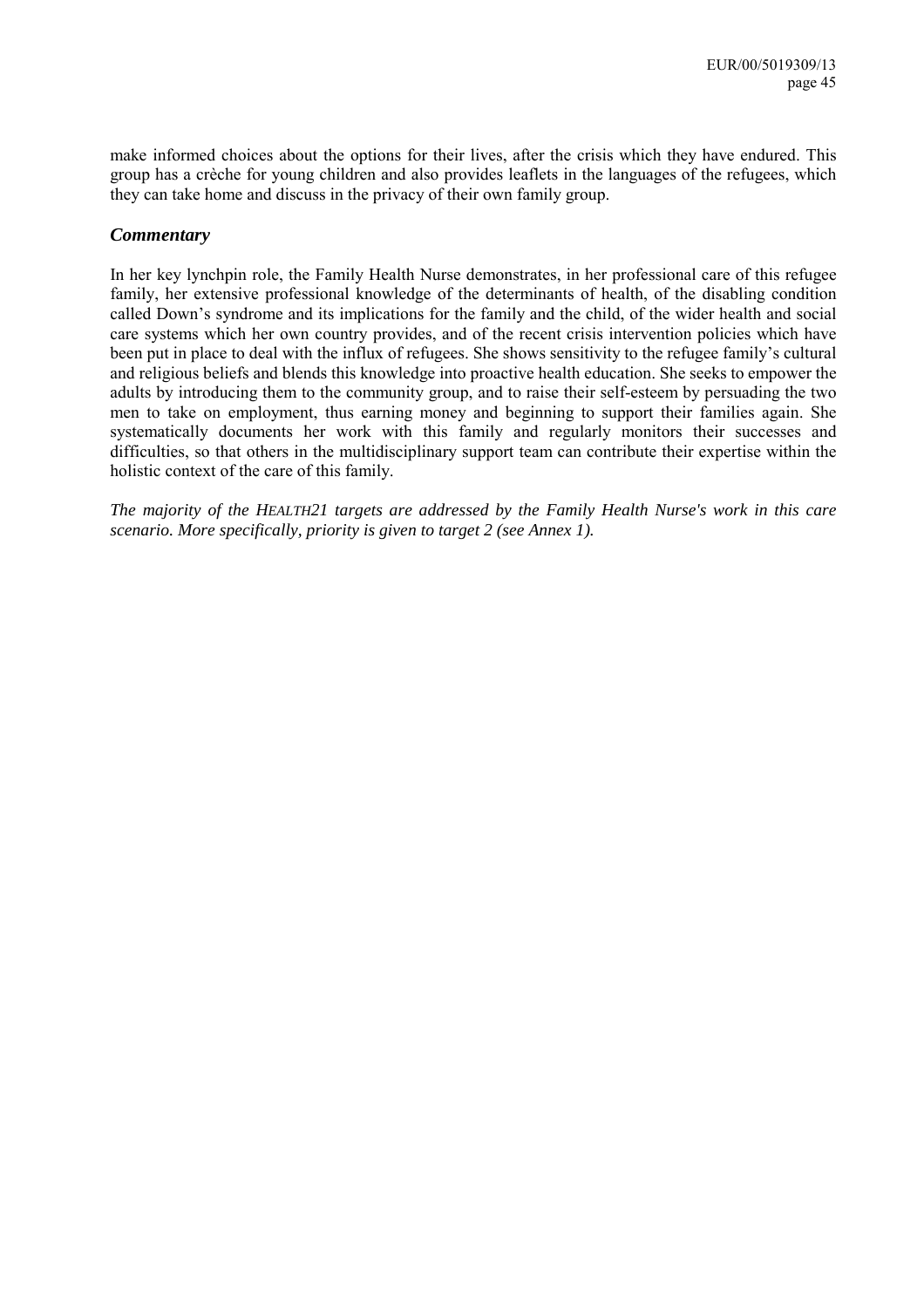make informed choices about the options for their lives, after the crisis which they have endured. This group has a crèche for young children and also provides leaflets in the languages of the refugees, which they can take home and discuss in the privacy of their own family group.

### *Commentary*

In her key lynchpin role, the Family Health Nurse demonstrates, in her professional care of this refugee family, her extensive professional knowledge of the determinants of health, of the disabling condition called Down's syndrome and its implications for the family and the child, of the wider health and social care systems which her own country provides, and of the recent crisis intervention policies which have been put in place to deal with the influx of refugees. She shows sensitivity to the refugee family's cultural and religious beliefs and blends this knowledge into proactive health education. She seeks to empower the adults by introducing them to the community group, and to raise their self-esteem by persuading the two men to take on employment, thus earning money and beginning to support their families again. She systematically documents her work with this family and regularly monitors their successes and difficulties, so that others in the multidisciplinary support team can contribute their expertise within the holistic context of the care of this family.

*The majority of the HEALTH21 targets are addressed by the Family Health Nurse's work in this care scenario. More specifically, priority is given to target 2 (see Annex 1).*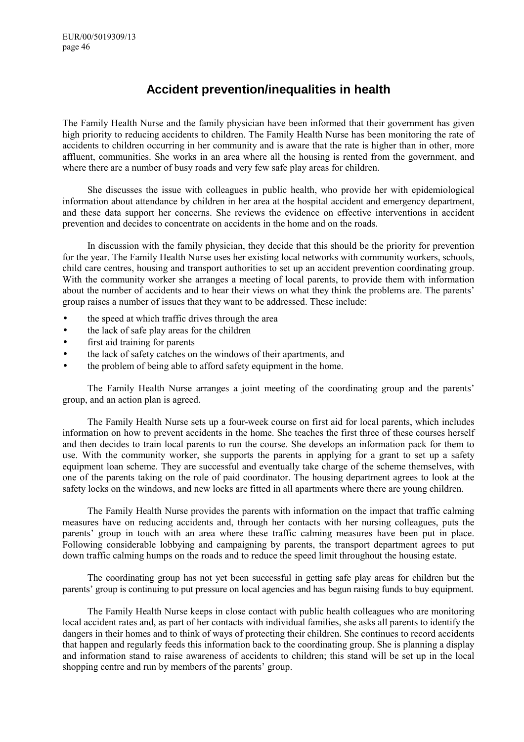# Accident prevention/inequalities in health

The Family Health Nurse and the family physician have been informed that their government has given high priority to reducing accidents to children. The Family Health Nurse has been monitoring the rate of accidents to children occurring in her community and is aware that the rate is higher than in other, more affluent, communities. She works in an area where all the housing is rented from the government, and where there are a number of busy roads and very few safe play areas for children.

She discusses the issue with colleagues in public health, who provide her with epidemiological information about attendance by children in her area at the hospital accident and emergency department, and these data support her concerns. She reviews the evidence on effective interventions in accident prevention and decides to concentrate on accidents in the home and on the roads.

In discussion with the family physician, they decide that this should be the priority for prevention for the year. The Family Health Nurse uses her existing local networks with community workers, schools, child care centres, housing and transport authorities to set up an accident prevention coordinating group. With the community worker she arranges a meeting of local parents, to provide them with information about the number of accidents and to hear their views on what they think the problems are. The parents' group raises a number of issues that they want to be addressed. These include:

- the speed at which traffic drives through the area
- the lack of safe play areas for the children
- first aid training for parents
- the lack of safety catches on the windows of their apartments, and
- the problem of being able to afford safety equipment in the home.

The Family Health Nurse arranges a joint meeting of the coordinating group and the parents' group, and an action plan is agreed.

The Family Health Nurse sets up a four-week course on first aid for local parents, which includes information on how to prevent accidents in the home. She teaches the first three of these courses herself and then decides to train local parents to run the course. She develops an information pack for them to use. With the community worker, she supports the parents in applying for a grant to set up a safety equipment loan scheme. They are successful and eventually take charge of the scheme themselves, with one of the parents taking on the role of paid coordinator. The housing department agrees to look at the safety locks on the windows, and new locks are fitted in all apartments where there are young children.

The Family Health Nurse provides the parents with information on the impact that traffic calming measures have on reducing accidents and, through her contacts with her nursing colleagues, puts the parents' group in touch with an area where these traffic calming measures have been put in place. Following considerable lobbying and campaigning by parents, the transport department agrees to put down traffic calming humps on the roads and to reduce the speed limit throughout the housing estate.

The coordinating group has not yet been successful in getting safe play areas for children but the parents' group is continuing to put pressure on local agencies and has begun raising funds to buy equipment.

The Family Health Nurse keeps in close contact with public health colleagues who are monitoring local accident rates and, as part of her contacts with individual families, she asks all parents to identify the dangers in their homes and to think of ways of protecting their children. She continues to record accidents that happen and regularly feeds this information back to the coordinating group. She is planning a display and information stand to raise awareness of accidents to children; this stand will be set up in the local shopping centre and run by members of the parents' group.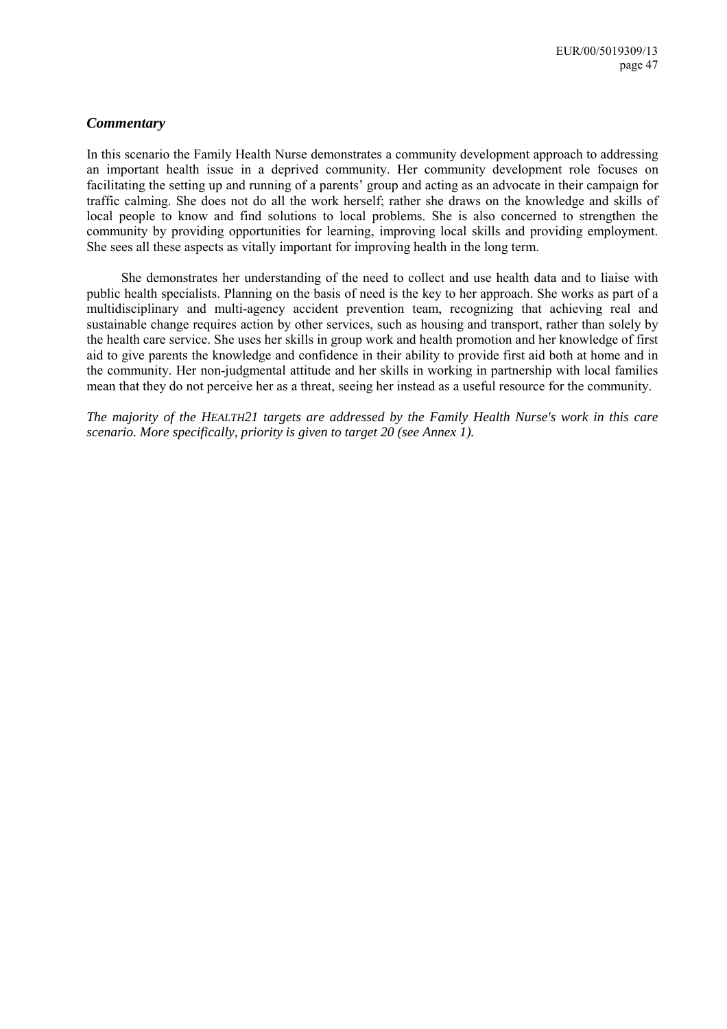### *Commentary*

In this scenario the Family Health Nurse demonstrates a community development approach to addressing an important health issue in a deprived community. Her community development role focuses on facilitating the setting up and running of a parents' group and acting as an advocate in their campaign for traffic calming. She does not do all the work herself; rather she draws on the knowledge and skills of local people to know and find solutions to local problems. She is also concerned to strengthen the community by providing opportunities for learning, improving local skills and providing employment. She sees all these aspects as vitally important for improving health in the long term.

She demonstrates her understanding of the need to collect and use health data and to liaise with public health specialists. Planning on the basis of need is the key to her approach. She works as part of a multidisciplinary and multi-agency accident prevention team, recognizing that achieving real and sustainable change requires action by other services, such as housing and transport, rather than solely by the health care service. She uses her skills in group work and health promotion and her knowledge of first aid to give parents the knowledge and confidence in their ability to provide first aid both at home and in the community. Her non-judgmental attitude and her skills in working in partnership with local families mean that they do not perceive her as a threat, seeing her instead as a useful resource for the community.

*The majority of the HEALTH21 targets are addressed by the Family Health Nurse's work in this care scenario. More specifically, priority is given to target 20 (see Annex 1).*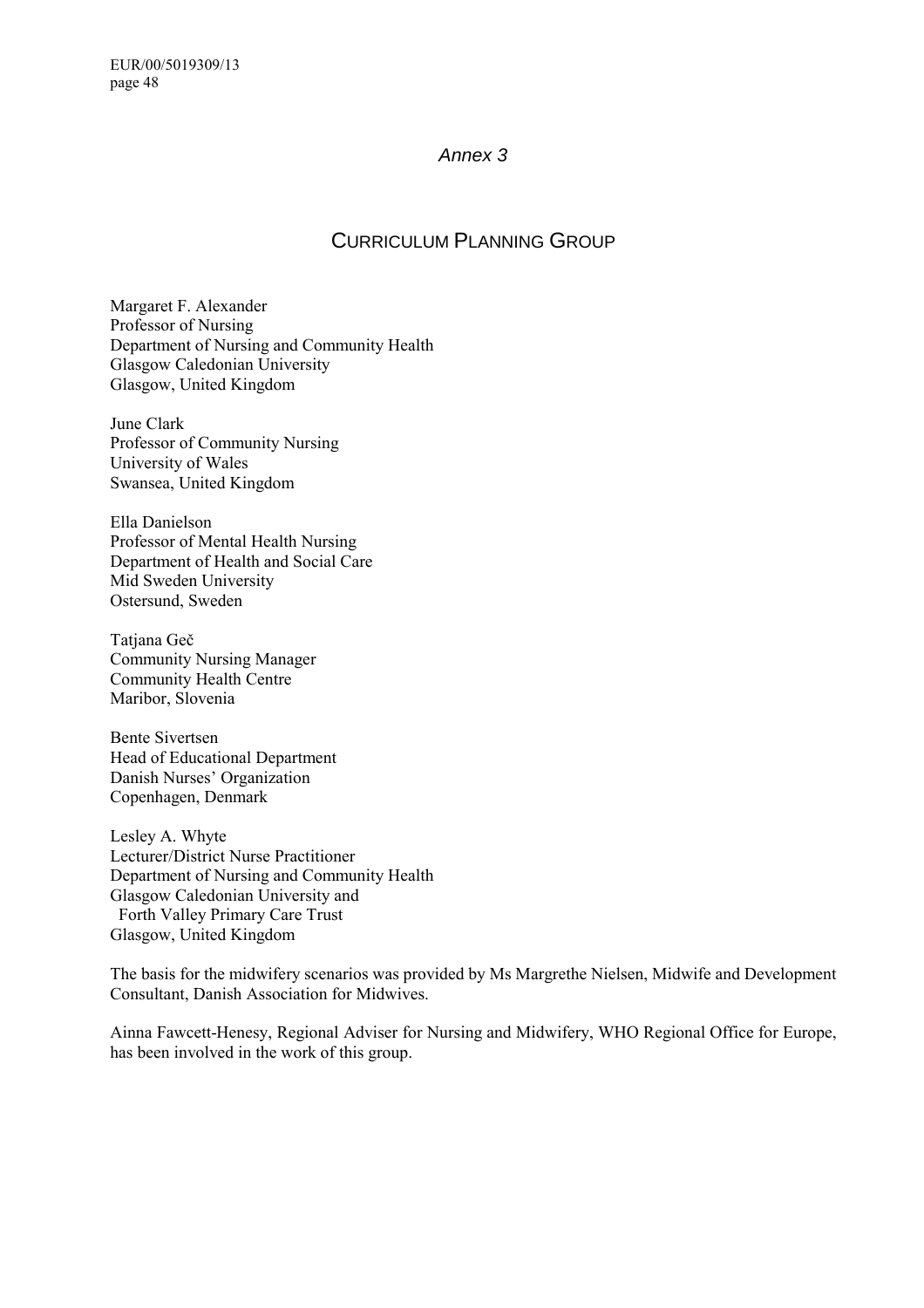*Annex 3*

# CURRICULUM PLANNING GROUP

Margaret F. Alexander
Professor of Nursing
Department of Nursing and Community Health
Glasgow Caledonian University
Glasgow, United Kingdom

June Clark
Professor of Community Nursing
University of Wales
Swansea, United Kingdom

Ella Danielson
Professor of Mental Health Nursing
Department of Health and Social Care
Mid Sweden University
Ostersund, Sweden

Tatjana Geč
Community Nursing Manager
Community Health Centre
Maribor, Slovenia

Bente Sivertsen
Head of Educational Department
Danish Nurses' Organization
Copenhagen, Denmark

Lesley A. Whyte
Lecturer/District Nurse Practitioner
Department of Nursing and Community Health
Glasgow Caledonian University and
Forth Valley Primary Care Trust
Glasgow, United Kingdom

The basis for the midwifery scenarios was provided by Ms Margrethe Nielsen, Midwife and Development Consultant, Danish Association for Midwives.

Ainna Fawcett-Henesy, Regional Adviser for Nursing and Midwifery, WHO Regional Office for Europe, has been involved in the work of this group.